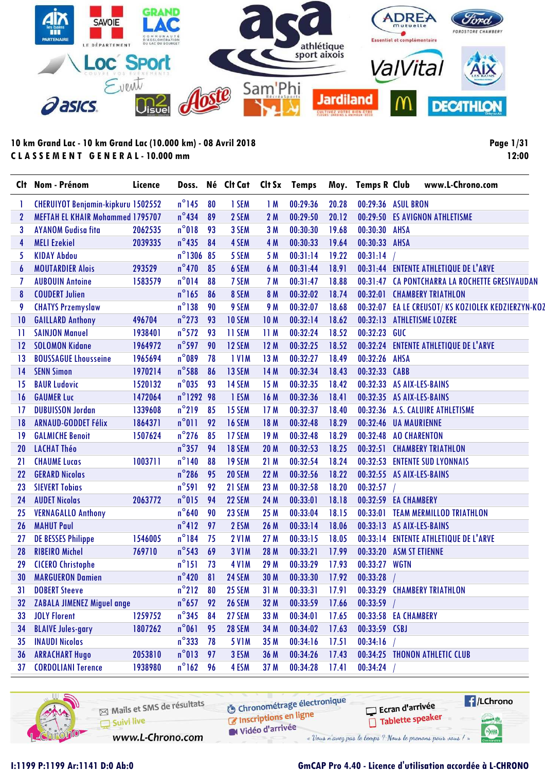10 km Grand Lac - 10 km Grand Lac (10.000 km) - 08 Avril 2018

CLASSEMENT GENERAL - 10.000 mm

Page 1/31
12:00

| Clt | Nom - Prénom | Licence | Doss. | Né | Clt Cat | Clt Sx | Temps | Moy. | Temps R | Club www.L-Chrono.com |
|---|---|---|---|---|---|---|---|---|---|---|
| 1 | CHERUIYOT Benjamin-kipkuru | 1502552 | n°145 | 80 | 1 SEM | 1 M | 00:29:36 | 20.28 | 00:29:36 | ASUL BRON |
| 2 | MEFTAH EL KHAIR Mohammed | 1795707 | n°434 | 89 | 2 SEM | 2 M | 00:29:50 | 20.12 | 00:29:50 | ES AVIGNON ATHLETISME |
| 3 | AYANOM Gudisa fita | 2062535 | n°018 | 93 | 3 SEM | 3 M | 00:30:30 | 19.68 | 00:30:30 | AHSA |
| 4 | MELI Ezekiel | 2039335 | n°435 | 84 | 4 SEM | 4 M | 00:30:33 | 19.64 | 00:30:33 | AHSA |
| 5 | KIDAY Abdou | | n°1306 | 85 | 5 SEM | 5 M | 00:31:14 | 19.22 | 00:31:14 | / |
| 6 | MOUTARDIER Alois | 293529 | n°470 | 85 | 6 SEM | 6 M | 00:31:44 | 18.91 | 00:31:44 | ENTENTE ATHLETIQUE DE L'ARVE |
| 7 | AUBOUIN Antoine | 1583579 | n°014 | 88 | 7 SEM | 7 M | 00:31:47 | 18.88 | 00:31:47 | CA PONTCHARRA LA ROCHETTE GRESIVAUDAN |
| 8 | COUDERT Julien | | n°165 | 86 | 8 SEM | 8 M | 00:32:02 | 18.74 | 00:32:01 | CHAMBERY TRIATHLON |
| 9 | CHATYS Przemyslaw | | n°138 | 90 | 9 SEM | 9 M | 00:32:07 | 18.68 | 00:32:07 | EA LE CREUSOT/ KS KOZIOLEK KEDZIERZYN-KOZ |
| 10 | GAILLARD Anthony | 496704 | n°273 | 93 | 10 SEM | 10 M | 00:32:14 | 18.62 | 00:32:13 | ATHLETISME LOZERE |
| 11 | SAINJON Manuel | 1938401 | n°572 | 93 | 11 SEM | 11 M | 00:32:24 | 18.52 | 00:32:23 | GUC |
| 12 | SOLOMON Kidane | 1964972 | n°597 | 90 | 12 SEM | 12 M | 00:32:25 | 18.52 | 00:32:24 | ENTENTE ATHLETIQUE DE L'ARVE |
| 13 | BOUSSAGUE Lhousseine | 1965694 | n°089 | 78 | 1 V1M | 13 M | 00:32:27 | 18.49 | 00:32:26 | AHSA |
| 14 | SENN Simon | 1970214 | n°588 | 86 | 13 SEM | 14 M | 00:32:34 | 18.43 | 00:32:33 | CABB |
| 15 | BAUR Ludovic | 1520132 | n°035 | 93 | 14 SEM | 15 M | 00:32:35 | 18.42 | 00:32:33 | AS AIX-LES-BAINS |
| 16 | GAUMER Luc | 1472064 | n°1292 | 98 | 1 ESM | 16 M | 00:32:36 | 18.41 | 00:32:35 | AS AIX-LES-BAINS |
| 17 | DUBUISSON Jordan | 1339608 | n°219 | 85 | 15 SEM | 17 M | 00:32:37 | 18.40 | 00:32:36 | A.S. CALUIRE ATHLETISME |
| 18 | ARNAUD-GODDET Félix | 1864371 | n°011 | 92 | 16 SEM | 18 M | 00:32:48 | 18.29 | 00:32:46 | UA MAURIENNE |
| 19 | GALMICHE Benoit | 1507624 | n°276 | 85 | 17 SEM | 19 M | 00:32:48 | 18.29 | 00:32:48 | AO CHARENTON |
| 20 | LACHAT Théo | | n°357 | 94 | 18 SEM | 20 M | 00:32:53 | 18.25 | 00:32:51 | CHAMBERY TRIATHLON |
| 21 | CHAUME Lucas | 1003711 | n°140 | 88 | 19 SEM | 21 M | 00:32:54 | 18.24 | 00:32:53 | ENTENTE SUD LYONNAIS |
| 22 | GERARD Nicolas | | n°286 | 95 | 20 SEM | 22 M | 00:32:56 | 18.22 | 00:32:55 | AS AIX-LES-BAINS |
| 23 | SIEVERT Tobias | | n°591 | 92 | 21 SEM | 23 M | 00:32:58 | 18.20 | 00:32:57 | / |
| 24 | AUDET Nicolas | 2063772 | n°015 | 94 | 22 SEM | 24 M | 00:33:01 | 18.18 | 00:32:59 | EA CHAMBERY |
| 25 | VERNAGALLO Anthony | | n°640 | 90 | 23 SEM | 25 M | 00:33:04 | 18.15 | 00:33:01 | TEAM MERMILLOD TRIATHLON |
| 26 | MAHUT Paul | | n°412 | 97 | 2 ESM | 26 M | 00:33:14 | 18.06 | 00:33:13 | AS AIX-LES-BAINS |
| 27 | DE BESSES Philippe | 1546005 | n°184 | 75 | 2 V1M | 27 M | 00:33:15 | 18.05 | 00:33:14 | ENTENTE ATHLETIQUE DE L'ARVE |
| 28 | RIBEIRO Michel | 769710 | n°543 | 69 | 3 V1M | 28 M | 00:33:21 | 17.99 | 00:33:20 | ASM ST ETIENNE |
| 29 | CICERO Christophe | | n°151 | 73 | 4 V1M | 29 M | 00:33:29 | 17.93 | 00:33:27 | WGTN |
| 30 | MARGUERON Damien | | n°420 | 81 | 24 SEM | 30 M | 00:33:30 | 17.92 | 00:33:28 | / |
| 31 | DOBERT Steeve | | n°212 | 80 | 25 SEM | 31 M | 00:33:31 | 17.91 | 00:33:29 | CHAMBERY TRIATHLON |
| 32 | ZABALA JIMENEZ Miguel ange | | n°657 | 92 | 26 SEM | 32 M | 00:33:59 | 17.66 | 00:33:59 | / |
| 33 | JOLY Florent | 1259752 | n°345 | 84 | 27 SEM | 33 M | 00:34:01 | 17.65 | 00:33:58 | EA CHAMBERY |
| 34 | BLAIVE Jules-gary | 1807262 | n°061 | 95 | 28 SEM | 34 M | 00:34:02 | 17.63 | 00:33:59 | CSBJ |
| 35 | INAUDI Nicolas | | n°333 | 78 | 5 V1M | 35 M | 00:34:16 | 17.51 | 00:34:16 | / |
| 36 | ARRACHART Hugo | 2053810 | n°013 | 97 | 3 ESM | 36 M | 00:34:26 | 17.43 | 00:34:25 | THONON ATHLETIC CLUB |
| 37 | CORDOLIANI Terence | 1938980 | n°162 | 96 | 4 ESM | 37 M | 00:34:28 | 17.41 | 00:34:24 | / |

Mails et SMS de résultats · Suivi live · www.L-Chrono.com · Chronométrage électronique · Inscriptions en ligne · Vidéo d'arrivée · Ecran d'arrivée · Tablette speaker · /LChrono

« Vous n'avez pas le temps ? Nous le prenons pour vous ! »

I:1199 P:1199 Ar:1141 D:0 Ab:0

GmCAP Pro 4.40 - Licence d'utilisation accordée à L-CHRONO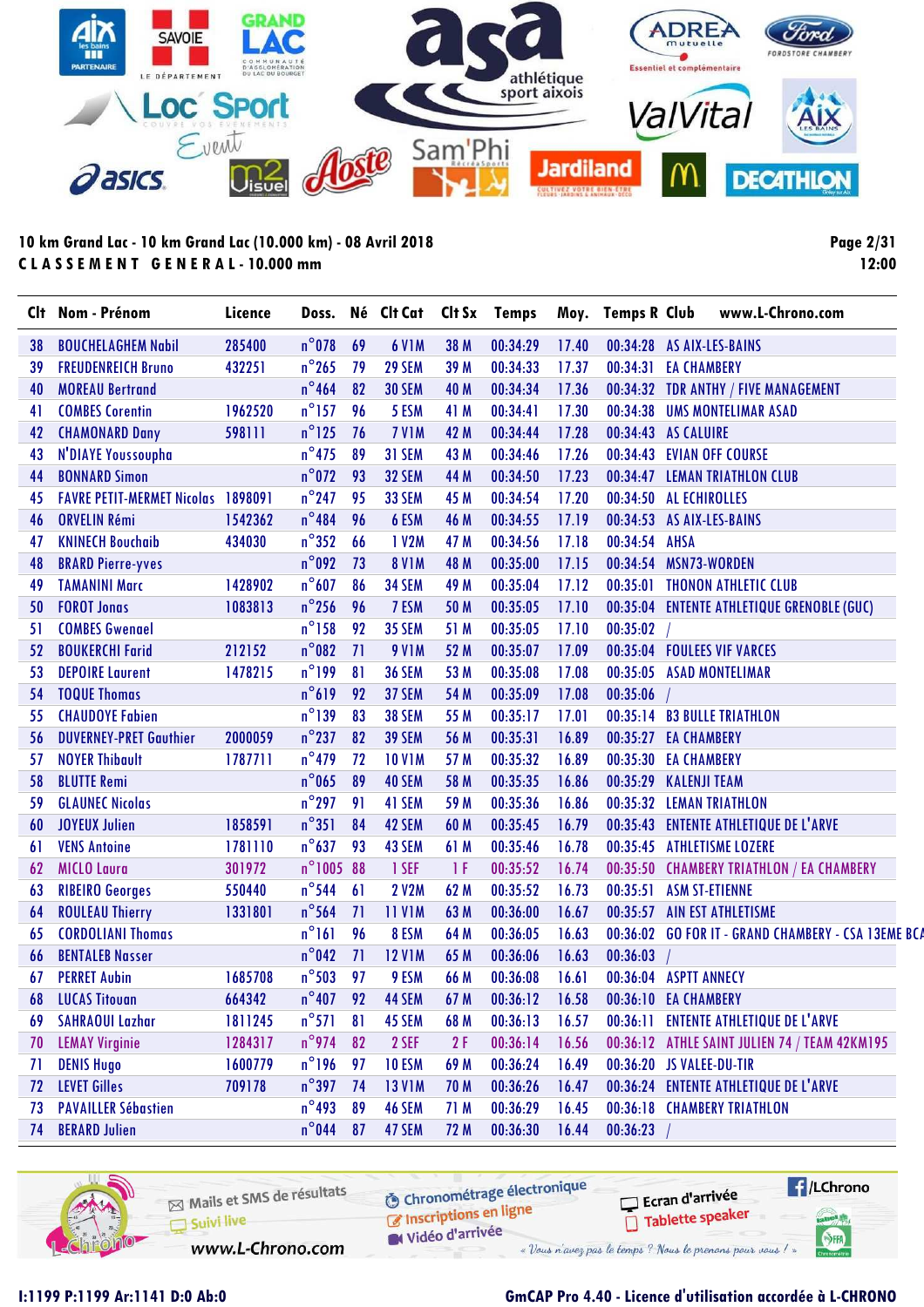10 km Grand Lac - 10 km Grand Lac (10.000 km) - 08 Avril 2018

**CLASSEMENT GENERAL - 10.000 mm**

12:00

| Clt | Nom - Prénom | Licence | Doss. | Né | Clt Cat | Clt Sx | Temps | Moy. | Temps R | Club |
|---|---|---|---|---|---|---|---|---|---|---|
| 38 | BOUCHELAGHEM Nabil | 285400 | n°078 | 69 | 6 V1M | 38 M | 00:34:29 | 17.40 | 00:34:28 | AS AIX-LES-BAINS |
| 39 | FREUDENREICH Bruno | 432251 | n°265 | 79 | 29 SEM | 39 M | 00:34:33 | 17.37 | 00:34:31 | EA CHAMBERY |
| 40 | MOREAU Bertrand | | n°464 | 82 | 30 SEM | 40 M | 00:34:34 | 17.36 | 00:34:32 | TDR ANTHY / FIVE MANAGEMENT |
| 41 | COMBES Corentin | 1962520 | n°157 | 96 | 5 ESM | 41 M | 00:34:41 | 17.30 | 00:34:38 | UMS MONTELIMAR ASAD |
| 42 | CHAMONARD Dany | 598111 | n°125 | 76 | 7 V1M | 42 M | 00:34:44 | 17.28 | 00:34:43 | AS CALUIRE |
| 43 | N'DIAYE Youssoupha | | n°475 | 89 | 31 SEM | 43 M | 00:34:46 | 17.26 | 00:34:43 | EVIAN OFF COURSE |
| 44 | BONNARD Simon | | n°072 | 93 | 32 SEM | 44 M | 00:34:50 | 17.23 | 00:34:47 | LEMAN TRIATHLON CLUB |
| 45 | FAVRE PETIT-MERMET Nicolas | 1898091 | n°247 | 95 | 33 SEM | 45 M | 00:34:54 | 17.20 | 00:34:50 | AL ECHIROLLES |
| 46 | ORVELIN Rémi | 1542362 | n°484 | 96 | 6 ESM | 46 M | 00:34:55 | 17.19 | 00:34:53 | AS AIX-LES-BAINS |
| 47 | KNINECH Bouchaib | 434030 | n°352 | 66 | 1 V2M | 47 M | 00:34:56 | 17.18 | 00:34:54 | AHSA |
| 48 | BRARD Pierre-yves | | n°092 | 73 | 8 V1M | 48 M | 00:35:00 | 17.15 | 00:34:54 | MSN73-WORDEN |
| 49 | TAMANINI Marc | 1428902 | n°607 | 86 | 34 SEM | 49 M | 00:35:04 | 17.12 | 00:35:01 | THONON ATHLETIC CLUB |
| 50 | FOROT Jonas | 1083813 | n°256 | 96 | 7 ESM | 50 M | 00:35:05 | 17.10 | 00:35:04 | ENTENTE ATHLETIQUE GRENOBLE (GUC) |
| 51 | COMBES Gwenael | | n°158 | 92 | 35 SEM | 51 M | 00:35:05 | 17.10 | 00:35:02 | / |
| 52 | BOUKERCHI Farid | 212152 | n°082 | 71 | 9 V1M | 52 M | 00:35:07 | 17.09 | 00:35:04 | FOULEES VIF VARCES |
| 53 | DEPOIRE Laurent | 1478215 | n°199 | 81 | 36 SEM | 53 M | 00:35:08 | 17.08 | 00:35:05 | ASAD MONTELIMAR |
| 54 | TOQUE Thomas | | n°619 | 92 | 37 SEM | 54 M | 00:35:09 | 17.08 | 00:35:06 | / |
| 55 | CHAUDOYE Fabien | | n°139 | 83 | 38 SEM | 55 M | 00:35:17 | 17.01 | 00:35:14 | B3 BULLE TRIATHLON |
| 56 | DUVERNEY-PRET Gauthier | 2000059 | n°237 | 82 | 39 SEM | 56 M | 00:35:31 | 16.89 | 00:35:27 | EA CHAMBERY |
| 57 | NOYER Thibault | 1787711 | n°479 | 72 | 10 V1M | 57 M | 00:35:32 | 16.89 | 00:35:30 | EA CHAMBERY |
| 58 | BLUTTE Remi | | n°065 | 89 | 40 SEM | 58 M | 00:35:35 | 16.86 | 00:35:29 | KALENJI TEAM |
| 59 | GLAUNEC Nicolas | | n°297 | 91 | 41 SEM | 59 M | 00:35:36 | 16.86 | 00:35:32 | LEMAN TRIATHLON |
| 60 | JOYEUX Julien | 1858591 | n°351 | 84 | 42 SEM | 60 M | 00:35:45 | 16.79 | 00:35:43 | ENTENTE ATHLETIQUE DE L'ARVE |
| 61 | VENS Antoine | 1781110 | n°637 | 93 | 43 SEM | 61 M | 00:35:46 | 16.78 | 00:35:45 | ATHLETISME LOZERE |
| 62 | MICLO Laura | 301972 | n°1005 | 88 | 1 SEF | 1 F | 00:35:52 | 16.74 | 00:35:50 | CHAMBERY TRIATHLON / EA CHAMBERY |
| 63 | RIBEIRO Georges | 550440 | n°544 | 61 | 2 V2M | 62 M | 00:35:52 | 16.73 | 00:35:51 | ASM ST-ETIENNE |
| 64 | ROULEAU Thierry | 1331801 | n°564 | 71 | 11 V1M | 63 M | 00:36:00 | 16.67 | 00:35:57 | AIN EST ATHLETISME |
| 65 | CORDOLIANI Thomas | | n°161 | 96 | 8 ESM | 64 M | 00:36:05 | 16.63 | 00:36:02 | GO FOR IT - GRAND CHAMBERY - CSA 13EME BCA |
| 66 | BENTALEB Nasser | | n°042 | 71 | 12 V1M | 65 M | 00:36:06 | 16.63 | 00:36:03 | / |
| 67 | PERRET Aubin | 1685708 | n°503 | 97 | 9 ESM | 66 M | 00:36:08 | 16.61 | 00:36:04 | ASPTT ANNECY |
| 68 | LUCAS Titouan | 664342 | n°407 | 92 | 44 SEM | 67 M | 00:36:12 | 16.58 | 00:36:10 | EA CHAMBERY |
| 69 | SAHRAOUI Lazhar | 1811245 | n°571 | 81 | 45 SEM | 68 M | 00:36:13 | 16.57 | 00:36:11 | ENTENTE ATHLETIQUE DE L'ARVE |
| 70 | LEMAY Virginie | 1284317 | n°974 | 82 | 2 SEF | 2 F | 00:36:14 | 16.56 | 00:36:12 | ATHLE SAINT JULIEN 74 / TEAM 42KM195 |
| 71 | DENIS Hugo | 1600779 | n°196 | 97 | 10 ESM | 69 M | 00:36:24 | 16.49 | 00:36:20 | JS VALEE-DU-TIR |
| 72 | LEVET Gilles | 709178 | n°397 | 74 | 13 V1M | 70 M | 00:36:26 | 16.47 | 00:36:24 | ENTENTE ATHLETIQUE DE L'ARVE |
| 73 | PAVAILLER Sébastien | | n°493 | 89 | 46 SEM | 71 M | 00:36:29 | 16.45 | 00:36:18 | CHAMBERY TRIATHLON |
| 74 | BERARD Julien | | n°044 | 87 | 47 SEM | 72 M | 00:36:30 | 16.44 | 00:36:23 | / |

I:1199 P:1199 Ar:1141 D:0 Ab:0

GmCAP Pro 4.40 - Licence d'utilisation accordée à L-CHRONO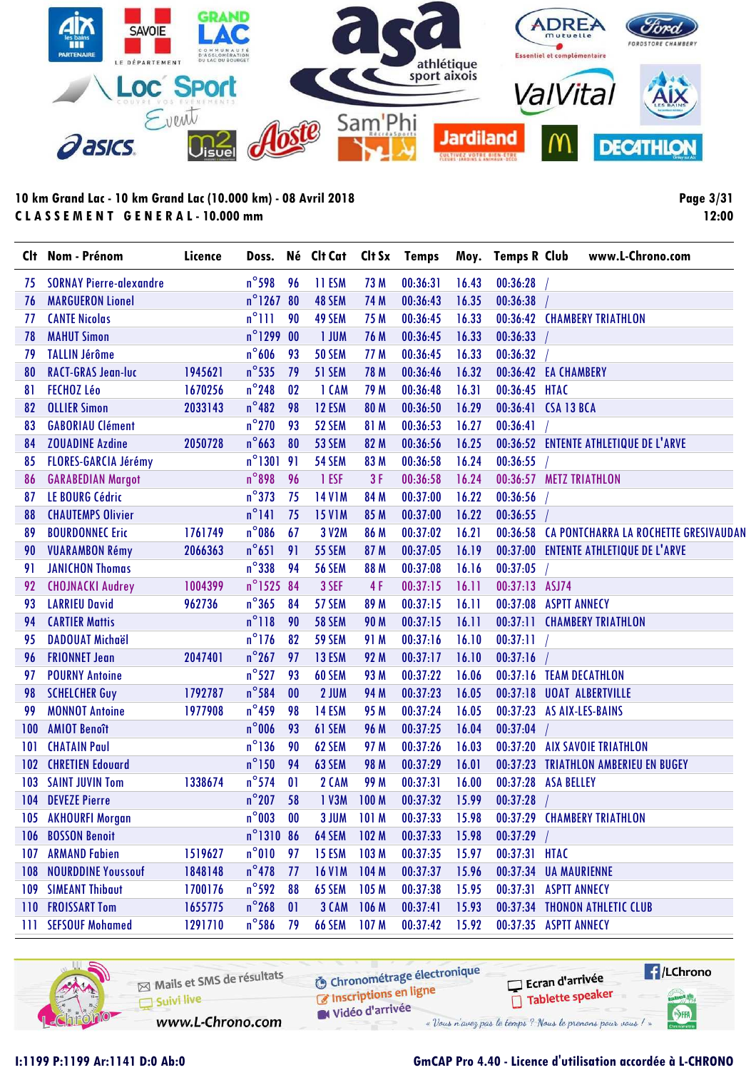10 km Grand Lac - 10 km Grand Lac (10.000 km) - 08 Avril 2018

CLASSEMENT GENERAL - 10.000 mm

12:00

| Clt | Nom - Prénom | Licence | Doss. | Né | Clt Cat | Clt Sx | Temps | Moy. | Temps R | Club |
|---|---|---|---|---|---|---|---|---|---|---|
| 75 | SORNAY Pierre-alexandre | | n°598 | 96 | 11 ESM | 73 M | 00:36:31 | 16.43 | 00:36:28 | / |
| 76 | MARGUERON Lionel | | n°1267 | 80 | 48 SEM | 74 M | 00:36:43 | 16.35 | 00:36:38 | / |
| 77 | CANTE Nicolas | | n°111 | 90 | 49 SEM | 75 M | 00:36:45 | 16.33 | 00:36:42 | CHAMBERY TRIATHLON |
| 78 | MAHUT Simon | | n°1299 | 00 | 1 JUM | 76 M | 00:36:45 | 16.33 | 00:36:33 | / |
| 79 | TALLIN Jérôme | | n°606 | 93 | 50 SEM | 77 M | 00:36:45 | 16.33 | 00:36:32 | / |
| 80 | RACT-GRAS Jean-luc | 1945621 | n°535 | 79 | 51 SEM | 78 M | 00:36:46 | 16.32 | 00:36:42 | EA CHAMBERY |
| 81 | FECHOZ Léo | 1670256 | n°248 | 02 | 1 CAM | 79 M | 00:36:48 | 16.31 | 00:36:45 | HTAC |
| 82 | OLLIER Simon | 2033143 | n°482 | 98 | 12 ESM | 80 M | 00:36:50 | 16.29 | 00:36:41 | CSA 13 BCA |
| 83 | GABORIAU Clément | | n°270 | 93 | 52 SEM | 81 M | 00:36:53 | 16.27 | 00:36:41 | / |
| 84 | ZOUADINE Azdine | 2050728 | n°663 | 80 | 53 SEM | 82 M | 00:36:56 | 16.25 | 00:36:52 | ENTENTE ATHLETIQUE DE L'ARVE |
| 85 | FLORES-GARCIA Jérémy | | n°1301 | 91 | 54 SEM | 83 M | 00:36:58 | 16.24 | 00:36:55 | / |
| 86 | GARABEDIAN Margot | | n°898 | 96 | 1 ESF | 3 F | 00:36:58 | 16.24 | 00:36:57 | METZ TRIATHLON |
| 87 | LE BOURG Cédric | | n°373 | 75 | 14 V1M | 84 M | 00:37:00 | 16.22 | 00:36:56 | / |
| 88 | CHAUTEMPS Olivier | | n°141 | 75 | 15 V1M | 85 M | 00:37:00 | 16.22 | 00:36:55 | / |
| 89 | BOURDONNEC Eric | 1761749 | n°086 | 67 | 3 V2M | 86 M | 00:37:02 | 16.21 | 00:36:58 | CA PONTCHARRA LA ROCHETTE GRESIVAUDAN |
| 90 | VUARAMBON Rémy | 2066363 | n°651 | 91 | 55 SEM | 87 M | 00:37:05 | 16.19 | 00:37:00 | ENTENTE ATHLETIQUE DE L'ARVE |
| 91 | JANICHON Thomas | | n°338 | 94 | 56 SEM | 88 M | 00:37:08 | 16.16 | 00:37:05 | / |
| 92 | CHOJNACKI Audrey | 1004399 | n°1525 | 84 | 3 SEF | 4 F | 00:37:15 | 16.11 | 00:37:13 | ASJ74 |
| 93 | LARRIEU David | 962736 | n°365 | 84 | 57 SEM | 89 M | 00:37:15 | 16.11 | 00:37:08 | ASPTT ANNECY |
| 94 | CARTIER Mattis | | n°118 | 90 | 58 SEM | 90 M | 00:37:15 | 16.11 | 00:37:11 | CHAMBERY TRIATHLON |
| 95 | DADOUAT Michaël | | n°176 | 82 | 59 SEM | 91 M | 00:37:16 | 16.10 | 00:37:11 | / |
| 96 | FRIONNET Jean | 2047401 | n°267 | 97 | 13 ESM | 92 M | 00:37:17 | 16.10 | 00:37:16 | / |
| 97 | POURNY Antoine | | n°527 | 93 | 60 SEM | 93 M | 00:37:22 | 16.06 | 00:37:16 | TEAM DECATHLON |
| 98 | SCHELCHER Guy | 1792787 | n°584 | 00 | 2 JUM | 94 M | 00:37:23 | 16.05 | 00:37:18 | UOAT ALBERTVILLE |
| 99 | MONNOT Antoine | 1977908 | n°459 | 98 | 14 ESM | 95 M | 00:37:24 | 16.05 | 00:37:23 | AS AIX-LES-BAINS |
| 100 | AMIOT Benoît | | n°006 | 93 | 61 SEM | 96 M | 00:37:25 | 16.04 | 00:37:04 | / |
| 101 | CHATAIN Paul | | n°136 | 90 | 62 SEM | 97 M | 00:37:26 | 16.03 | 00:37:20 | AIX SAVOIE TRIATHLON |
| 102 | CHRETIEN Edouard | | n°150 | 94 | 63 SEM | 98 M | 00:37:29 | 16.01 | 00:37:23 | TRIATHLON AMBERIEU EN BUGEY |
| 103 | SAINT JUVIN Tom | 1338674 | n°574 | 01 | 2 CAM | 99 M | 00:37:31 | 16.00 | 00:37:28 | ASA BELLEY |
| 104 | DEVEZE Pierre | | n°207 | 58 | 1 V3M | 100 M | 00:37:32 | 15.99 | 00:37:28 | / |
| 105 | AKHOURFI Morgan | | n°003 | 00 | 3 JUM | 101 M | 00:37:33 | 15.98 | 00:37:29 | CHAMBERY TRIATHLON |
| 106 | BOSSON Benoit | | n°1310 | 86 | 64 SEM | 102 M | 00:37:33 | 15.98 | 00:37:29 | / |
| 107 | ARMAND Fabien | 1519627 | n°010 | 97 | 15 ESM | 103 M | 00:37:35 | 15.97 | 00:37:31 | HTAC |
| 108 | NOURDDINE Youssouf | 1848148 | n°478 | 77 | 16 V1M | 104 M | 00:37:37 | 15.96 | 00:37:34 | UA MAURIENNE |
| 109 | SIMEANT Thibaut | 1700176 | n°592 | 88 | 65 SEM | 105 M | 00:37:38 | 15.95 | 00:37:31 | ASPTT ANNECY |
| 110 | FROISSART Tom | 1655775 | n°268 | 01 | 3 CAM | 106 M | 00:37:41 | 15.93 | 00:37:34 | THONON ATHLETIC CLUB |
| 111 | SEFSOUF Mohamed | 1291710 | n°586 | 79 | 66 SEM | 107 M | 00:37:42 | 15.92 | 00:37:35 | ASPTT ANNECY |

I:1199 P:1199 Ar:1141 D:0 Ab:0

GmCAP Pro 4.40 - Licence d'utilisation accordée à L-CHRONO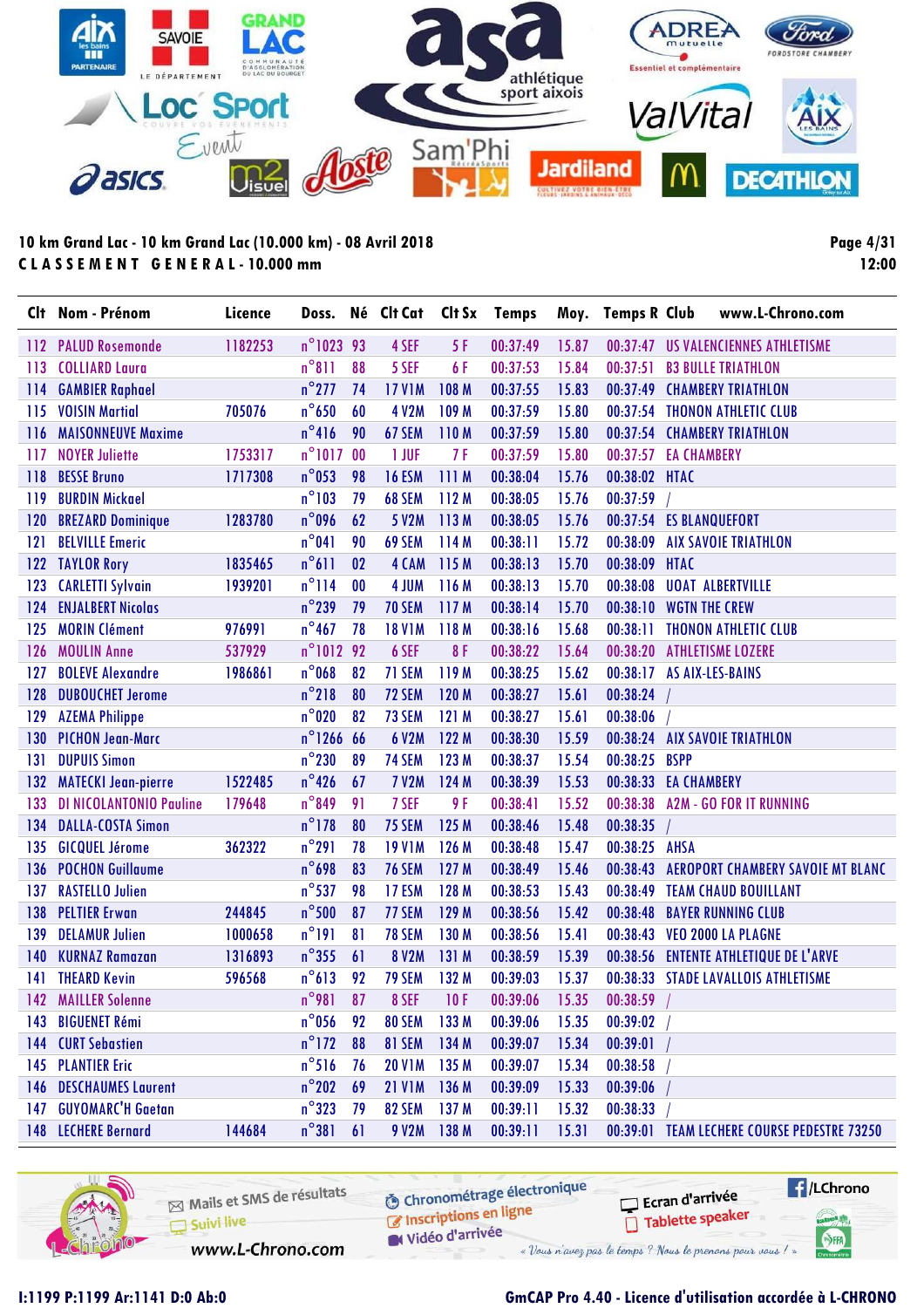## 10 km Grand Lac - 10 km Grand Lac (10.000 km) - 08 Avril 2018

**C L A S S E M E N T   G E N E R A L - 10.000 mm**

| Clt | Nom - Prénom | Licence | Doss. | Né | Clt Cat | Clt Sx | Temps | Moy. | Temps R | Club |
|---|---|---|---|---|---|---|---|---|---|---|
| 112 | PALUD Rosemonde | 1182253 | n°1023 | 93 | 4 SEF | 5 F | 00:37:49 | 15.87 | 00:37:47 | US VALENCIENNES ATHLETISME |
| 113 | COLLIARD Laura | | n°811 | 88 | 5 SEF | 6 F | 00:37:53 | 15.84 | 00:37:51 | B3 BULLE TRIATHLON |
| 114 | GAMBIER Raphael | | n°277 | 74 | 17 V1M | 108 M | 00:37:55 | 15.83 | 00:37:49 | CHAMBERY TRIATHLON |
| 115 | VOISIN Martial | 705076 | n°650 | 60 | 4 V2M | 109 M | 00:37:59 | 15.80 | 00:37:54 | THONON ATHLETIC CLUB |
| 116 | MAISONNEUVE Maxime | | n°416 | 90 | 67 SEM | 110 M | 00:37:59 | 15.80 | 00:37:54 | CHAMBERY TRIATHLON |
| 117 | NOYER Juliette | 1753317 | n°1017 | 00 | 1 JUF | 7 F | 00:37:59 | 15.80 | 00:37:57 | EA CHAMBERY |
| 118 | BESSE Bruno | 1717308 | n°053 | 98 | 16 ESM | 111 M | 00:38:04 | 15.76 | 00:38:02 | HTAC |
| 119 | BURDIN Mickael | | n°103 | 79 | 68 SEM | 112 M | 00:38:05 | 15.76 | 00:37:59 | / |
| 120 | BREZARD Dominique | 1283780 | n°096 | 62 | 5 V2M | 113 M | 00:38:05 | 15.76 | 00:37:54 | ES BLANQUEFORT |
| 121 | BELVILLE Emeric | | n°041 | 90 | 69 SEM | 114 M | 00:38:11 | 15.72 | 00:38:09 | AIX SAVOIE TRIATHLON |
| 122 | TAYLOR Rory | 1835465 | n°611 | 02 | 4 CAM | 115 M | 00:38:13 | 15.70 | 00:38:09 | HTAC |
| 123 | CARLETTI Sylvain | 1939201 | n°114 | 00 | 4 JUM | 116 M | 00:38:13 | 15.70 | 00:38:08 | UOAT ALBERTVILLE |
| 124 | ENJALBERT Nicolas | | n°239 | 79 | 70 SEM | 117 M | 00:38:14 | 15.70 | 00:38:10 | WGTN THE CREW |
| 125 | MORIN Clément | 976991 | n°467 | 78 | 18 V1M | 118 M | 00:38:16 | 15.68 | 00:38:11 | THONON ATHLETIC CLUB |
| 126 | MOULIN Anne | 537929 | n°1012 | 92 | 6 SEF | 8 F | 00:38:22 | 15.64 | 00:38:20 | ATHLETISME LOZERE |
| 127 | BOLEVE Alexandre | 1986861 | n°068 | 82 | 71 SEM | 119 M | 00:38:25 | 15.62 | 00:38:17 | AS AIX-LES-BAINS |
| 128 | DUBOUCHET Jerome | | n°218 | 80 | 72 SEM | 120 M | 00:38:27 | 15.61 | 00:38:24 | / |
| 129 | AZEMA Philippe | | n°020 | 82 | 73 SEM | 121 M | 00:38:27 | 15.61 | 00:38:06 | / |
| 130 | PICHON Jean-Marc | | n°1266 | 66 | 6 V2M | 122 M | 00:38:30 | 15.59 | 00:38:24 | AIX SAVOIE TRIATHLON |
| 131 | DUPUIS Simon | | n°230 | 89 | 74 SEM | 123 M | 00:38:37 | 15.54 | 00:38:25 | BSPP |
| 132 | MATECKI Jean-pierre | 1522485 | n°426 | 67 | 7 V2M | 124 M | 00:38:39 | 15.53 | 00:38:33 | EA CHAMBERY |
| 133 | DI NICOLANTONIO Pauline | 179648 | n°849 | 91 | 7 SEF | 9 F | 00:38:41 | 15.52 | 00:38:38 | A2M - GO FOR IT RUNNING |
| 134 | DALLA-COSTA Simon | | n°178 | 80 | 75 SEM | 125 M | 00:38:46 | 15.48 | 00:38:35 | / |
| 135 | GICQUEL Jérome | 362322 | n°291 | 78 | 19 V1M | 126 M | 00:38:48 | 15.47 | 00:38:25 | AHSA |
| 136 | POCHON Guillaume | | n°698 | 83 | 76 SEM | 127 M | 00:38:49 | 15.46 | 00:38:43 | AEROPORT CHAMBERY SAVOIE MT BLANC |
| 137 | RASTELLO Julien | | n°537 | 98 | 17 ESM | 128 M | 00:38:53 | 15.43 | 00:38:49 | TEAM CHAUD BOUILLANT |
| 138 | PELTIER Erwan | 244845 | n°500 | 87 | 77 SEM | 129 M | 00:38:56 | 15.42 | 00:38:48 | BAYER RUNNING CLUB |
| 139 | DELAMUR Julien | 1000658 | n°191 | 81 | 78 SEM | 130 M | 00:38:56 | 15.41 | 00:38:43 | VEO 2000 LA PLAGNE |
| 140 | KURNAZ Ramazan | 1316893 | n°355 | 61 | 8 V2M | 131 M | 00:38:59 | 15.39 | 00:38:56 | ENTENTE ATHLETIQUE DE L'ARVE |
| 141 | THEARD Kevin | 596568 | n°613 | 92 | 79 SEM | 132 M | 00:39:03 | 15.37 | 00:38:33 | STADE LAVALLOIS ATHLETISME |
| 142 | MAILLER Solenne | | n°981 | 87 | 8 SEF | 10 F | 00:39:06 | 15.35 | 00:38:59 | / |
| 143 | BIGUENET Rémi | | n°056 | 92 | 80 SEM | 133 M | 00:39:06 | 15.35 | 00:39:02 | / |
| 144 | CURT Sebastien | | n°172 | 88 | 81 SEM | 134 M | 00:39:07 | 15.34 | 00:39:01 | / |
| 145 | PLANTIER Eric | | n°516 | 76 | 20 V1M | 135 M | 00:39:07 | 15.34 | 00:38:58 | / |
| 146 | DESCHAUMES Laurent | | n°202 | 69 | 21 V1M | 136 M | 00:39:09 | 15.33 | 00:39:06 | / |
| 147 | GUYOMARC'H Gaetan | | n°323 | 79 | 82 SEM | 137 M | 00:39:11 | 15.32 | 00:38:33 | / |
| 148 | LECHERE Bernard | 144684 | n°381 | 61 | 9 V2M | 138 M | 00:39:11 | 15.31 | 00:39:01 | TEAM LECHERE COURSE PEDESTRE 73250 |

I:1199 P:1199 Ar:1141 D:0 Ab:0

GmCAP Pro 4.40 - Licence d'utilisation accordée à L-CHRONO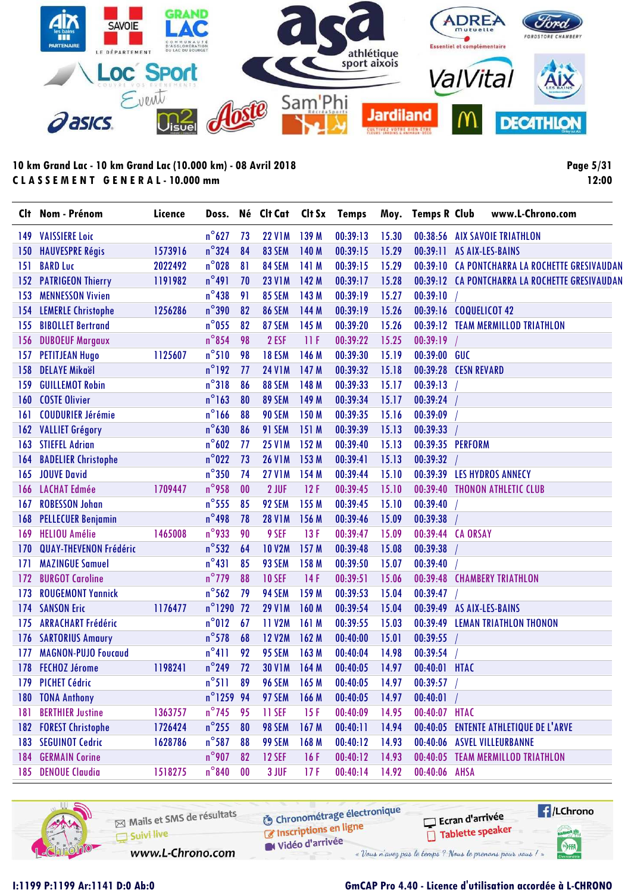10 km Grand Lac - 10 km Grand Lac (10.000 km) - 08 Avril 2018

**CLASSEMENT GENERAL - 10.000 mm**

12:00

| Clt | Nom - Prénom | Licence | Doss. | Né | Clt Cat | Clt Sx | Temps | Moy. | Temps R | Club |
|---|---|---|---|---|---|---|---|---|---|---|
| 149 | VAISSIERE Loic | | n°627 | 73 | 22 V1M | 139 M | 00:39:13 | 15.30 | 00:38:56 | AIX SAVOIE TRIATHLON |
| 150 | HAUVESPRE Régis | 1573916 | n°324 | 84 | 83 SEM | 140 M | 00:39:15 | 15.29 | 00:39:11 | AS AIX-LES-BAINS |
| 151 | BARD Luc | 2022492 | n°028 | 81 | 84 SEM | 141 M | 00:39:15 | 15.29 | 00:39:10 | CA PONTCHARRA LA ROCHETTE GRESIVAUDAN |
| 152 | PATRIGEON Thierry | 1191982 | n°491 | 70 | 23 V1M | 142 M | 00:39:17 | 15.28 | 00:39:12 | CA PONTCHARRA LA ROCHETTE GRESIVAUDAN |
| 153 | MENNESSON Vivien | | n°438 | 91 | 85 SEM | 143 M | 00:39:19 | 15.27 | 00:39:10 | / |
| 154 | LEMERLE Christophe | 1256286 | n°390 | 82 | 86 SEM | 144 M | 00:39:19 | 15.26 | 00:39:16 | COQUELICOT 42 |
| 155 | BIBOLLET Bertrand | | n°055 | 82 | 87 SEM | 145 M | 00:39:20 | 15.26 | 00:39:12 | TEAM MERMILLOD TRIATHLON |
| 156 | DUBOEUF Margaux | | n°854 | 98 | 2 ESF | 11 F | 00:39:22 | 15.25 | 00:39:19 | / |
| 157 | PETITJEAN Hugo | 1125607 | n°510 | 98 | 18 ESM | 146 M | 00:39:30 | 15.19 | 00:39:00 | GUC |
| 158 | DELAYE Mikaël | | n°192 | 77 | 24 V1M | 147 M | 00:39:32 | 15.18 | 00:39:28 | CESN REVARD |
| 159 | GUILLEMOT Robin | | n°318 | 86 | 88 SEM | 148 M | 00:39:33 | 15.17 | 00:39:13 | / |
| 160 | COSTE Olivier | | n°163 | 80 | 89 SEM | 149 M | 00:39:34 | 15.17 | 00:39:24 | / |
| 161 | COUDURIER Jérémie | | n°166 | 88 | 90 SEM | 150 M | 00:39:35 | 15.16 | 00:39:09 | / |
| 162 | VALLIET Grégory | | n°630 | 86 | 91 SEM | 151 M | 00:39:39 | 15.13 | 00:39:33 | / |
| 163 | STIEFEL Adrian | | n°602 | 77 | 25 V1M | 152 M | 00:39:40 | 15.13 | 00:39:35 | PERFORM |
| 164 | BADELIER Christophe | | n°022 | 73 | 26 V1M | 153 M | 00:39:41 | 15.13 | 00:39:32 | / |
| 165 | JOUVE David | | n°350 | 74 | 27 V1M | 154 M | 00:39:44 | 15.10 | 00:39:39 | LES HYDROS ANNECY |
| 166 | LACHAT Edmée | 1709447 | n°958 | 00 | 2 JUF | 12 F | 00:39:45 | 15.10 | 00:39:40 | THONON ATHLETIC CLUB |
| 167 | ROBESSON Johan | | n°555 | 85 | 92 SEM | 155 M | 00:39:45 | 15.10 | 00:39:40 | / |
| 168 | PELLECUER Benjamin | | n°498 | 78 | 28 V1M | 156 M | 00:39:46 | 15.09 | 00:39:38 | / |
| 169 | HELIOU Amélie | 1465008 | n°933 | 90 | 9 SEF | 13 F | 00:39:47 | 15.09 | 00:39:44 | CA ORSAY |
| 170 | QUAY-THEVENON Frédéric | | n°532 | 64 | 10 V2M | 157 M | 00:39:48 | 15.08 | 00:39:38 | / |
| 171 | MAZINGUE Samuel | | n°431 | 85 | 93 SEM | 158 M | 00:39:50 | 15.07 | 00:39:40 | / |
| 172 | BURGOT Caroline | | n°779 | 88 | 10 SEF | 14 F | 00:39:51 | 15.06 | 00:39:48 | CHAMBERY TRIATHLON |
| 173 | ROUGEMONT Yannick | | n°562 | 79 | 94 SEM | 159 M | 00:39:53 | 15.04 | 00:39:47 | / |
| 174 | SANSON Eric | 1176477 | n°1290 | 72 | 29 V1M | 160 M | 00:39:54 | 15.04 | 00:39:49 | AS AIX-LES-BAINS |
| 175 | ARRACHART Frédéric | | n°012 | 67 | 11 V2M | 161 M | 00:39:55 | 15.03 | 00:39:49 | LEMAN TRIATHLON THONON |
| 176 | SARTORIUS Amaury | | n°578 | 68 | 12 V2M | 162 M | 00:40:00 | 15.01 | 00:39:55 | / |
| 177 | MAGNON-PUJO Foucaud | | n°411 | 92 | 95 SEM | 163 M | 00:40:04 | 14.98 | 00:39:54 | / |
| 178 | FECHOZ Jérome | 1198241 | n°249 | 72 | 30 V1M | 164 M | 00:40:05 | 14.97 | 00:40:01 | HTAC |
| 179 | PICHET Cédric | | n°511 | 89 | 96 SEM | 165 M | 00:40:05 | 14.97 | 00:39:57 | / |
| 180 | TONA Anthony | | n°1259 | 94 | 97 SEM | 166 M | 00:40:05 | 14.97 | 00:40:01 | / |
| 181 | BERTHIER Justine | 1363757 | n°745 | 95 | 11 SEF | 15 F | 00:40:09 | 14.95 | 00:40:07 | HTAC |
| 182 | FOREST Christophe | 1726424 | n°255 | 80 | 98 SEM | 167 M | 00:40:11 | 14.94 | 00:40:05 | ENTENTE ATHLETIQUE DE L'ARVE |
| 183 | SEGUINOT Cedric | 1628786 | n°587 | 88 | 99 SEM | 168 M | 00:40:12 | 14.93 | 00:40:06 | ASVEL VILLEURBANNE |
| 184 | GERMAIN Corine | | n°907 | 82 | 12 SEF | 16 F | 00:40:12 | 14.93 | 00:40:05 | TEAM MERMILLOD TRIATHLON |
| 185 | DENOUE Claudia | 1518275 | n°840 | 00 | 3 JUF | 17 F | 00:40:14 | 14.92 | 00:40:06 | AHSA |

I:1199 P:1199 Ar:1141 D:0 Ab:0

GmCAP Pro 4.40 - Licence d'utilisation accordée à L-CHRONO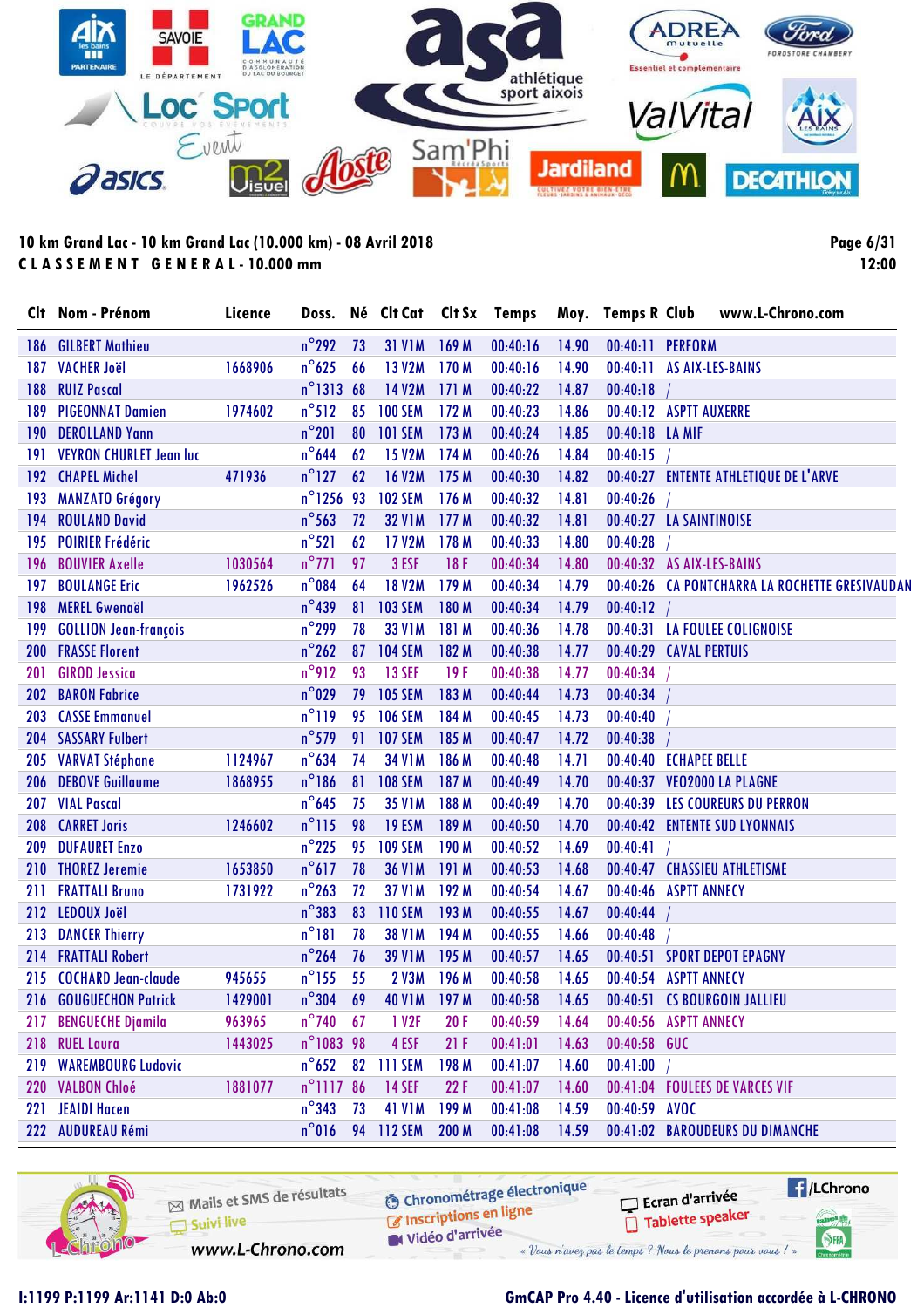**10 km Grand Lac - 10 km Grand Lac (10.000 km) - 08 Avril 2018**

**CLASSEMENT GENERAL - 10.000 mm**

12:00

| Clt | Nom - Prénom | Licence | Doss. | Né | Clt Cat | Clt Sx | Temps | Moy. | Temps R | Club |
|---|---|---|---|---|---|---|---|---|---|---|
| 186 | GILBERT Mathieu | | n°292 | 73 | 31 V1M | 169 M | 00:40:16 | 14.90 | 00:40:11 | PERFORM |
| 187 | VACHER Joël | 1668906 | n°625 | 66 | 13 V2M | 170 M | 00:40:16 | 14.90 | 00:40:11 | AS AIX-LES-BAINS |
| 188 | RUIZ Pascal | | n°1313 | 68 | 14 V2M | 171 M | 00:40:22 | 14.87 | 00:40:18 | / |
| 189 | PIGEONNAT Damien | 1974602 | n°512 | 85 | 100 SEM | 172 M | 00:40:23 | 14.86 | 00:40:12 | ASPTT AUXERRE |
| 190 | DEROLLAND Yann | | n°201 | 80 | 101 SEM | 173 M | 00:40:24 | 14.85 | 00:40:18 | LA MIF |
| 191 | VEYRON CHURLET Jean luc | | n°644 | 62 | 15 V2M | 174 M | 00:40:26 | 14.84 | 00:40:15 | / |
| 192 | CHAPEL Michel | 471936 | n°127 | 62 | 16 V2M | 175 M | 00:40:30 | 14.82 | 00:40:27 | ENTENTE ATHLETIQUE DE L'ARVE |
| 193 | MANZATO Grégory | | n°1256 | 93 | 102 SEM | 176 M | 00:40:32 | 14.81 | 00:40:26 | / |
| 194 | ROULAND David | | n°563 | 72 | 32 V1M | 177 M | 00:40:32 | 14.81 | 00:40:27 | LA SAINTINOISE |
| 195 | POIRIER Frédéric | | n°521 | 62 | 17 V2M | 178 M | 00:40:33 | 14.80 | 00:40:28 | / |
| 196 | BOUVIER Axelle | 1030564 | n°771 | 97 | 3 ESF | 18 F | 00:40:34 | 14.80 | 00:40:32 | AS AIX-LES-BAINS |
| 197 | BOULANGE Eric | 1962526 | n°084 | 64 | 18 V2M | 179 M | 00:40:34 | 14.79 | 00:40:26 | CA PONTCHARRA LA ROCHETTE GRESIVAUDAN |
| 198 | MEREL Gwenaël | | n°439 | 81 | 103 SEM | 180 M | 00:40:34 | 14.79 | 00:40:12 | / |
| 199 | GOLLION Jean-françois | | n°299 | 78 | 33 V1M | 181 M | 00:40:36 | 14.78 | 00:40:31 | LA FOULEE COLIGNOISE |
| 200 | FRASSE Florent | | n°262 | 87 | 104 SEM | 182 M | 00:40:38 | 14.77 | 00:40:29 | CAVAL PERTUIS |
| 201 | GIROD Jessica | | n°912 | 93 | 13 SEF | 19 F | 00:40:38 | 14.77 | 00:40:34 | / |
| 202 | BARON Fabrice | | n°029 | 79 | 105 SEM | 183 M | 00:40:44 | 14.73 | 00:40:34 | / |
| 203 | CASSE Emmanuel | | n°119 | 95 | 106 SEM | 184 M | 00:40:45 | 14.73 | 00:40:40 | / |
| 204 | SASSARY Fulbert | | n°579 | 91 | 107 SEM | 185 M | 00:40:47 | 14.72 | 00:40:38 | / |
| 205 | VARVAT Stéphane | 1124967 | n°634 | 74 | 34 V1M | 186 M | 00:40:48 | 14.71 | 00:40:40 | ECHAPEE BELLE |
| 206 | DEBOVE Guillaume | 1868955 | n°186 | 81 | 108 SEM | 187 M | 00:40:49 | 14.70 | 00:40:37 | VEO2000 LA PLAGNE |
| 207 | VIAL Pascal | | n°645 | 75 | 35 V1M | 188 M | 00:40:49 | 14.70 | 00:40:39 | LES COUREURS DU PERRON |
| 208 | CARRET Joris | 1246602 | n°115 | 98 | 19 ESM | 189 M | 00:40:50 | 14.70 | 00:40:42 | ENTENTE SUD LYONNAIS |
| 209 | DUFAURET Enzo | | n°225 | 95 | 109 SEM | 190 M | 00:40:52 | 14.69 | 00:40:41 | / |
| 210 | THOREZ Jeremie | 1653850 | n°617 | 78 | 36 V1M | 191 M | 00:40:53 | 14.68 | 00:40:47 | CHASSIEU ATHLETISME |
| 211 | FRATTALI Bruno | 1731922 | n°263 | 72 | 37 V1M | 192 M | 00:40:54 | 14.67 | 00:40:46 | ASPTT ANNECY |
| 212 | LEDOUX Joël | | n°383 | 83 | 110 SEM | 193 M | 00:40:55 | 14.67 | 00:40:44 | / |
| 213 | DANCER Thierry | | n°181 | 78 | 38 V1M | 194 M | 00:40:55 | 14.66 | 00:40:48 | / |
| 214 | FRATTALI Robert | | n°264 | 76 | 39 V1M | 195 M | 00:40:57 | 14.65 | 00:40:51 | SPORT DEPOT EPAGNY |
| 215 | COCHARD Jean-claude | 945655 | n°155 | 55 | 2 V3M | 196 M | 00:40:58 | 14.65 | 00:40:54 | ASPTT ANNECY |
| 216 | GOUGUECHON Patrick | 1429001 | n°304 | 69 | 40 V1M | 197 M | 00:40:58 | 14.65 | 00:40:51 | CS BOURGOIN JALLIEU |
| 217 | BENGUECHE Djamila | 963965 | n°740 | 67 | 1 V2F | 20 F | 00:40:59 | 14.64 | 00:40:56 | ASPTT ANNECY |
| 218 | RUEL Laura | 1443025 | n°1083 | 98 | 4 ESF | 21 F | 00:41:01 | 14.63 | 00:40:58 | GUC |
| 219 | WAREMBOURG Ludovic | | n°652 | 82 | 111 SEM | 198 M | 00:41:07 | 14.60 | 00:41:00 | / |
| 220 | VALBON Chloé | 1881077 | n°1117 | 86 | 14 SEF | 22 F | 00:41:07 | 14.60 | 00:41:04 | FOULEES DE VARCES VIF |
| 221 | JEAIDI Hacen | | n°343 | 73 | 41 V1M | 199 M | 00:41:08 | 14.59 | 00:40:59 | AVOC |
| 222 | AUDUREAU Rémi | | n°016 | 94 | 112 SEM | 200 M | 00:41:08 | 14.59 | 00:41:02 | BAROUDEURS DU DIMANCHE |

I:1199 P:1199 Ar:1141 D:0 Ab:0

GmCAP Pro 4.40 - Licence d'utilisation accordée à L-CHRONO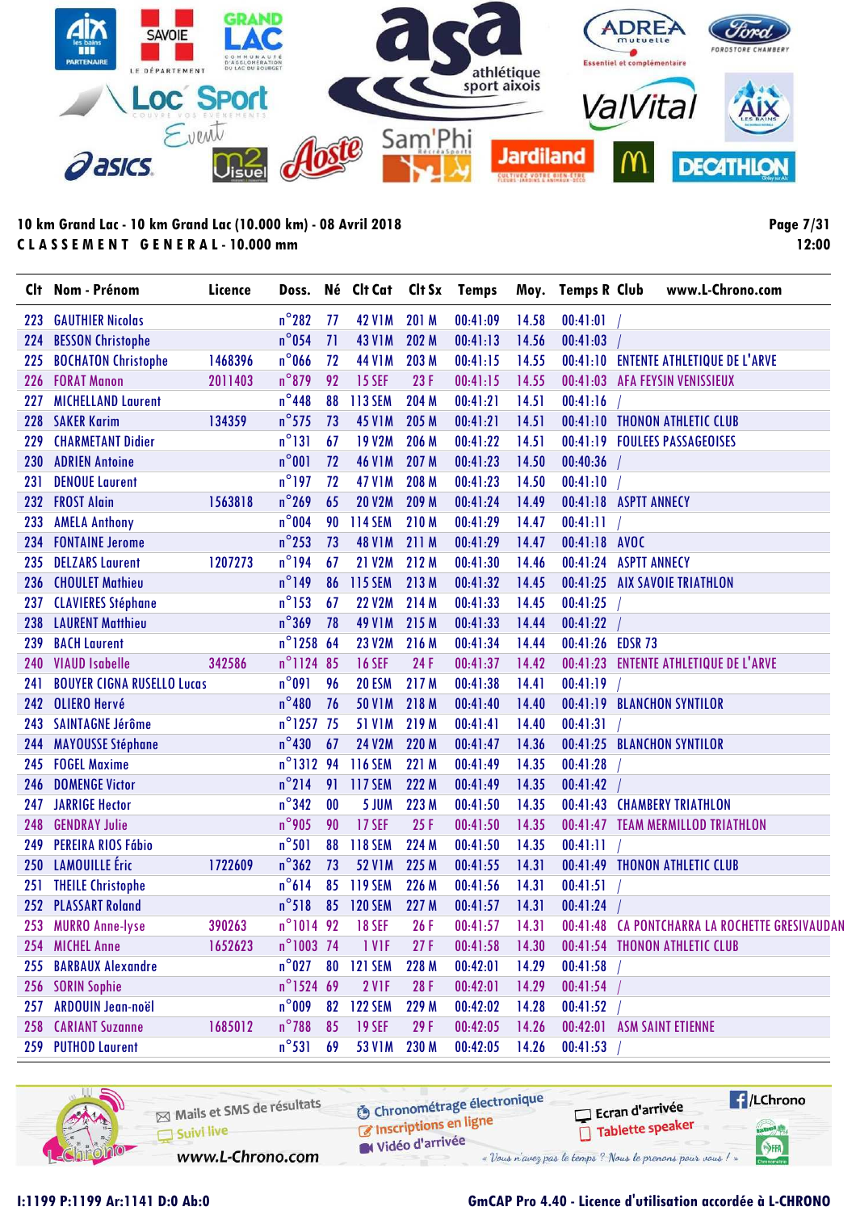10 km Grand Lac - 10 km Grand Lac (10.000 km) - 08 Avril 2018

**CLASSEMENT GENERAL - 10.000 mm**

| Clt | Nom - Prénom | Licence | Doss. | Né | Clt Cat | Clt Sx | Temps | Moy. | Temps R | Club |
|---|---|---|---|---|---|---|---|---|---|---|
| 223 | GAUTHIER Nicolas | | n°282 | 77 | 42 V1M | 201 M | 00:41:09 | 14.58 | 00:41:01 | / |
| 224 | BESSON Christophe | | n°054 | 71 | 43 V1M | 202 M | 00:41:13 | 14.56 | 00:41:03 | / |
| 225 | BOCHATON Christophe | 1468396 | n°066 | 72 | 44 V1M | 203 M | 00:41:15 | 14.55 | 00:41:10 | ENTENTE ATHLETIQUE DE L'ARVE |
| 226 | FORAT Manon | 2011403 | n°879 | 92 | 15 SEF | 23 F | 00:41:15 | 14.55 | 00:41:03 | AFA FEYSIN VENISSIEUX |
| 227 | MICHELLAND Laurent | | n°448 | 88 | 113 SEM | 204 M | 00:41:21 | 14.51 | 00:41:16 | / |
| 228 | SAKER Karim | 134359 | n°575 | 73 | 45 V1M | 205 M | 00:41:21 | 14.51 | 00:41:10 | THONON ATHLETIC CLUB |
| 229 | CHARMETANT Didier | | n°131 | 67 | 19 V2M | 206 M | 00:41:22 | 14.51 | 00:41:19 | FOULEES PASSAGEOISES |
| 230 | ADRIEN Antoine | | n°001 | 72 | 46 V1M | 207 M | 00:41:23 | 14.50 | 00:40:36 | / |
| 231 | DENOUE Laurent | | n°197 | 72 | 47 V1M | 208 M | 00:41:23 | 14.50 | 00:41:10 | / |
| 232 | FROST Alain | 1563818 | n°269 | 65 | 20 V2M | 209 M | 00:41:24 | 14.49 | 00:41:18 | ASPTT ANNECY |
| 233 | AMELA Anthony | | n°004 | 90 | 114 SEM | 210 M | 00:41:29 | 14.47 | 00:41:11 | / |
| 234 | FONTAINE Jerome | | n°253 | 73 | 48 V1M | 211 M | 00:41:29 | 14.47 | 00:41:18 | AVOC |
| 235 | DELZARS Laurent | 1207273 | n°194 | 67 | 21 V2M | 212 M | 00:41:30 | 14.46 | 00:41:24 | ASPTT ANNECY |
| 236 | CHOULET Mathieu | | n°149 | 86 | 115 SEM | 213 M | 00:41:32 | 14.45 | 00:41:25 | AIX SAVOIE TRIATHLON |
| 237 | CLAVIERES Stéphane | | n°153 | 67 | 22 V2M | 214 M | 00:41:33 | 14.45 | 00:41:25 | / |
| 238 | LAURENT Matthieu | | n°369 | 78 | 49 V1M | 215 M | 00:41:33 | 14.44 | 00:41:22 | / |
| 239 | BACH Laurent | | n°1258 | 64 | 23 V2M | 216 M | 00:41:34 | 14.44 | 00:41:26 | EDSR 73 |
| 240 | VIAUD Isabelle | 342586 | n°1124 | 85 | 16 SEF | 24 F | 00:41:37 | 14.42 | 00:41:23 | ENTENTE ATHLETIQUE DE L'ARVE |
| 241 | BOUYER CIGNA RUSELLO Lucas | | n°091 | 96 | 20 ESM | 217 M | 00:41:38 | 14.41 | 00:41:19 | / |
| 242 | OLIERO Hervé | | n°480 | 76 | 50 V1M | 218 M | 00:41:40 | 14.40 | 00:41:19 | BLANCHON SYNTILOR |
| 243 | SAINTAGNE Jérôme | | n°1257 | 75 | 51 V1M | 219 M | 00:41:41 | 14.40 | 00:41:31 | / |
| 244 | MAYOUSSE Stéphane | | n°430 | 67 | 24 V2M | 220 M | 00:41:47 | 14.36 | 00:41:25 | BLANCHON SYNTILOR |
| 245 | FOGEL Maxime | | n°1312 | 94 | 116 SEM | 221 M | 00:41:49 | 14.35 | 00:41:28 | / |
| 246 | DOMENGE Victor | | n°214 | 91 | 117 SEM | 222 M | 00:41:49 | 14.35 | 00:41:42 | / |
| 247 | JARRIGE Hector | | n°342 | 00 | 5 JUM | 223 M | 00:41:50 | 14.35 | 00:41:43 | CHAMBERY TRIATHLON |
| 248 | GENDRAY Julie | | n°905 | 90 | 17 SEF | 25 F | 00:41:50 | 14.35 | 00:41:47 | TEAM MERMILLOD TRIATHLON |
| 249 | PEREIRA RIOS Fábio | | n°501 | 88 | 118 SEM | 224 M | 00:41:50 | 14.35 | 00:41:11 | / |
| 250 | LAMOUILLE Éric | 1722609 | n°362 | 73 | 52 V1M | 225 M | 00:41:55 | 14.31 | 00:41:49 | THONON ATHLETIC CLUB |
| 251 | THEILE Christophe | | n°614 | 85 | 119 SEM | 226 M | 00:41:56 | 14.31 | 00:41:51 | / |
| 252 | PLASSART Roland | | n°518 | 85 | 120 SEM | 227 M | 00:41:57 | 14.31 | 00:41:24 | / |
| 253 | MURRO Anne-lyse | 390263 | n°1014 | 92 | 18 SEF | 26 F | 00:41:57 | 14.31 | 00:41:48 | CA PONTCHARRA LA ROCHETTE GRESIVAUDAN |
| 254 | MICHEL Anne | 1652623 | n°1003 | 74 | 1 V1F | 27 F | 00:41:58 | 14.30 | 00:41:54 | THONON ATHLETIC CLUB |
| 255 | BARBAUX Alexandre | | n°027 | 80 | 121 SEM | 228 M | 00:42:01 | 14.29 | 00:41:58 | / |
| 256 | SORIN Sophie | | n°1524 | 69 | 2 V1F | 28 F | 00:42:01 | 14.29 | 00:41:54 | / |
| 257 | ARDOUIN Jean-noël | | n°009 | 82 | 122 SEM | 229 M | 00:42:02 | 14.28 | 00:41:52 | / |
| 258 | CARIANT Suzanne | 1685012 | n°788 | 85 | 19 SEF | 29 F | 00:42:05 | 14.26 | 00:42:01 | ASM SAINT ETIENNE |
| 259 | PUTHOD Laurent | | n°531 | 69 | 53 V1M | 230 M | 00:42:05 | 14.26 | 00:41:53 | / |

I:1199 P:1199 Ar:1141 D:0 Ab:0

GmCAP Pro 4.40 - Licence d'utilisation accordée à L-CHRONO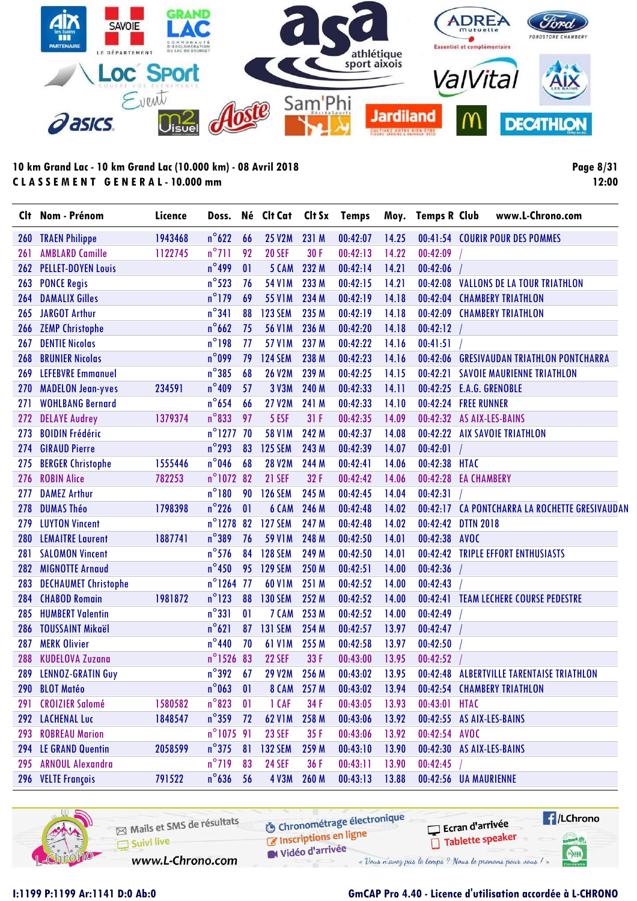10 km Grand Lac - 10 km Grand Lac (10.000 km) - 08 Avril 2018

**CLASSEMENT GENERAL - 10.000 mm**

12:00

| Clt | Nom - Prénom | Licence | Doss. | Né | Clt Cat | Clt Sx | Temps | Moy. | Temps R | Club |
|---|---|---|---|---|---|---|---|---|---|---|
| 260 | TRAEN Philippe | 1943468 | n°622 | 66 | 25 V2M | 231 M | 00:42:07 | 14.25 | 00:41:54 | COURIR POUR DES POMMES |
| 261 | AMBLARD Camille | 1122745 | n°711 | 92 | 20 SEF | 30 F | 00:42:13 | 14.22 | 00:42:09 | / |
| 262 | PELLET-DOYEN Louis | | n°499 | 01 | 5 CAM | 232 M | 00:42:14 | 14.21 | 00:42:06 | / |
| 263 | PONCE Regis | | n°523 | 76 | 54 V1M | 233 M | 00:42:15 | 14.21 | 00:42:08 | VALLONS DE LA TOUR TRIATHLON |
| 264 | DAMALIX Gilles | | n°179 | 69 | 55 V1M | 234 M | 00:42:19 | 14.18 | 00:42:04 | CHAMBERY TRIATHLON |
| 265 | JARGOT Arthur | | n°341 | 88 | 123 SEM | 235 M | 00:42:19 | 14.18 | 00:42:09 | CHAMBERY TRIATHLON |
| 266 | ZEMP Christophe | | n°662 | 75 | 56 V1M | 236 M | 00:42:20 | 14.18 | 00:42:12 | / |
| 267 | DENTIE Nicolas | | n°198 | 77 | 57 V1M | 237 M | 00:42:22 | 14.16 | 00:41:51 | / |
| 268 | BRUNIER Nicolas | | n°099 | 79 | 124 SEM | 238 M | 00:42:23 | 14.16 | 00:42:06 | GRESIVAUDAN TRIATHLON PONTCHARRA |
| 269 | LEFEBVRE Emmanuel | | n°385 | 68 | 26 V2M | 239 M | 00:42:25 | 14.15 | 00:42:21 | SAVOIE MAURIENNE TRIATHLON |
| 270 | MADELON Jean-yves | 234591 | n°409 | 57 | 3 V3M | 240 M | 00:42:33 | 14.11 | 00:42:25 | E.A.G. GRENOBLE |
| 271 | WOHLBANG Bernard | | n°654 | 66 | 27 V2M | 241 M | 00:42:33 | 14.10 | 00:42:24 | FREE RUNNER |
| 272 | DELAYE Audrey | 1379374 | n°833 | 97 | 5 ESF | 31 F | 00:42:35 | 14.09 | 00:42:32 | AS AIX-LES-BAINS |
| 273 | BOIDIN Frédéric | | n°1277 | 70 | 58 V1M | 242 M | 00:42:37 | 14.08 | 00:42:22 | AIX SAVOIE TRIATHLON |
| 274 | GIRAUD Pierre | | n°293 | 83 | 125 SEM | 243 M | 00:42:39 | 14.07 | 00:42:01 | / |
| 275 | BERGER Christophe | 1555446 | n°046 | 68 | 28 V2M | 244 M | 00:42:41 | 14.06 | 00:42:38 | HTAC |
| 276 | ROBIN Alice | 782253 | n°1072 | 82 | 21 SEF | 32 F | 00:42:42 | 14.06 | 00:42:28 | EA CHAMBERY |
| 277 | DAMEZ Arthur | | n°180 | 90 | 126 SEM | 245 M | 00:42:45 | 14.04 | 00:42:31 | / |
| 278 | DUMAS Théo | 1798398 | n°226 | 01 | 6 CAM | 246 M | 00:42:48 | 14.02 | 00:42:17 | CA PONTCHARRA LA ROCHETTE GRESIVAUDAN |
| 279 | LUYTON Vincent | | n°1278 | 82 | 127 SEM | 247 M | 00:42:48 | 14.02 | 00:42:42 | DTTN 2018 |
| 280 | LEMAITRE Laurent | 1887741 | n°389 | 76 | 59 V1M | 248 M | 00:42:50 | 14.01 | 00:42:38 | AVOC |
| 281 | SALOMON Vincent | | n°576 | 84 | 128 SEM | 249 M | 00:42:50 | 14.01 | 00:42:42 | TRIPLE EFFORT ENTHUSIASTS |
| 282 | MIGNOTTE Arnaud | | n°450 | 95 | 129 SEM | 250 M | 00:42:51 | 14.00 | 00:42:36 | / |
| 283 | DECHAUMET Christophe | | n°1264 | 77 | 60 V1M | 251 M | 00:42:52 | 14.00 | 00:42:43 | / |
| 284 | CHABOD Romain | 1981872 | n°123 | 88 | 130 SEM | 252 M | 00:42:52 | 14.00 | 00:42:41 | TEAM LECHERE COURSE PEDESTRE |
| 285 | HUMBERT Valentin | | n°331 | 01 | 7 CAM | 253 M | 00:42:52 | 14.00 | 00:42:49 | / |
| 286 | TOUSSAINT Mikaël | | n°621 | 87 | 131 SEM | 254 M | 00:42:57 | 13.97 | 00:42:47 | / |
| 287 | MERK Olivier | | n°440 | 70 | 61 V1M | 255 M | 00:42:58 | 13.97 | 00:42:50 | / |
| 288 | KUDELOVA Zuzana | | n°1526 | 83 | 22 SEF | 33 F | 00:43:00 | 13.95 | 00:42:52 | / |
| 289 | LENNOZ-GRATIN Guy | | n°392 | 67 | 29 V2M | 256 M | 00:43:02 | 13.95 | 00:42:48 | ALBERTVILLE TARENTAISE TRIATHLON |
| 290 | BLOT Matéo | | n°063 | 01 | 8 CAM | 257 M | 00:43:02 | 13.94 | 00:42:54 | CHAMBERY TRIATHLON |
| 291 | CROIZIER Salomé | 1580582 | n°823 | 01 | 1 CAF | 34 F | 00:43:05 | 13.93 | 00:43:01 | HTAC |
| 292 | LACHENAL Luc | 1848547 | n°359 | 72 | 62 V1M | 258 M | 00:43:06 | 13.92 | 00:42:55 | AS AIX-LES-BAINS |
| 293 | ROBREAU Marion | | n°1075 | 91 | 23 SEF | 35 F | 00:43:06 | 13.92 | 00:42:54 | AVOC |
| 294 | LE GRAND Quentin | 2058599 | n°375 | 81 | 132 SEM | 259 M | 00:43:10 | 13.90 | 00:42:30 | AS AIX-LES-BAINS |
| 295 | ARNOUL Alexandra | | n°719 | 83 | 24 SEF | 36 F | 00:43:11 | 13.90 | 00:42:45 | / |
| 296 | VELTE François | 791522 | n°636 | 56 | 4 V3M | 260 M | 00:43:13 | 13.88 | 00:42:56 | UA MAURIENNE |

I:1199 P:1199 Ar:1141 D:0 Ab:0

GmCAP Pro 4.40 - Licence d'utilisation accordée à L-CHRONO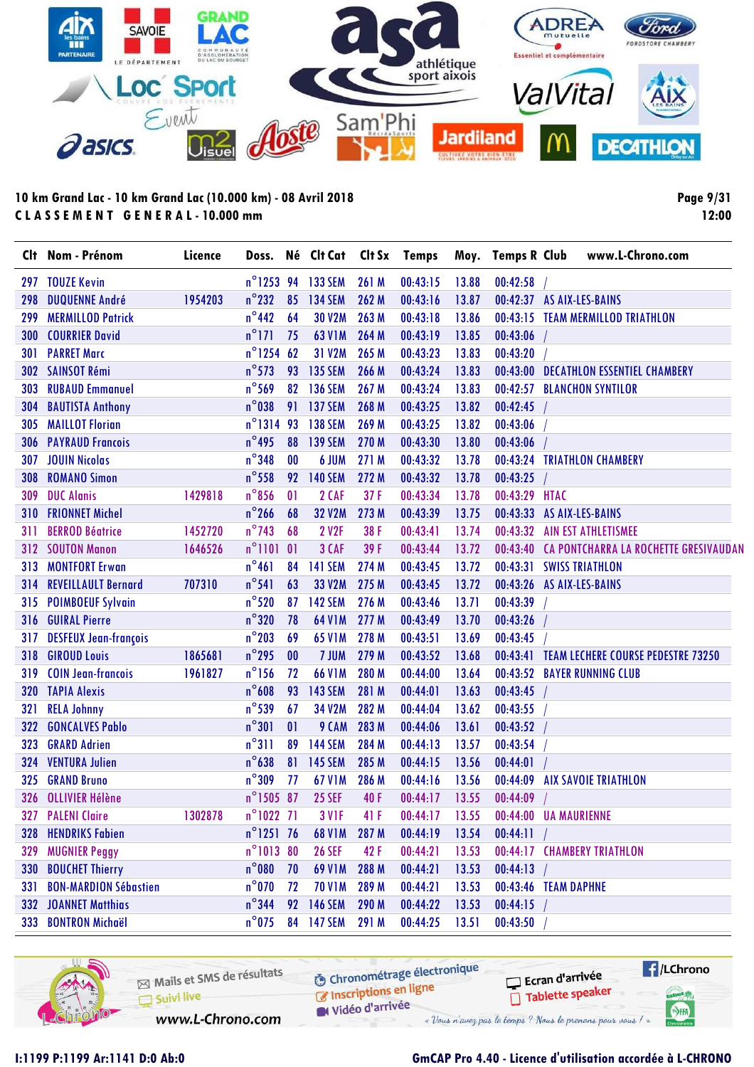**10 km Grand Lac - 10 km Grand Lac (10.000 km) - 08 Avril 2018**

**C L A S S E M E N T   G E N E R A L - 10.000 mm**

| Clt | Nom - Prénom | Licence | Doss. | Né | Clt Cat | Clt Sx | Temps | Moy. | Temps R | Club |
|---|---|---|---|---|---|---|---|---|---|---|
| 297 | TOUZE Kevin | | n°1253 | 94 | 133 SEM | 261 M | 00:43:15 | 13.88 | 00:42:58 | / |
| 298 | DUQUENNE André | 1954203 | n°232 | 85 | 134 SEM | 262 M | 00:43:16 | 13.87 | 00:42:37 | AS AIX-LES-BAINS |
| 299 | MERMILLOD Patrick | | n°442 | 64 | 30 V2M | 263 M | 00:43:18 | 13.86 | 00:43:15 | TEAM MERMILLOD TRIATHLON |
| 300 | COURRIER David | | n°171 | 75 | 63 V1M | 264 M | 00:43:19 | 13.85 | 00:43:06 | / |
| 301 | PARRET Marc | | n°1254 | 62 | 31 V2M | 265 M | 00:43:23 | 13.83 | 00:43:20 | / |
| 302 | SAINSOT Rémi | | n°573 | 93 | 135 SEM | 266 M | 00:43:24 | 13.83 | 00:43:00 | DECATHLON ESSENTIEL CHAMBERY |
| 303 | RUBAUD Emmanuel | | n°569 | 82 | 136 SEM | 267 M | 00:43:24 | 13.83 | 00:42:57 | BLANCHON SYNTILOR |
| 304 | BAUTISTA Anthony | | n°038 | 91 | 137 SEM | 268 M | 00:43:25 | 13.82 | 00:42:45 | / |
| 305 | MAILLOT Florian | | n°1314 | 93 | 138 SEM | 269 M | 00:43:25 | 13.82 | 00:43:06 | / |
| 306 | PAYRAUD Francois | | n°495 | 88 | 139 SEM | 270 M | 00:43:30 | 13.80 | 00:43:06 | / |
| 307 | JOUIN Nicolas | | n°348 | 00 | 6 JUM | 271 M | 00:43:32 | 13.78 | 00:43:24 | TRIATHLON CHAMBERY |
| 308 | ROMANO Simon | | n°558 | 92 | 140 SEM | 272 M | 00:43:32 | 13.78 | 00:43:25 | / |
| 309 | DUC Alanis | 1429818 | n°856 | 01 | 2 CAF | 37 F | 00:43:34 | 13.78 | 00:43:29 | HTAC |
| 310 | FRIONNET Michel | | n°266 | 68 | 32 V2M | 273 M | 00:43:39 | 13.75 | 00:43:33 | AS AIX-LES-BAINS |
| 311 | BERROD Béatrice | 1452720 | n°743 | 68 | 2 V2F | 38 F | 00:43:41 | 13.74 | 00:43:32 | AIN EST ATHLETISMEE |
| 312 | SOUTON Manon | 1646526 | n°1101 | 01 | 3 CAF | 39 F | 00:43:44 | 13.72 | 00:43:40 | CA PONTCHARRA LA ROCHETTE GRESIVAUDAN |
| 313 | MONTFORT Erwan | | n°461 | 84 | 141 SEM | 274 M | 00:43:45 | 13.72 | 00:43:31 | SWISS TRIATHLON |
| 314 | REVEILLAULT Bernard | 707310 | n°541 | 63 | 33 V2M | 275 M | 00:43:45 | 13.72 | 00:43:26 | AS AIX-LES-BAINS |
| 315 | POIMBOEUF Sylvain | | n°520 | 87 | 142 SEM | 276 M | 00:43:46 | 13.71 | 00:43:39 | / |
| 316 | GUIRAL Pierre | | n°320 | 78 | 64 V1M | 277 M | 00:43:49 | 13.70 | 00:43:26 | / |
| 317 | DESFEUX Jean-françois | | n°203 | 69 | 65 V1M | 278 M | 00:43:51 | 13.69 | 00:43:45 | / |
| 318 | GIROUD Louis | 1865681 | n°295 | 00 | 7 JUM | 279 M | 00:43:52 | 13.68 | 00:43:41 | TEAM LECHERE COURSE PEDESTRE 73250 |
| 319 | COIN Jean-francois | 1961827 | n°156 | 72 | 66 V1M | 280 M | 00:44:00 | 13.64 | 00:43:52 | BAYER RUNNING CLUB |
| 320 | TAPIA Alexis | | n°608 | 93 | 143 SEM | 281 M | 00:44:01 | 13.63 | 00:43:45 | / |
| 321 | RELA Johnny | | n°539 | 67 | 34 V2M | 282 M | 00:44:04 | 13.62 | 00:43:55 | / |
| 322 | GONCALVES Pablo | | n°301 | 01 | 9 CAM | 283 M | 00:44:06 | 13.61 | 00:43:52 | / |
| 323 | GRARD Adrien | | n°311 | 89 | 144 SEM | 284 M | 00:44:13 | 13.57 | 00:43:54 | / |
| 324 | VENTURA Julien | | n°638 | 81 | 145 SEM | 285 M | 00:44:15 | 13.56 | 00:44:01 | / |
| 325 | GRAND Bruno | | n°309 | 77 | 67 V1M | 286 M | 00:44:16 | 13.56 | 00:44:09 | AIX SAVOIE TRIATHLON |
| 326 | OLLIVIER Hélène | | n°1505 | 87 | 25 SEF | 40 F | 00:44:17 | 13.55 | 00:44:09 | / |
| 327 | PALENI Claire | 1302878 | n°1022 | 71 | 3 V1F | 41 F | 00:44:17 | 13.55 | 00:44:00 | UA MAURIENNE |
| 328 | HENDRIKS Fabien | | n°1251 | 76 | 68 V1M | 287 M | 00:44:19 | 13.54 | 00:44:11 | / |
| 329 | MUGNIER Peggy | | n°1013 | 80 | 26 SEF | 42 F | 00:44:21 | 13.53 | 00:44:17 | CHAMBERY TRIATHLON |
| 330 | BOUCHET Thierry | | n°080 | 70 | 69 V1M | 288 M | 00:44:21 | 13.53 | 00:44:13 | / |
| 331 | BON-MARDION Sébastien | | n°070 | 72 | 70 V1M | 289 M | 00:44:21 | 13.53 | 00:43:46 | TEAM DAPHNE |
| 332 | JOANNET Matthias | | n°344 | 92 | 146 SEM | 290 M | 00:44:22 | 13.53 | 00:44:15 | / |
| 333 | BONTRON Michaël | | n°075 | 84 | 147 SEM | 291 M | 00:44:25 | 13.51 | 00:43:50 | / |

I:1199 P:1199 Ar:1141 D:0 Ab:0

GmCAP Pro 4.40 - Licence d'utilisation accordée à L-CHRONO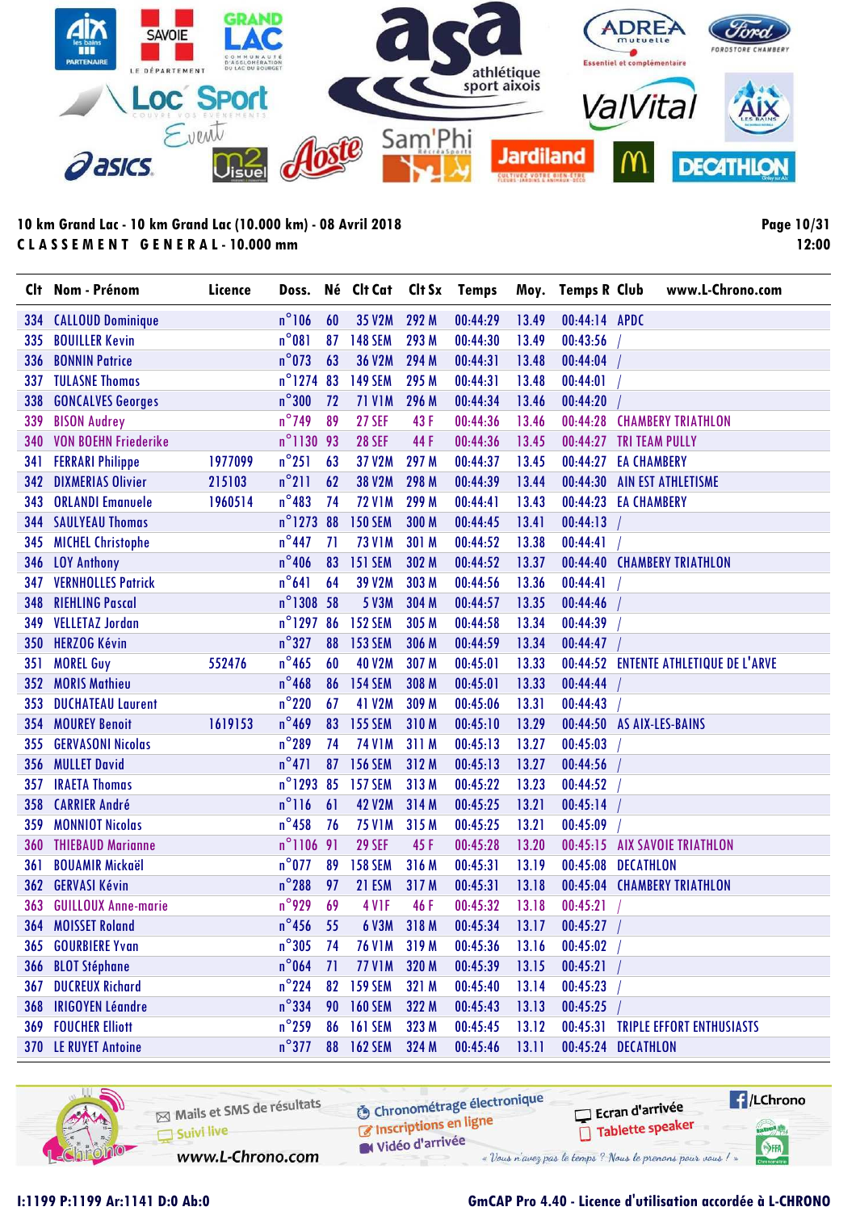10 km Grand Lac - 10 km Grand Lac (10.000 km) - 08 Avril 2018

CLASSEMENT GENERAL - 10.000 mm

12:00

| Clt | Nom - Prénom | Licence | Doss. | Né | Clt Cat | Clt Sx | Temps | Moy. | Temps R | Club |
|---|---|---|---|---|---|---|---|---|---|---|
| 334 | CALLOUD Dominique | | n°106 | 60 | 35 V2M | 292 M | 00:44:29 | 13.49 | 00:44:14 | APDC |
| 335 | BOUILLER Kevin | | n°081 | 87 | 148 SEM | 293 M | 00:44:30 | 13.49 | 00:43:56 | / |
| 336 | BONNIN Patrice | | n°073 | 63 | 36 V2M | 294 M | 00:44:31 | 13.48 | 00:44:04 | / |
| 337 | TULASNE Thomas | | n°1274 | 83 | 149 SEM | 295 M | 00:44:31 | 13.48 | 00:44:01 | / |
| 338 | GONCALVES Georges | | n°300 | 72 | 71 V1M | 296 M | 00:44:34 | 13.46 | 00:44:20 | / |
| 339 | BISON Audrey | | n°749 | 89 | 27 SEF | 43 F | 00:44:36 | 13.46 | 00:44:28 | CHAMBERY TRIATHLON |
| 340 | VON BOEHN Friederike | | n°1130 | 93 | 28 SEF | 44 F | 00:44:36 | 13.45 | 00:44:27 | TRI TEAM PULLY |
| 341 | FERRARI Philippe | 1977099 | n°251 | 63 | 37 V2M | 297 M | 00:44:37 | 13.45 | 00:44:27 | EA CHAMBERY |
| 342 | DIXMERIAS Olivier | 215103 | n°211 | 62 | 38 V2M | 298 M | 00:44:39 | 13.44 | 00:44:30 | AIN EST ATHLETISME |
| 343 | ORLANDI Emanuele | 1960514 | n°483 | 74 | 72 V1M | 299 M | 00:44:41 | 13.43 | 00:44:23 | EA CHAMBERY |
| 344 | SAULYEAU Thomas | | n°1273 | 88 | 150 SEM | 300 M | 00:44:45 | 13.41 | 00:44:13 | / |
| 345 | MICHEL Christophe | | n°447 | 71 | 73 V1M | 301 M | 00:44:52 | 13.38 | 00:44:41 | / |
| 346 | LOY Anthony | | n°406 | 83 | 151 SEM | 302 M | 00:44:52 | 13.37 | 00:44:40 | CHAMBERY TRIATHLON |
| 347 | VERNHOLLES Patrick | | n°641 | 64 | 39 V2M | 303 M | 00:44:56 | 13.36 | 00:44:41 | / |
| 348 | RIEHLING Pascal | | n°1308 | 58 | 5 V3M | 304 M | 00:44:57 | 13.35 | 00:44:46 | / |
| 349 | VELLETAZ Jordan | | n°1297 | 86 | 152 SEM | 305 M | 00:44:58 | 13.34 | 00:44:39 | / |
| 350 | HERZOG Kévin | | n°327 | 88 | 153 SEM | 306 M | 00:44:59 | 13.34 | 00:44:47 | / |
| 351 | MOREL Guy | 552476 | n°465 | 60 | 40 V2M | 307 M | 00:45:01 | 13.33 | 00:44:52 | ENTENTE ATHLETIQUE DE L'ARVE |
| 352 | MORIS Mathieu | | n°468 | 86 | 154 SEM | 308 M | 00:45:01 | 13.33 | 00:44:44 | / |
| 353 | DUCHATEAU Laurent | | n°220 | 67 | 41 V2M | 309 M | 00:45:06 | 13.31 | 00:44:43 | / |
| 354 | MOUREY Benoit | 1619153 | n°469 | 83 | 155 SEM | 310 M | 00:45:10 | 13.29 | 00:44:50 | AS AIX-LES-BAINS |
| 355 | GERVASONI Nicolas | | n°289 | 74 | 74 V1M | 311 M | 00:45:13 | 13.27 | 00:45:03 | / |
| 356 | MULLET David | | n°471 | 87 | 156 SEM | 312 M | 00:45:13 | 13.27 | 00:44:56 | / |
| 357 | IRAETA Thomas | | n°1293 | 85 | 157 SEM | 313 M | 00:45:22 | 13.23 | 00:44:52 | / |
| 358 | CARRIER André | | n°116 | 61 | 42 V2M | 314 M | 00:45:25 | 13.21 | 00:45:14 | / |
| 359 | MONNIOT Nicolas | | n°458 | 76 | 75 V1M | 315 M | 00:45:25 | 13.21 | 00:45:09 | / |
| 360 | THIEBAUD Marianne | | n°1106 | 91 | 29 SEF | 45 F | 00:45:28 | 13.20 | 00:45:15 | AIX SAVOIE TRIATHLON |
| 361 | BOUAMIR Mickaël | | n°077 | 89 | 158 SEM | 316 M | 00:45:31 | 13.19 | 00:45:08 | DECATHLON |
| 362 | GERVASI Kévin | | n°288 | 97 | 21 ESM | 317 M | 00:45:31 | 13.18 | 00:45:04 | CHAMBERY TRIATHLON |
| 363 | GUILLOUX Anne-marie | | n°929 | 69 | 4 V1F | 46 F | 00:45:32 | 13.18 | 00:45:21 | / |
| 364 | MOISSET Roland | | n°456 | 55 | 6 V3M | 318 M | 00:45:34 | 13.17 | 00:45:27 | / |
| 365 | GOURBIERE Yvan | | n°305 | 74 | 76 V1M | 319 M | 00:45:36 | 13.16 | 00:45:02 | / |
| 366 | BLOT Stéphane | | n°064 | 71 | 77 V1M | 320 M | 00:45:39 | 13.15 | 00:45:21 | / |
| 367 | DUCREUX Richard | | n°224 | 82 | 159 SEM | 321 M | 00:45:40 | 13.14 | 00:45:23 | / |
| 368 | IRIGOYEN Léandre | | n°334 | 90 | 160 SEM | 322 M | 00:45:43 | 13.13 | 00:45:25 | / |
| 369 | FOUCHER Elliott | | n°259 | 86 | 161 SEM | 323 M | 00:45:45 | 13.12 | 00:45:31 | TRIPLE EFFORT ENTHUSIASTS |
| 370 | LE RUYET Antoine | | n°377 | 88 | 162 SEM | 324 M | 00:45:46 | 13.11 | 00:45:24 | DECATHLON |

I:1199 P:1199 Ar:1141 D:0 Ab:0

GmCAP Pro 4.40 - Licence d'utilisation accordée à L-CHRONO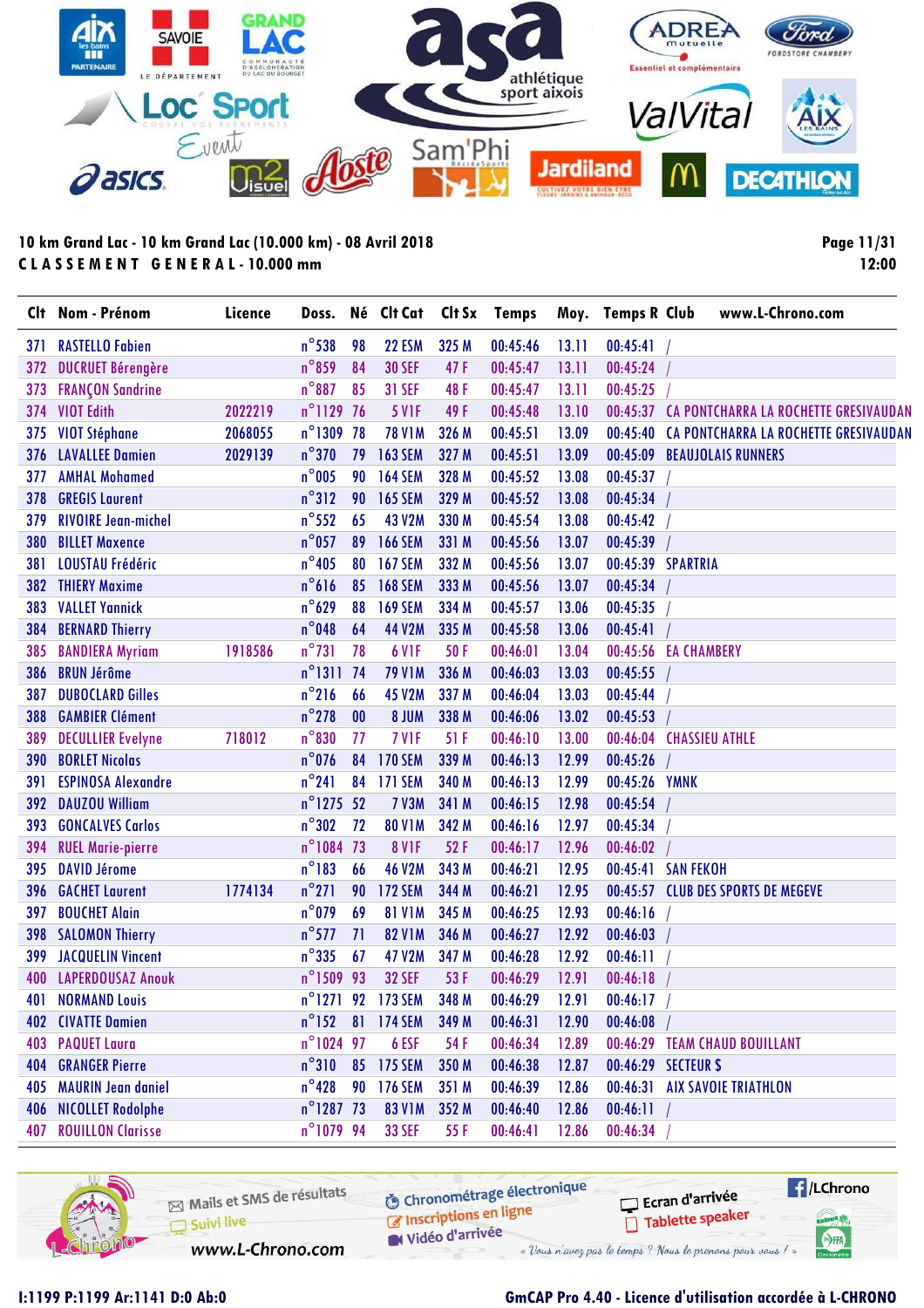10 km Grand Lac - 10 km Grand Lac (10.000 km) - 08 Avril 2018

CLASSEMENT GENERAL - 10.000 mm

12:00

| Clt | Nom - Prénom | Licence | Doss. | Né | Clt Cat | Clt Sx | Temps | Moy. | Temps R | Club | www.L-Chrono.com |
|---|---|---|---|---|---|---|---|---|---|---|---|
| 371 | RASTELLO Fabien | | n°538 | 98 | 22 ESM | 325 M | 00:45:46 | 13.11 | 00:45:41 | / | |
| 372 | DUCRUET Bérengère | | n°859 | 84 | 30 SEF | 47 F | 00:45:47 | 13.11 | 00:45:24 | / | |
| 373 | FRANÇON Sandrine | | n°887 | 85 | 31 SEF | 48 F | 00:45:47 | 13.11 | 00:45:25 | / | |
| 374 | VIOT Edith | 2022219 | n°1129 | 76 | 5 V1F | 49 F | 00:45:48 | 13.10 | 00:45:37 | CA PONTCHARRA LA ROCHETTE GRESIVAUDAN | |
| 375 | VIOT Stéphane | 2068055 | n°1309 | 78 | 78 V1M | 326 M | 00:45:51 | 13.09 | 00:45:40 | CA PONTCHARRA LA ROCHETTE GRESIVAUDAN | |
| 376 | LAVALLEE Damien | 2029139 | n°370 | 79 | 163 SEM | 327 M | 00:45:51 | 13.09 | 00:45:09 | BEAUJOLAIS RUNNERS | |
| 377 | AMHAL Mohamed | | n°005 | 90 | 164 SEM | 328 M | 00:45:52 | 13.08 | 00:45:37 | / | |
| 378 | GREGIS Laurent | | n°312 | 90 | 165 SEM | 329 M | 00:45:52 | 13.08 | 00:45:34 | / | |
| 379 | RIVOIRE Jean-michel | | n°552 | 65 | 43 V2M | 330 M | 00:45:54 | 13.08 | 00:45:42 | / | |
| 380 | BILLET Maxence | | n°057 | 89 | 166 SEM | 331 M | 00:45:56 | 13.07 | 00:45:39 | / | |
| 381 | LOUSTAU Frédéric | | n°405 | 80 | 167 SEM | 332 M | 00:45:56 | 13.07 | 00:45:39 | SPARTRIA | |
| 382 | THIERY Maxime | | n°616 | 85 | 168 SEM | 333 M | 00:45:56 | 13.07 | 00:45:34 | / | |
| 383 | VALLET Yannick | | n°629 | 88 | 169 SEM | 334 M | 00:45:57 | 13.06 | 00:45:35 | / | |
| 384 | BERNARD Thierry | | n°048 | 64 | 44 V2M | 335 M | 00:45:58 | 13.06 | 00:45:41 | / | |
| 385 | BANDIERA Myriam | 1918586 | n°731 | 78 | 6 V1F | 50 F | 00:46:01 | 13.04 | 00:45:56 | EA CHAMBERY | |
| 386 | BRUN Jérôme | | n°1311 | 74 | 79 V1M | 336 M | 00:46:03 | 13.03 | 00:45:55 | / | |
| 387 | DUBOCLARD Gilles | | n°216 | 66 | 45 V2M | 337 M | 00:46:04 | 13.03 | 00:45:44 | / | |
| 388 | GAMBIER Clément | | n°278 | 00 | 8 JUM | 338 M | 00:46:06 | 13.02 | 00:45:53 | / | |
| 389 | DECULLIER Evelyne | 718012 | n°830 | 77 | 7 V1F | 51 F | 00:46:10 | 13.00 | 00:46:04 | CHASSIEU ATHLE | |
| 390 | BORLET Nicolas | | n°076 | 84 | 170 SEM | 339 M | 00:46:13 | 12.99 | 00:45:26 | / | |
| 391 | ESPINOSA Alexandre | | n°241 | 84 | 171 SEM | 340 M | 00:46:13 | 12.99 | 00:45:26 | YMNK | |
| 392 | DAUZOU William | | n°1275 | 52 | 7 V3M | 341 M | 00:46:15 | 12.98 | 00:45:54 | / | |
| 393 | GONCALVES Carlos | | n°302 | 72 | 80 V1M | 342 M | 00:46:16 | 12.97 | 00:45:34 | / | |
| 394 | RUEL Marie-pierre | | n°1084 | 73 | 8 V1F | 52 F | 00:46:17 | 12.96 | 00:46:02 | / | |
| 395 | DAVID Jérome | | n°183 | 66 | 46 V2M | 343 M | 00:46:21 | 12.95 | 00:45:41 | SAN FEKOH | |
| 396 | GACHET Laurent | 1774134 | n°271 | 90 | 172 SEM | 344 M | 00:46:21 | 12.95 | 00:45:57 | CLUB DES SPORTS DE MEGEVE | |
| 397 | BOUCHET Alain | | n°079 | 69 | 81 V1M | 345 M | 00:46:25 | 12.93 | 00:46:16 | / | |
| 398 | SALOMON Thierry | | n°577 | 71 | 82 V1M | 346 M | 00:46:27 | 12.92 | 00:46:03 | / | |
| 399 | JACQUELIN Vincent | | n°335 | 67 | 47 V2M | 347 M | 00:46:28 | 12.92 | 00:46:11 | / | |
| 400 | LAPERDOUSAZ Anouk | | n°1509 | 93 | 32 SEF | 53 F | 00:46:29 | 12.91 | 00:46:18 | / | |
| 401 | NORMAND Louis | | n°1271 | 92 | 173 SEM | 348 M | 00:46:29 | 12.91 | 00:46:17 | / | |
| 402 | CIVATTE Damien | | n°152 | 81 | 174 SEM | 349 M | 00:46:31 | 12.90 | 00:46:08 | / | |
| 403 | PAQUET Laura | | n°1024 | 97 | 6 ESF | 54 F | 00:46:34 | 12.89 | 00:46:29 | TEAM CHAUD BOUILLANT | |
| 404 | GRANGER Pierre | | n°310 | 85 | 175 SEM | 350 M | 00:46:38 | 12.87 | 00:46:29 | SECTEUR $ | |
| 405 | MAURIN Jean daniel | | n°428 | 90 | 176 SEM | 351 M | 00:46:39 | 12.86 | 00:46:31 | AIX SAVOIE TRIATHLON | |
| 406 | NICOLLET Rodolphe | | n°1287 | 73 | 83 V1M | 352 M | 00:46:40 | 12.86 | 00:46:11 | / | |
| 407 | ROUILLON Clarisse | | n°1079 | 94 | 33 SEF | 55 F | 00:46:41 | 12.86 | 00:46:34 | / | |

I:1199 P:1199 Ar:1141 D:0 Ab:0

GmCAP Pro 4.40 - Licence d'utilisation accordée à L-CHRONO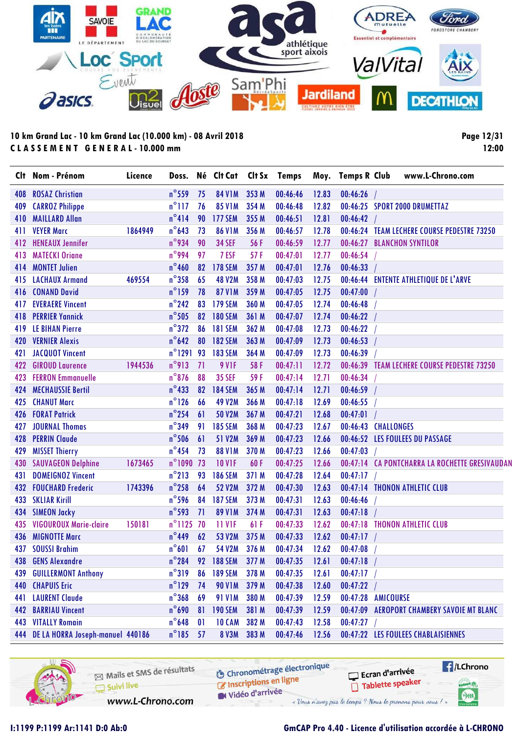10 km Grand Lac - 10 km Grand Lac (10.000 km) - 08 Avril 2018

**CLASSEMENT GENERAL - 10.000 mm**

| Clt | Nom - Prénom | Licence | Doss. | Né | Clt Cat | Clt Sx | Temps | Moy. | Temps R | Club |
|---|---|---|---|---|---|---|---|---|---|---|
| 408 | ROSAZ Christian | | n°559 | 75 | 84 V1M | 353 M | 00:46:46 | 12.83 | 00:46:26 | / |
| 409 | CARROZ Philippe | | n°117 | 76 | 85 V1M | 354 M | 00:46:48 | 12.82 | 00:46:25 | SPORT 2000 DRUMETTAZ |
| 410 | MAILLARD Allan | | n°414 | 90 | 177 SEM | 355 M | 00:46:51 | 12.81 | 00:46:42 | / |
| 411 | VEYER Marc | 1864949 | n°643 | 73 | 86 V1M | 356 M | 00:46:57 | 12.78 | 00:46:24 | TEAM LECHERE COURSE PEDESTRE 73250 |
| 412 | HENEAUX Jennifer | | n°934 | 90 | 34 SEF | 56 F | 00:46:59 | 12.77 | 00:46:27 | BLANCHON SYNTILOR |
| 413 | MATECKI Oriane | | n°994 | 97 | 7 ESF | 57 F | 00:47:01 | 12.77 | 00:46:54 | / |
| 414 | MONTET Julien | | n°460 | 82 | 178 SEM | 357 M | 00:47:01 | 12.76 | 00:46:33 | / |
| 415 | LACHAUX Armand | 469554 | n°358 | 65 | 48 V2M | 358 M | 00:47:03 | 12.75 | 00:46:44 | ENTENTE ATHLETIQUE DE L'ARVE |
| 416 | CONAND David | | n°159 | 78 | 87 V1M | 359 M | 00:47:05 | 12.75 | 00:47:00 | / |
| 417 | EVERAERE Vincent | | n°242 | 83 | 179 SEM | 360 M | 00:47:05 | 12.74 | 00:46:48 | / |
| 418 | PERRIER Yannick | | n°505 | 82 | 180 SEM | 361 M | 00:47:07 | 12.74 | 00:46:22 | / |
| 419 | LE BIHAN Pierre | | n°372 | 86 | 181 SEM | 362 M | 00:47:08 | 12.73 | 00:46:22 | / |
| 420 | VERNIER Alexis | | n°642 | 80 | 182 SEM | 363 M | 00:47:09 | 12.73 | 00:46:53 | / |
| 421 | JACQUOT Vincent | | n°1291 | 93 | 183 SEM | 364 M | 00:47:09 | 12.73 | 00:46:39 | / |
| 422 | GIROUD Laurence | 1944536 | n°913 | 71 | 9 V1F | 58 F | 00:47:11 | 12.72 | 00:46:39 | TEAM LECHERE COURSE PEDESTRE 73250 |
| 423 | FERRON Emmanuelle | | n°876 | 88 | 35 SEF | 59 F | 00:47:14 | 12.71 | 00:46:34 | / |
| 424 | MECHAUSSIE Bertil | | n°433 | 82 | 184 SEM | 365 M | 00:47:14 | 12.71 | 00:46:59 | / |
| 425 | CHANUT Marc | | n°126 | 66 | 49 V2M | 366 M | 00:47:18 | 12.69 | 00:46:55 | / |
| 426 | FORAT Patrick | | n°254 | 61 | 50 V2M | 367 M | 00:47:21 | 12.68 | 00:47:01 | / |
| 427 | JOURNAL Thomas | | n°349 | 91 | 185 SEM | 368 M | 00:47:23 | 12.67 | 00:46:43 | CHALLONGES |
| 428 | PERRIN Claude | | n°506 | 61 | 51 V2M | 369 M | 00:47:23 | 12.66 | 00:46:52 | LES FOULEES DU PASSAGE |
| 429 | MISSET Thierry | | n°454 | 73 | 88 V1M | 370 M | 00:47:23 | 12.66 | 00:47:03 | / |
| 430 | SAUVAGEON Delphine | 1673465 | n°1090 | 73 | 10 V1F | 60 F | 00:47:25 | 12.66 | 00:47:14 | CA PONTCHARRA LA ROCHETTE GRESIVAUDAN |
| 431 | DOMEIGNOZ Vincent | | n°213 | 93 | 186 SEM | 371 M | 00:47:28 | 12.64 | 00:47:17 | / |
| 432 | FOUCHARD Frederic | 1743396 | n°258 | 64 | 52 V2M | 372 M | 00:47:30 | 12.63 | 00:47:14 | THONON ATHLETIC CLUB |
| 433 | SKLIAR Kirill | | n°596 | 84 | 187 SEM | 373 M | 00:47:31 | 12.63 | 00:46:46 | / |
| 434 | SIMEON Jacky | | n°593 | 71 | 89 V1M | 374 M | 00:47:31 | 12.63 | 00:47:18 | / |
| 435 | VIGOUROUX Marie-claire | 150181 | n°1125 | 70 | 11 V1F | 61 F | 00:47:33 | 12.62 | 00:47:18 | THONON ATHLETIC CLUB |
| 436 | MIGNOTTE Marc | | n°449 | 62 | 53 V2M | 375 M | 00:47:33 | 12.62 | 00:47:17 | / |
| 437 | SOUSSI Brahim | | n°601 | 67 | 54 V2M | 376 M | 00:47:34 | 12.62 | 00:47:08 | / |
| 438 | GENS Alexandre | | n°284 | 92 | 188 SEM | 377 M | 00:47:35 | 12.61 | 00:47:18 | / |
| 439 | GUILLERMONT Anthony | | n°319 | 86 | 189 SEM | 378 M | 00:47:35 | 12.61 | 00:47:17 | / |
| 440 | CHAPUIS Eric | | n°129 | 74 | 90 V1M | 379 M | 00:47:38 | 12.60 | 00:47:22 | / |
| 441 | LAURENT Claude | | n°368 | 69 | 91 V1M | 380 M | 00:47:39 | 12.59 | 00:47:28 | AMICOURSE |
| 442 | BARRIAU Vincent | | n°690 | 81 | 190 SEM | 381 M | 00:47:39 | 12.59 | 00:47:09 | AEROPORT CHAMBERY SAVOIE MT BLANC |
| 443 | VITALLY Romain | | n°648 | 01 | 10 CAM | 382 M | 00:47:43 | 12.58 | 00:47:27 | / |
| 444 | DE LA HORRA Joseph-manuel | 440186 | n°185 | 57 | 8 V3M | 383 M | 00:47:46 | 12.56 | 00:47:22 | LES FOULEES CHABLAISIENNES |

I:1199 P:1199 Ar:1141 D:0 Ab:0

GmCAP Pro 4.40 - Licence d'utilisation accordée à L-CHRONO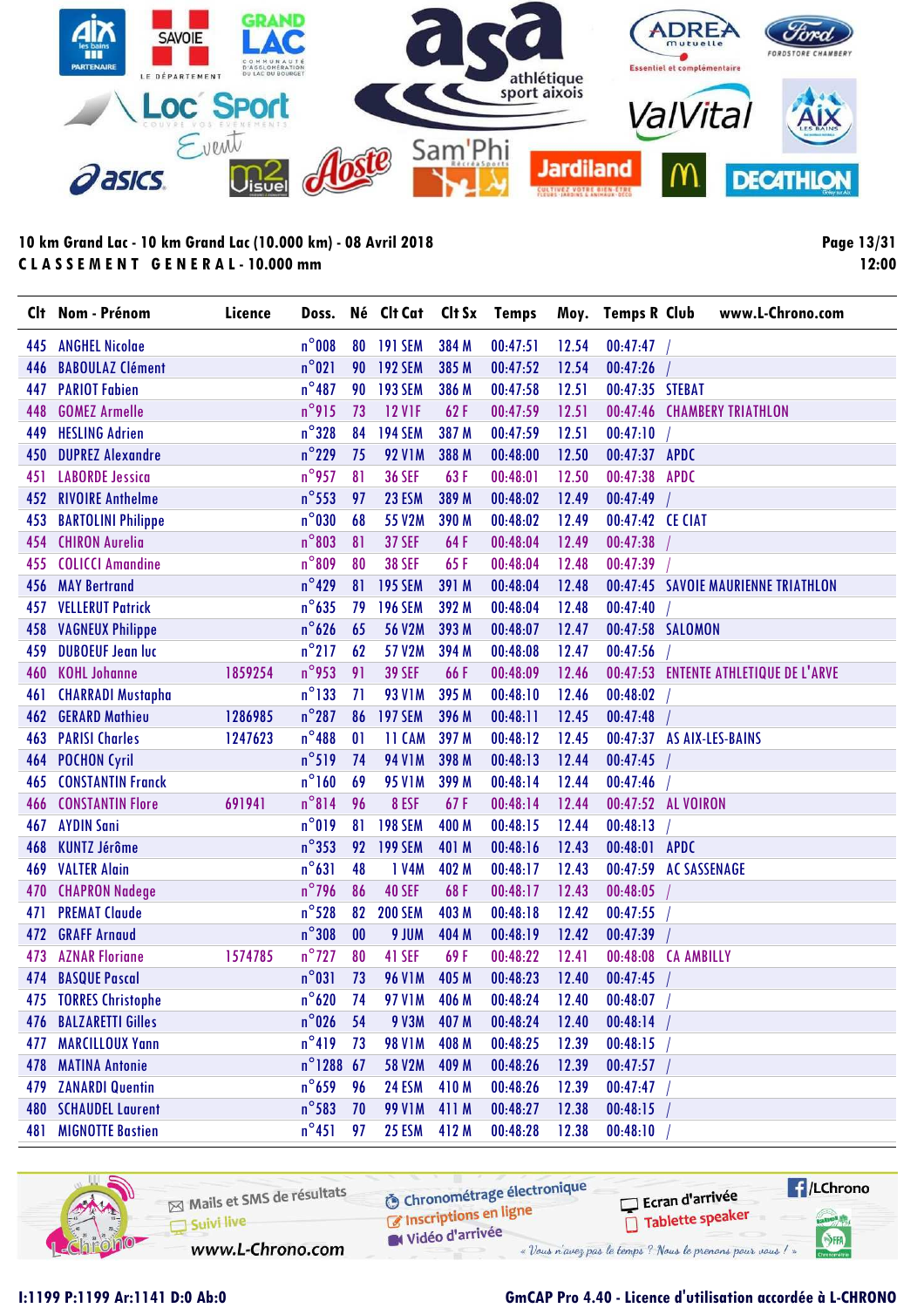10 km Grand Lac - 10 km Grand Lac (10.000 km) - 08 Avril 2018

**CLASSEMENT GENERAL - 10.000 mm**

| Clt | Nom - Prénom | Licence | Doss. | Né | Clt Cat | Clt Sx | Temps | Moy. | Temps R | Club |
|---|---|---|---|---|---|---|---|---|---|---|
| 445 | ANGHEL Nicolae | | n°008 | 80 | 191 SEM | 384 M | 00:47:51 | 12.54 | 00:47:47 | / |
| 446 | BABOULAZ Clément | | n°021 | 90 | 192 SEM | 385 M | 00:47:52 | 12.54 | 00:47:26 | / |
| 447 | PARIOT Fabien | | n°487 | 90 | 193 SEM | 386 M | 00:47:58 | 12.51 | 00:47:35 | STEBAT |
| 448 | GOMEZ Armelle | | n°915 | 73 | 12 V1F | 62 F | 00:47:59 | 12.51 | 00:47:46 | CHAMBERY TRIATHLON |
| 449 | HESLING Adrien | | n°328 | 84 | 194 SEM | 387 M | 00:47:59 | 12.51 | 00:47:10 | / |
| 450 | DUPREZ Alexandre | | n°229 | 75 | 92 V1M | 388 M | 00:48:00 | 12.50 | 00:47:37 | APDC |
| 451 | LABORDE Jessica | | n°957 | 81 | 36 SEF | 63 F | 00:48:01 | 12.50 | 00:47:38 | APDC |
| 452 | RIVOIRE Anthelme | | n°553 | 97 | 23 ESM | 389 M | 00:48:02 | 12.49 | 00:47:49 | / |
| 453 | BARTOLINI Philippe | | n°030 | 68 | 55 V2M | 390 M | 00:48:02 | 12.49 | 00:47:42 | CE CIAT |
| 454 | CHIRON Aurelia | | n°803 | 81 | 37 SEF | 64 F | 00:48:04 | 12.49 | 00:47:38 | / |
| 455 | COLICCI Amandine | | n°809 | 80 | 38 SEF | 65 F | 00:48:04 | 12.48 | 00:47:39 | / |
| 456 | MAY Bertrand | | n°429 | 81 | 195 SEM | 391 M | 00:48:04 | 12.48 | 00:47:45 | SAVOIE MAURIENNE TRIATHLON |
| 457 | VELLERUT Patrick | | n°635 | 79 | 196 SEM | 392 M | 00:48:04 | 12.48 | 00:47:40 | / |
| 458 | VAGNEUX Philippe | | n°626 | 65 | 56 V2M | 393 M | 00:48:07 | 12.47 | 00:47:58 | SALOMON |
| 459 | DUBOEUF Jean luc | | n°217 | 62 | 57 V2M | 394 M | 00:48:08 | 12.47 | 00:47:56 | / |
| 460 | KOHL Johanne | 1859254 | n°953 | 91 | 39 SEF | 66 F | 00:48:09 | 12.46 | 00:47:53 | ENTENTE ATHLETIQUE DE L'ARVE |
| 461 | CHARRADI Mustapha | | n°133 | 71 | 93 V1M | 395 M | 00:48:10 | 12.46 | 00:48:02 | / |
| 462 | GERARD Mathieu | 1286985 | n°287 | 86 | 197 SEM | 396 M | 00:48:11 | 12.45 | 00:47:48 | / |
| 463 | PARISI Charles | 1247623 | n°488 | 01 | 11 CAM | 397 M | 00:48:12 | 12.45 | 00:47:37 | AS AIX-LES-BAINS |
| 464 | POCHON Cyril | | n°519 | 74 | 94 V1M | 398 M | 00:48:13 | 12.44 | 00:47:45 | / |
| 465 | CONSTANTIN Franck | | n°160 | 69 | 95 V1M | 399 M | 00:48:14 | 12.44 | 00:47:46 | / |
| 466 | CONSTANTIN Flore | 691941 | n°814 | 96 | 8 ESF | 67 F | 00:48:14 | 12.44 | 00:47:52 | AL VOIRON |
| 467 | AYDIN Sani | | n°019 | 81 | 198 SEM | 400 M | 00:48:15 | 12.44 | 00:48:13 | / |
| 468 | KUNTZ Jérôme | | n°353 | 92 | 199 SEM | 401 M | 00:48:16 | 12.43 | 00:48:01 | APDC |
| 469 | VALTER Alain | | n°631 | 48 | 1 V4M | 402 M | 00:48:17 | 12.43 | 00:47:59 | AC SASSENAGE |
| 470 | CHAPRON Nadege | | n°796 | 86 | 40 SEF | 68 F | 00:48:17 | 12.43 | 00:48:05 | / |
| 471 | PREMAT Claude | | n°528 | 82 | 200 SEM | 403 M | 00:48:18 | 12.42 | 00:47:55 | / |
| 472 | GRAFF Arnaud | | n°308 | 00 | 9 JUM | 404 M | 00:48:19 | 12.42 | 00:47:39 | / |
| 473 | AZNAR Floriane | 1574785 | n°727 | 80 | 41 SEF | 69 F | 00:48:22 | 12.41 | 00:48:08 | CA AMBILLY |
| 474 | BASQUE Pascal | | n°031 | 73 | 96 V1M | 405 M | 00:48:23 | 12.40 | 00:47:45 | / |
| 475 | TORRES Christophe | | n°620 | 74 | 97 V1M | 406 M | 00:48:24 | 12.40 | 00:48:07 | / |
| 476 | BALZARETTI Gilles | | n°026 | 54 | 9 V3M | 407 M | 00:48:24 | 12.40 | 00:48:14 | / |
| 477 | MARCILLOUX Yann | | n°419 | 73 | 98 V1M | 408 M | 00:48:25 | 12.39 | 00:48:15 | / |
| 478 | MATINA Antonie | | n°1288 | 67 | 58 V2M | 409 M | 00:48:26 | 12.39 | 00:47:57 | / |
| 479 | ZANARDI Quentin | | n°659 | 96 | 24 ESM | 410 M | 00:48:26 | 12.39 | 00:47:47 | / |
| 480 | SCHAUDEL Laurent | | n°583 | 70 | 99 V1M | 411 M | 00:48:27 | 12.38 | 00:48:15 | / |
| 481 | MIGNOTTE Bastien | | n°451 | 97 | 25 ESM | 412 M | 00:48:28 | 12.38 | 00:48:10 | / |

I:1199 P:1199 Ar:1141 D:0 Ab:0

GmCAP Pro 4.40 - Licence d'utilisation accordée à L-CHRONO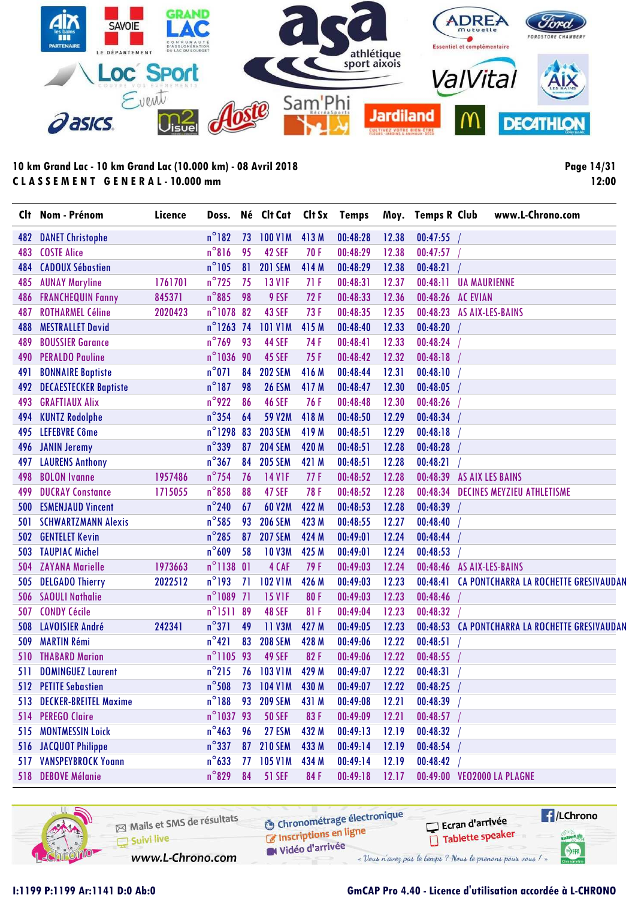10 km Grand Lac - 10 km Grand Lac (10.000 km) - 08 Avril 2018

CLASSEMENT GENERAL - 10.000 mm

12:00

| Clt | Nom - Prénom | Licence | Doss. | Né | Clt Cat | Clt Sx | Temps | Moy. | Temps R | Club |
|---|---|---|---|---|---|---|---|---|---|---|
| 482 | DANET Christophe | | n°182 | 73 | 100 V1M | 413 M | 00:48:28 | 12.38 | 00:47:55 | / |
| 483 | COSTE Alice | | n°816 | 95 | 42 SEF | 70 F | 00:48:29 | 12.38 | 00:47:57 | / |
| 484 | CADOUX Sébastien | | n°105 | 81 | 201 SEM | 414 M | 00:48:29 | 12.38 | 00:48:21 | / |
| 485 | AUNAY Maryline | 1761701 | n°725 | 75 | 13 V1F | 71 F | 00:48:31 | 12.37 | 00:48:11 | UA MAURIENNE |
| 486 | FRANCHEQUIN Fanny | 845371 | n°885 | 98 | 9 ESF | 72 F | 00:48:33 | 12.36 | 00:48:26 | AC EVIAN |
| 487 | ROTHARMEL Céline | 2020423 | n°1078 | 82 | 43 SEF | 73 F | 00:48:35 | 12.35 | 00:48:23 | AS AIX-LES-BAINS |
| 488 | MESTRALLET David | | n°1263 | 74 | 101 V1M | 415 M | 00:48:40 | 12.33 | 00:48:20 | / |
| 489 | BOUSSIER Garance | | n°769 | 93 | 44 SEF | 74 F | 00:48:41 | 12.33 | 00:48:24 | / |
| 490 | PERALDO Pauline | | n°1036 | 90 | 45 SEF | 75 F | 00:48:42 | 12.32 | 00:48:18 | / |
| 491 | BONNAIRE Baptiste | | n°071 | 84 | 202 SEM | 416 M | 00:48:44 | 12.31 | 00:48:10 | / |
| 492 | DECAESTECKER Baptiste | | n°187 | 98 | 26 ESM | 417 M | 00:48:47 | 12.30 | 00:48:05 | / |
| 493 | GRAFTIAUX Alix | | n°922 | 86 | 46 SEF | 76 F | 00:48:48 | 12.30 | 00:48:26 | / |
| 494 | KUNTZ Rodolphe | | n°354 | 64 | 59 V2M | 418 M | 00:48:50 | 12.29 | 00:48:34 | / |
| 495 | LEFEBVRE Côme | | n°1298 | 83 | 203 SEM | 419 M | 00:48:51 | 12.29 | 00:48:18 | / |
| 496 | JANIN Jeremy | | n°339 | 87 | 204 SEM | 420 M | 00:48:51 | 12.28 | 00:48:28 | / |
| 497 | LAURENS Anthony | | n°367 | 84 | 205 SEM | 421 M | 00:48:51 | 12.28 | 00:48:21 | / |
| 498 | BOLON Ivanne | 1957486 | n°754 | 76 | 14 V1F | 77 F | 00:48:52 | 12.28 | 00:48:39 | AS AIX LES BAINS |
| 499 | DUCRAY Constance | 1715055 | n°858 | 88 | 47 SEF | 78 F | 00:48:52 | 12.28 | 00:48:34 | DECINES MEYZIEU ATHLETISME |
| 500 | ESMENJAUD Vincent | | n°240 | 67 | 60 V2M | 422 M | 00:48:53 | 12.28 | 00:48:39 | / |
| 501 | SCHWARTZMANN Alexis | | n°585 | 93 | 206 SEM | 423 M | 00:48:55 | 12.27 | 00:48:40 | / |
| 502 | GENTELET Kevin | | n°285 | 87 | 207 SEM | 424 M | 00:49:01 | 12.24 | 00:48:44 | / |
| 503 | TAUPIAC Michel | | n°609 | 58 | 10 V3M | 425 M | 00:49:01 | 12.24 | 00:48:53 | / |
| 504 | ZAYANA Marielle | 1973663 | n°1138 | 01 | 4 CAF | 79 F | 00:49:03 | 12.24 | 00:48:46 | AS AIX-LES-BAINS |
| 505 | DELGADO Thierry | 2022512 | n°193 | 71 | 102 V1M | 426 M | 00:49:03 | 12.23 | 00:48:41 | CA PONTCHARRA LA ROCHETTE GRESIVAUDAN |
| 506 | SAOULI Nathalie | | n°1089 | 71 | 15 V1F | 80 F | 00:49:03 | 12.23 | 00:48:46 | / |
| 507 | CONDY Cécile | | n°1511 | 89 | 48 SEF | 81 F | 00:49:04 | 12.23 | 00:48:32 | / |
| 508 | LAVOISIER André | 242341 | n°371 | 49 | 11 V3M | 427 M | 00:49:05 | 12.23 | 00:48:53 | CA PONTCHARRA LA ROCHETTE GRESIVAUDAN |
| 509 | MARTIN Rémi | | n°421 | 83 | 208 SEM | 428 M | 00:49:06 | 12.22 | 00:48:51 | / |
| 510 | THABARD Marion | | n°1105 | 93 | 49 SEF | 82 F | 00:49:06 | 12.22 | 00:48:55 | / |
| 511 | DOMINGUEZ Laurent | | n°215 | 76 | 103 V1M | 429 M | 00:49:07 | 12.22 | 00:48:31 | / |
| 512 | PETITE Sebastien | | n°508 | 73 | 104 V1M | 430 M | 00:49:07 | 12.22 | 00:48:25 | / |
| 513 | DECKER-BREITEL Maxime | | n°188 | 93 | 209 SEM | 431 M | 00:49:08 | 12.21 | 00:48:39 | / |
| 514 | PEREGO Claire | | n°1037 | 93 | 50 SEF | 83 F | 00:49:09 | 12.21 | 00:48:57 | / |
| 515 | MONTMESSIN Loick | | n°463 | 96 | 27 ESM | 432 M | 00:49:13 | 12.19 | 00:48:32 | / |
| 516 | JACQUOT Philippe | | n°337 | 87 | 210 SEM | 433 M | 00:49:14 | 12.19 | 00:48:54 | / |
| 517 | VANSPEYBROCK Yoann | | n°633 | 77 | 105 V1M | 434 M | 00:49:14 | 12.19 | 00:48:42 | / |
| 518 | DEBOVE Mélanie | | n°829 | 84 | 51 SEF | 84 F | 00:49:18 | 12.17 | 00:49:00 | VEO2000 LA PLAGNE |

I:1199 P:1199 Ar:1141 D:0 Ab:0

GmCAP Pro 4.40 - Licence d'utilisation accordée à L-CHRONO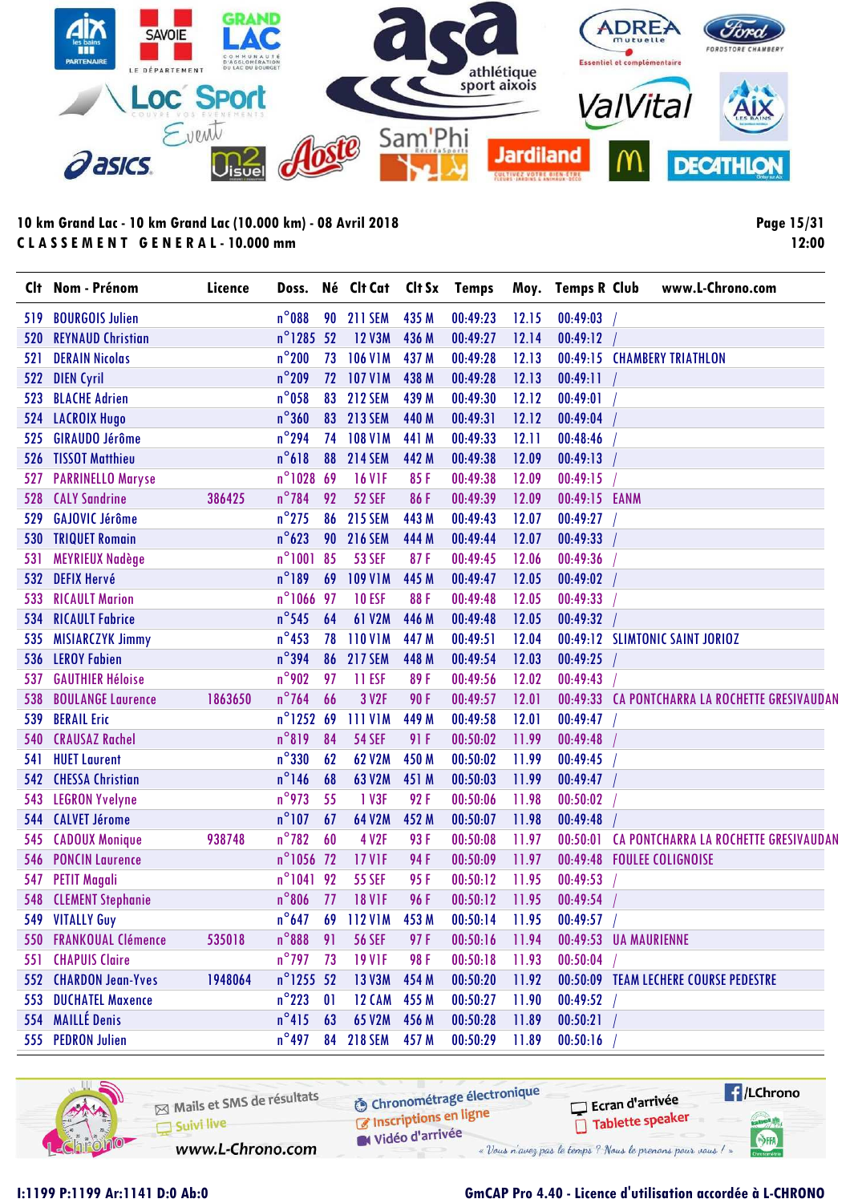10 km Grand Lac - 10 km Grand Lac (10.000 km) - 08 Avril 2018

**CLASSEMENT GENERAL - 10.000 mm**

12:00

| Clt | Nom - Prénom | Licence | Doss. | Né | Clt Cat | Clt Sx | Temps | Moy. | Temps R | Club |
|---|---|---|---|---|---|---|---|---|---|---|
| 519 | BOURGOIS Julien | | n°088 | 90 | 211 SEM | 435 M | 00:49:23 | 12.15 | 00:49:03 | / |
| 520 | REYNAUD Christian | | n°1285 | 52 | 12 V3M | 436 M | 00:49:27 | 12.14 | 00:49:12 | / |
| 521 | DERAIN Nicolas | | n°200 | 73 | 106 V1M | 437 M | 00:49:28 | 12.13 | 00:49:15 | CHAMBERY TRIATHLON |
| 522 | DIEN Cyril | | n°209 | 72 | 107 V1M | 438 M | 00:49:28 | 12.13 | 00:49:11 | / |
| 523 | BLACHE Adrien | | n°058 | 83 | 212 SEM | 439 M | 00:49:30 | 12.12 | 00:49:01 | / |
| 524 | LACROIX Hugo | | n°360 | 83 | 213 SEM | 440 M | 00:49:31 | 12.12 | 00:49:04 | / |
| 525 | GIRAUDO Jérôme | | n°294 | 74 | 108 V1M | 441 M | 00:49:33 | 12.11 | 00:48:46 | / |
| 526 | TISSOT Matthieu | | n°618 | 88 | 214 SEM | 442 M | 00:49:38 | 12.09 | 00:49:13 | / |
| 527 | PARRINELLO Maryse | | n°1028 | 69 | 16 V1F | 85 F | 00:49:38 | 12.09 | 00:49:15 | / |
| 528 | CALY Sandrine | 386425 | n°784 | 92 | 52 SEF | 86 F | 00:49:39 | 12.09 | 00:49:15 | EANM |
| 529 | GAJOVIC Jérôme | | n°275 | 86 | 215 SEM | 443 M | 00:49:43 | 12.07 | 00:49:27 | / |
| 530 | TRIQUET Romain | | n°623 | 90 | 216 SEM | 444 M | 00:49:44 | 12.07 | 00:49:33 | / |
| 531 | MEYRIEUX Nadège | | n°1001 | 85 | 53 SEF | 87 F | 00:49:45 | 12.06 | 00:49:36 | / |
| 532 | DEFIX Hervé | | n°189 | 69 | 109 V1M | 445 M | 00:49:47 | 12.05 | 00:49:02 | / |
| 533 | RICAULT Marion | | n°1066 | 97 | 10 ESF | 88 F | 00:49:48 | 12.05 | 00:49:33 | / |
| 534 | RICAULT Fabrice | | n°545 | 64 | 61 V2M | 446 M | 00:49:48 | 12.05 | 00:49:32 | / |
| 535 | MISIARCZYK Jimmy | | n°453 | 78 | 110 V1M | 447 M | 00:49:51 | 12.04 | 00:49:12 | SLIMTONIC SAINT JORIOZ |
| 536 | LEROY Fabien | | n°394 | 86 | 217 SEM | 448 M | 00:49:54 | 12.03 | 00:49:25 | / |
| 537 | GAUTHIER Héloïse | | n°902 | 97 | 11 ESF | 89 F | 00:49:56 | 12.02 | 00:49:43 | / |
| 538 | BOULANGE Laurence | 1863650 | n°764 | 66 | 3 V2F | 90 F | 00:49:57 | 12.01 | 00:49:33 | CA PONTCHARRA LA ROCHETTE GRESIVAUDAN |
| 539 | BERAIL Eric | | n°1252 | 69 | 111 V1M | 449 M | 00:49:58 | 12.01 | 00:49:47 | / |
| 540 | CRAUSAZ Rachel | | n°819 | 84 | 54 SEF | 91 F | 00:50:02 | 11.99 | 00:49:48 | / |
| 541 | HUET Laurent | | n°330 | 62 | 62 V2M | 450 M | 00:50:02 | 11.99 | 00:49:45 | / |
| 542 | CHESSA Christian | | n°146 | 68 | 63 V2M | 451 M | 00:50:03 | 11.99 | 00:49:47 | / |
| 543 | LEGRON Yvelyne | | n°973 | 55 | 1 V3F | 92 F | 00:50:06 | 11.98 | 00:50:02 | / |
| 544 | CALVET Jérome | | n°107 | 67 | 64 V2M | 452 M | 00:50:07 | 11.98 | 00:49:48 | / |
| 545 | CADOUX Monique | 938748 | n°782 | 60 | 4 V2F | 93 F | 00:50:08 | 11.97 | 00:50:01 | CA PONTCHARRA LA ROCHETTE GRESIVAUDAN |
| 546 | PONCIN Laurence | | n°1056 | 72 | 17 V1F | 94 F | 00:50:09 | 11.97 | 00:49:48 | FOULEE COLIGNOISE |
| 547 | PETIT Magali | | n°1041 | 92 | 55 SEF | 95 F | 00:50:12 | 11.95 | 00:49:53 | / |
| 548 | CLEMENT Stephanie | | n°806 | 77 | 18 V1F | 96 F | 00:50:12 | 11.95 | 00:49:54 | / |
| 549 | VITALLY Guy | | n°647 | 69 | 112 V1M | 453 M | 00:50:14 | 11.95 | 00:49:57 | / |
| 550 | FRANKOUAL Clémence | 535018 | n°888 | 91 | 56 SEF | 97 F | 00:50:16 | 11.94 | 00:49:53 | UA MAURIENNE |
| 551 | CHAPUIS Claire | | n°797 | 73 | 19 V1F | 98 F | 00:50:18 | 11.93 | 00:50:04 | / |
| 552 | CHARDON Jean-Yves | 1948064 | n°1255 | 52 | 13 V3M | 454 M | 00:50:20 | 11.92 | 00:50:09 | TEAM LECHERE COURSE PEDESTRE |
| 553 | DUCHATEL Maxence | | n°223 | 01 | 12 CAM | 455 M | 00:50:27 | 11.90 | 00:49:52 | / |
| 554 | MAILLÉ Denis | | n°415 | 63 | 65 V2M | 456 M | 00:50:28 | 11.89 | 00:50:21 | / |
| 555 | PEDRON Julien | | n°497 | 84 | 218 SEM | 457 M | 00:50:29 | 11.89 | 00:50:16 | / |

I:1199 P:1199 Ar:1141 D:0 Ab:0

GmCAP Pro 4.40 - Licence d'utilisation accordée à L-CHRONO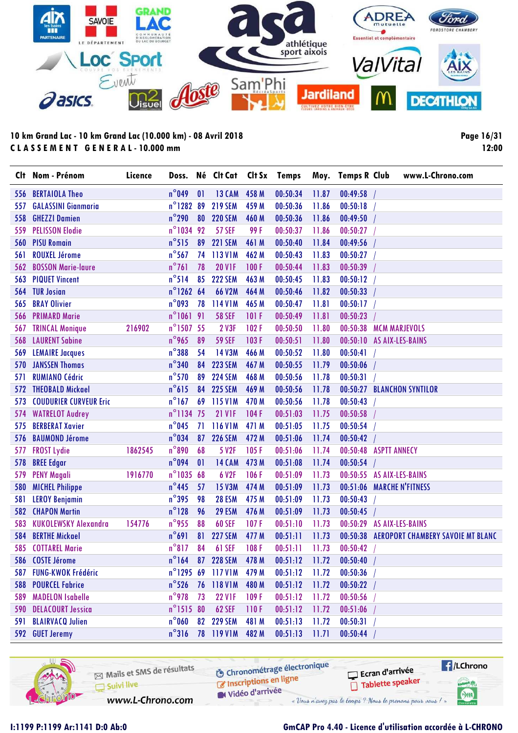10 km Grand Lac - 10 km Grand Lac (10.000 km) - 08 Avril 2018

CLASSEMENT GENERAL - 10.000 mm

12:00

| Clt | Nom - Prénom | Licence | Doss. | Né | Clt Cat | Clt Sx | Temps | Moy. | Temps R | Club | www.L-Chrono.com |
|---|---|---|---|---|---|---|---|---|---|---|---|
| 556 | BERTAIOLA Theo | | n°049 | 01 | 13 CAM | 458 M | 00:50:34 | 11.87 | 00:49:58 | / | |
| 557 | GALASSINI Gianmaria | | n°1282 | 89 | 219 SEM | 459 M | 00:50:36 | 11.86 | 00:50:18 | / | |
| 558 | GHEZZI Damien | | n°290 | 80 | 220 SEM | 460 M | 00:50:36 | 11.86 | 00:49:50 | / | |
| 559 | PELISSON Elodie | | n°1034 | 92 | 57 SEF | 99 F | 00:50:37 | 11.86 | 00:50:27 | / | |
| 560 | PISU Romain | | n°515 | 89 | 221 SEM | 461 M | 00:50:40 | 11.84 | 00:49:56 | / | |
| 561 | ROUXEL Jérome | | n°567 | 74 | 113 V1M | 462 M | 00:50:43 | 11.83 | 00:50:27 | / | |
| 562 | BOSSON Marie-laure | | n°761 | 78 | 20 V1F | 100 F | 00:50:44 | 11.83 | 00:50:39 | / | |
| 563 | PIQUET Vincent | | n°514 | 85 | 222 SEM | 463 M | 00:50:45 | 11.83 | 00:50:12 | / | |
| 564 | TUR Josian | | n°1262 | 64 | 66 V2M | 464 M | 00:50:46 | 11.82 | 00:50:33 | / | |
| 565 | BRAY Olivier | | n°093 | 78 | 114 V1M | 465 M | 00:50:47 | 11.81 | 00:50:17 | / | |
| 566 | PRIMARD Marie | | n°1061 | 91 | 58 SEF | 101 F | 00:50:49 | 11.81 | 00:50:23 | / | |
| 567 | TRINCAL Monique | 216902 | n°1507 | 55 | 2 V3F | 102 F | 00:50:50 | 11.80 | 00:50:38 | MCM MARJEVOLS | |
| 568 | LAURENT Sabine | | n°965 | 89 | 59 SEF | 103 F | 00:50:51 | 11.80 | 00:50:10 | AS AIX-LES-BAINS | |
| 569 | LEMAIRE Jacques | | n°388 | 54 | 14 V3M | 466 M | 00:50:52 | 11.80 | 00:50:41 | / | |
| 570 | JANSSEN Thomas | | n°340 | 84 | 223 SEM | 467 M | 00:50:55 | 11.79 | 00:50:06 | / | |
| 571 | RUMIANO Cédric | | n°570 | 89 | 224 SEM | 468 M | 00:50:56 | 11.78 | 00:50:31 | / | |
| 572 | THEOBALD Mickael | | n°615 | 84 | 225 SEM | 469 M | 00:50:56 | 11.78 | 00:50:27 | BLANCHON SYNTILOR | |
| 573 | COUDURIER CURVEUR Eric | | n°167 | 69 | 115 V1M | 470 M | 00:50:56 | 11.78 | 00:50:43 | / | |
| 574 | WATRELOT Audrey | | n°1134 | 75 | 21 V1F | 104 F | 00:51:03 | 11.75 | 00:50:58 | / | |
| 575 | BERBERAT Xavier | | n°045 | 71 | 116 V1M | 471 M | 00:51:05 | 11.75 | 00:50:54 | / | |
| 576 | BAUMOND Jérome | | n°034 | 87 | 226 SEM | 472 M | 00:51:06 | 11.74 | 00:50:42 | / | |
| 577 | FROST Lydie | 1862545 | n°890 | 68 | 5 V2F | 105 F | 00:51:06 | 11.74 | 00:50:48 | ASPTT ANNECY | |
| 578 | BREE Edgar | | n°094 | 01 | 14 CAM | 473 M | 00:51:08 | 11.74 | 00:50:54 | / | |
| 579 | PENY Magali | 1916770 | n°1035 | 68 | 6 V2F | 106 F | 00:51:09 | 11.73 | 00:50:55 | AS AIX-LES-BAINS | |
| 580 | MICHEL Philippe | | n°445 | 57 | 15 V3M | 474 M | 00:51:09 | 11.73 | 00:51:06 | MARCHE N'FITNESS | |
| 581 | LEROY Benjamin | | n°395 | 98 | 28 ESM | 475 M | 00:51:09 | 11.73 | 00:50:43 | / | |
| 582 | CHAPON Martin | | n°128 | 96 | 29 ESM | 476 M | 00:51:09 | 11.73 | 00:50:45 | / | |
| 583 | KUKOLEWSKY Alexandra | 154776 | n°955 | 88 | 60 SEF | 107 F | 00:51:10 | 11.73 | 00:50:29 | AS AIX-LES-BAINS | |
| 584 | BERTHE Mickael | | n°691 | 81 | 227 SEM | 477 M | 00:51:11 | 11.73 | 00:50:38 | AEROPORT CHAMBERY SAVOIE MT BLANC | |
| 585 | COTTAREL Marie | | n°817 | 84 | 61 SEF | 108 F | 00:51:11 | 11.73 | 00:50:42 | / | |
| 586 | COSTE Jérome | | n°164 | 87 | 228 SEM | 478 M | 00:51:12 | 11.72 | 00:50:40 | / | |
| 587 | FUNG-KWOK Frédéric | | n°1295 | 69 | 117 V1M | 479 M | 00:51:12 | 11.72 | 00:50:36 | / | |
| 588 | POURCEL Fabrice | | n°526 | 76 | 118 V1M | 480 M | 00:51:12 | 11.72 | 00:50:22 | / | |
| 589 | MADELON Isabelle | | n°978 | 73 | 22 V1F | 109 F | 00:51:12 | 11.72 | 00:50:56 | / | |
| 590 | DELACOURT Jessica | | n°1515 | 80 | 62 SEF | 110 F | 00:51:12 | 11.72 | 00:51:06 | / | |
| 591 | BLAIRVACQ Julien | | n°060 | 82 | 229 SEM | 481 M | 00:51:13 | 11.72 | 00:50:31 | / | |
| 592 | GUET Jeremy | | n°316 | 78 | 119 V1M | 482 M | 00:51:13 | 11.71 | 00:50:44 | / | |

I:1199 P:1199 Ar:1141 D:0 Ab:0

GmCAP Pro 4.40 - Licence d'utilisation accordée à L-CHRONO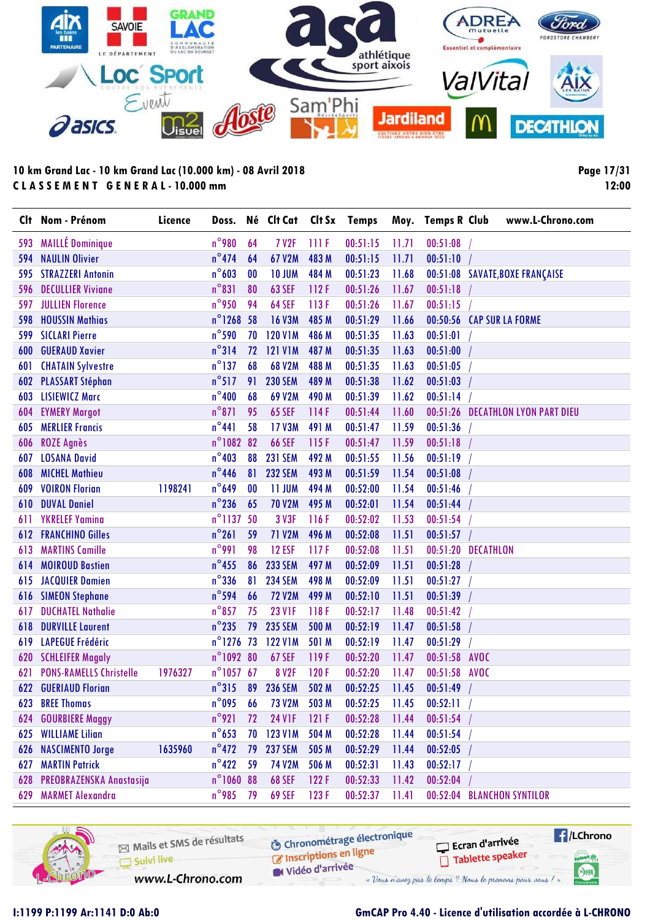10 km Grand Lac - 10 km Grand Lac (10.000 km) - 08 Avril 2018

**CLASSEMENT GENERAL - 10.000 mm**

| Clt | Nom - Prénom | Licence | Doss. | Né | Clt Cat | Clt Sx | Temps | Moy. | Temps R | Club |
|---|---|---|---|---|---|---|---|---|---|---|
| 593 | MAILLÉ Dominique | | n°980 | 64 | 7 V2F | 111 F | 00:51:15 | 11.71 | 00:51:08 | / |
| 594 | NAULIN Olivier | | n°474 | 64 | 67 V2M | 483 M | 00:51:15 | 11.71 | 00:51:10 | / |
| 595 | STRAZZERI Antonin | | n°603 | 00 | 10 JUM | 484 M | 00:51:23 | 11.68 | 00:51:08 | SAVATE,BOXE FRANÇAISE |
| 596 | DECULLIER Viviane | | n°831 | 80 | 63 SEF | 112 F | 00:51:26 | 11.67 | 00:51:18 | / |
| 597 | JULLIEN Florence | | n°950 | 94 | 64 SEF | 113 F | 00:51:26 | 11.67 | 00:51:15 | / |
| 598 | HOUSSIN Mathias | | n°1268 | 58 | 16 V3M | 485 M | 00:51:29 | 11.66 | 00:50:56 | CAP SUR LA FORME |
| 599 | SICLARI Pierre | | n°590 | 70 | 120 V1M | 486 M | 00:51:35 | 11.63 | 00:51:01 | / |
| 600 | GUERAUD Xavier | | n°314 | 72 | 121 V1M | 487 M | 00:51:35 | 11.63 | 00:51:00 | / |
| 601 | CHATAIN Sylvestre | | n°137 | 68 | 68 V2M | 488 M | 00:51:35 | 11.63 | 00:51:05 | / |
| 602 | PLASSART Stéphan | | n°517 | 91 | 230 SEM | 489 M | 00:51:38 | 11.62 | 00:51:03 | / |
| 603 | LISIEWICZ Marc | | n°400 | 68 | 69 V2M | 490 M | 00:51:39 | 11.62 | 00:51:14 | / |
| 604 | EYMERY Margot | | n°871 | 95 | 65 SEF | 114 F | 00:51:44 | 11.60 | 00:51:26 | DECATHLON LYON PART DIEU |
| 605 | MERLIER Francis | | n°441 | 58 | 17 V3M | 491 M | 00:51:47 | 11.59 | 00:51:36 | / |
| 606 | ROZE Agnès | | n°1082 | 82 | 66 SEF | 115 F | 00:51:47 | 11.59 | 00:51:18 | / |
| 607 | LOSANA David | | n°403 | 88 | 231 SEM | 492 M | 00:51:55 | 11.56 | 00:51:19 | / |
| 608 | MICHEL Mathieu | | n°446 | 81 | 232 SEM | 493 M | 00:51:59 | 11.54 | 00:51:08 | / |
| 609 | VOIRON Florian | 1198241 | n°649 | 00 | 11 JUM | 494 M | 00:52:00 | 11.54 | 00:51:46 | / |
| 610 | DUVAL Daniel | | n°236 | 65 | 70 V2M | 495 M | 00:52:01 | 11.54 | 00:51:44 | / |
| 611 | YKRELEF Yamina | | n°1137 | 50 | 3 V3F | 116 F | 00:52:02 | 11.53 | 00:51:54 | / |
| 612 | FRANCHINO Gilles | | n°261 | 59 | 71 V2M | 496 M | 00:52:08 | 11.51 | 00:51:57 | / |
| 613 | MARTINS Camille | | n°991 | 98 | 12 ESF | 117 F | 00:52:08 | 11.51 | 00:51:20 | DECATHLON |
| 614 | MOIROUD Bastien | | n°455 | 86 | 233 SEM | 497 M | 00:52:09 | 11.51 | 00:51:28 | / |
| 615 | JACQUIER Damien | | n°336 | 81 | 234 SEM | 498 M | 00:52:09 | 11.51 | 00:51:27 | / |
| 616 | SIMEON Stephane | | n°594 | 66 | 72 V2M | 499 M | 00:52:10 | 11.51 | 00:51:39 | / |
| 617 | DUCHATEL Nathalie | | n°857 | 75 | 23 V1F | 118 F | 00:52:17 | 11.48 | 00:51:42 | / |
| 618 | DURVILLE Laurent | | n°235 | 79 | 235 SEM | 500 M | 00:52:19 | 11.47 | 00:51:58 | / |
| 619 | LAPEGUE Frédéric | | n°1276 | 73 | 122 V1M | 501 M | 00:52:19 | 11.47 | 00:51:29 | / |
| 620 | SCHLEIFER Magaly | | n°1092 | 80 | 67 SEF | 119 F | 00:52:20 | 11.47 | 00:51:58 | AVOC |
| 621 | PONS-RAMELLS Christelle | 1976327 | n°1057 | 67 | 8 V2F | 120 F | 00:52:20 | 11.47 | 00:51:58 | AVOC |
| 622 | GUERIAUD Florian | | n°315 | 89 | 236 SEM | 502 M | 00:52:25 | 11.45 | 00:51:49 | / |
| 623 | BREE Thomas | | n°095 | 66 | 73 V2M | 503 M | 00:52:25 | 11.45 | 00:52:11 | / |
| 624 | GOURBIERE Maggy | | n°921 | 72 | 24 V1F | 121 F | 00:52:28 | 11.44 | 00:51:54 | / |
| 625 | WILLIAME Lilian | | n°653 | 70 | 123 V1M | 504 M | 00:52:28 | 11.44 | 00:51:54 | / |
| 626 | NASCIMENTO Jorge | 1635960 | n°472 | 79 | 237 SEM | 505 M | 00:52:29 | 11.44 | 00:52:05 | / |
| 627 | MARTIN Patrick | | n°422 | 59 | 74 V2M | 506 M | 00:52:31 | 11.43 | 00:52:17 | / |
| 628 | PREOBRAZENSKA Anastasija | | n°1060 | 88 | 68 SEF | 122 F | 00:52:33 | 11.42 | 00:52:04 | / |
| 629 | MARMET Alexandra | | n°985 | 79 | 69 SEF | 123 F | 00:52:37 | 11.41 | 00:52:04 | BLANCHON SYNTILOR |

I:1199 P:1199 Ar:1141 D:0 Ab:0

GmCAP Pro 4.40 - Licence d'utilisation accordée à L-CHRONO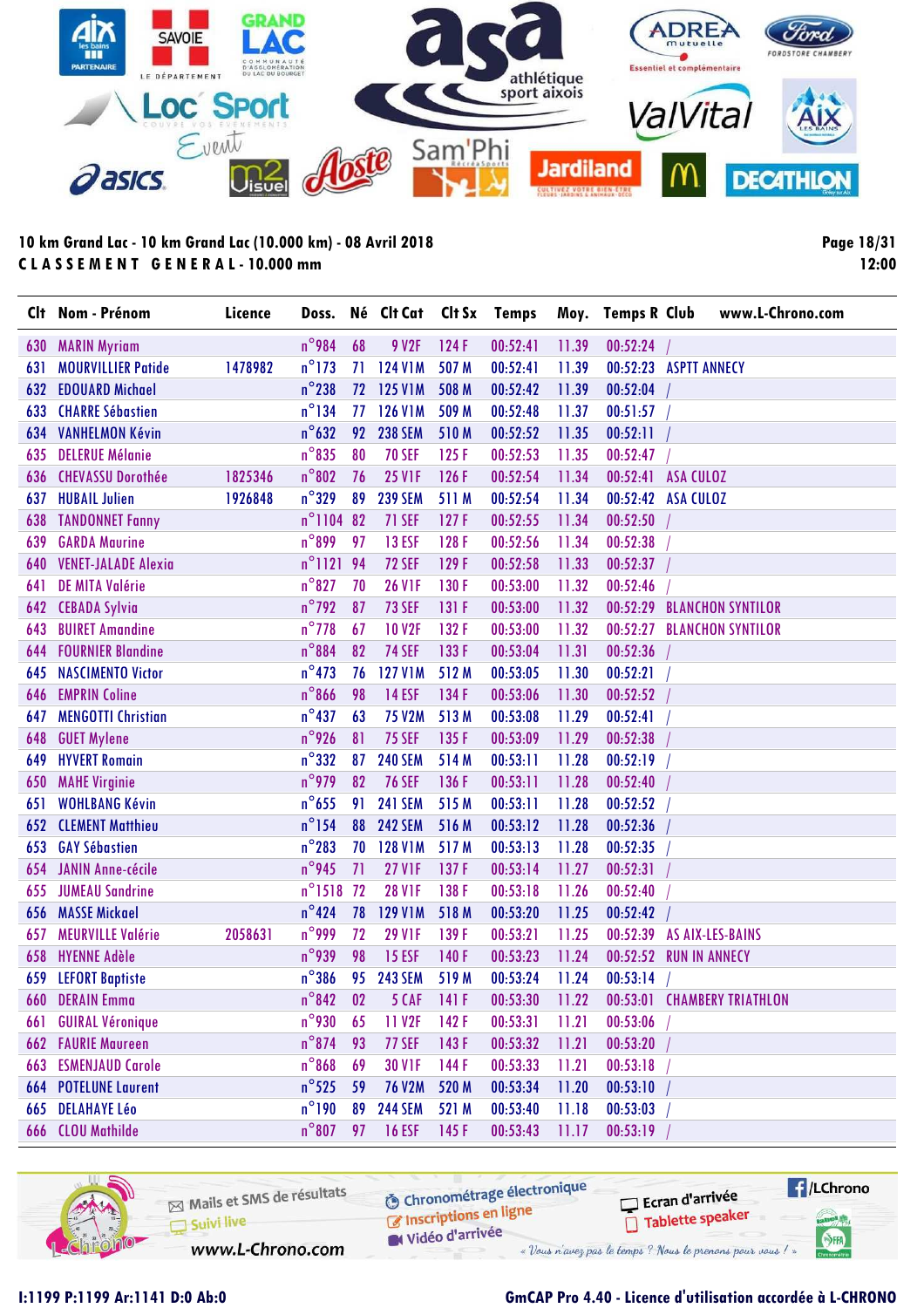10 km Grand Lac - 10 km Grand Lac (10.000 km) - 08 Avril 2018

**CLASSEMENT GENERAL - 10.000 mm**

| Clt | Nom - Prénom | Licence | Doss. | Né | Clt Cat | Clt Sx | Temps | Moy. | Temps R | Club |
|---|---|---|---|---|---|---|---|---|---|---|
| 630 | MARIN Myriam | | n°984 | 68 | 9 V2F | 124 F | 00:52:41 | 11.39 | 00:52:24 | / |
| 631 | MOURVILLIER Patide | 1478982 | n°173 | 71 | 124 V1M | 507 M | 00:52:41 | 11.39 | 00:52:23 | ASPTT ANNECY |
| 632 | EDOUARD Michael | | n°238 | 72 | 125 V1M | 508 M | 00:52:42 | 11.39 | 00:52:04 | / |
| 633 | CHARRE Sébastien | | n°134 | 77 | 126 V1M | 509 M | 00:52:48 | 11.37 | 00:51:57 | / |
| 634 | VANHELMON Kévin | | n°632 | 92 | 238 SEM | 510 M | 00:52:52 | 11.35 | 00:52:11 | / |
| 635 | DELERUE Mélanie | | n°835 | 80 | 70 SEF | 125 F | 00:52:53 | 11.35 | 00:52:47 | / |
| 636 | CHEVASSU Dorothée | 1825346 | n°802 | 76 | 25 V1F | 126 F | 00:52:54 | 11.34 | 00:52:41 | ASA CULOZ |
| 637 | HUBAIL Julien | 1926848 | n°329 | 89 | 239 SEM | 511 M | 00:52:54 | 11.34 | 00:52:42 | ASA CULOZ |
| 638 | TANDONNET Fanny | | n°1104 | 82 | 71 SEF | 127 F | 00:52:55 | 11.34 | 00:52:50 | / |
| 639 | GARDA Maurine | | n°899 | 97 | 13 ESF | 128 F | 00:52:56 | 11.34 | 00:52:38 | / |
| 640 | VENET-JALADE Alexia | | n°1121 | 94 | 72 SEF | 129 F | 00:52:58 | 11.33 | 00:52:37 | / |
| 641 | DE MITA Valérie | | n°827 | 70 | 26 V1F | 130 F | 00:53:00 | 11.32 | 00:52:46 | / |
| 642 | CEBADA Sylvia | | n°792 | 87 | 73 SEF | 131 F | 00:53:00 | 11.32 | 00:52:29 | BLANCHON SYNTILOR |
| 643 | BUIRET Amandine | | n°778 | 67 | 10 V2F | 132 F | 00:53:00 | 11.32 | 00:52:27 | BLANCHON SYNTILOR |
| 644 | FOURNIER Blandine | | n°884 | 82 | 74 SEF | 133 F | 00:53:04 | 11.31 | 00:52:36 | / |
| 645 | NASCIMENTO Victor | | n°473 | 76 | 127 V1M | 512 M | 00:53:05 | 11.30 | 00:52:21 | / |
| 646 | EMPRIN Coline | | n°866 | 98 | 14 ESF | 134 F | 00:53:06 | 11.30 | 00:52:52 | / |
| 647 | MENGOTTI Christian | | n°437 | 63 | 75 V2M | 513 M | 00:53:08 | 11.29 | 00:52:41 | / |
| 648 | GUET Mylene | | n°926 | 81 | 75 SEF | 135 F | 00:53:09 | 11.29 | 00:52:38 | / |
| 649 | HYVERT Romain | | n°332 | 87 | 240 SEM | 514 M | 00:53:11 | 11.28 | 00:52:19 | / |
| 650 | MAHE Virginie | | n°979 | 82 | 76 SEF | 136 F | 00:53:11 | 11.28 | 00:52:40 | / |
| 651 | WOHLBANG Kévin | | n°655 | 91 | 241 SEM | 515 M | 00:53:11 | 11.28 | 00:52:52 | / |
| 652 | CLEMENT Matthieu | | n°154 | 88 | 242 SEM | 516 M | 00:53:12 | 11.28 | 00:52:36 | / |
| 653 | GAY Sébastien | | n°283 | 70 | 128 V1M | 517 M | 00:53:13 | 11.28 | 00:52:35 | / |
| 654 | JANIN Anne-cécile | | n°945 | 71 | 27 V1F | 137 F | 00:53:14 | 11.27 | 00:52:31 | / |
| 655 | JUMEAU Sandrine | | n°1518 | 72 | 28 V1F | 138 F | 00:53:18 | 11.26 | 00:52:40 | / |
| 656 | MASSE Mickael | | n°424 | 78 | 129 V1M | 518 M | 00:53:20 | 11.25 | 00:52:42 | / |
| 657 | MEURVILLE Valérie | 2058631 | n°999 | 72 | 29 V1F | 139 F | 00:53:21 | 11.25 | 00:52:39 | AS AIX-LES-BAINS |
| 658 | HYENNE Adèle | | n°939 | 98 | 15 ESF | 140 F | 00:53:23 | 11.24 | 00:52:52 | RUN IN ANNECY |
| 659 | LEFORT Baptiste | | n°386 | 95 | 243 SEM | 519 M | 00:53:24 | 11.24 | 00:53:14 | / |
| 660 | DERAIN Emma | | n°842 | 02 | 5 CAF | 141 F | 00:53:30 | 11.22 | 00:53:01 | CHAMBERY TRIATHLON |
| 661 | GUIRAL Véronique | | n°930 | 65 | 11 V2F | 142 F | 00:53:31 | 11.21 | 00:53:06 | / |
| 662 | FAURIE Maureen | | n°874 | 93 | 77 SEF | 143 F | 00:53:32 | 11.21 | 00:53:20 | / |
| 663 | ESMENJAUD Carole | | n°868 | 69 | 30 V1F | 144 F | 00:53:33 | 11.21 | 00:53:18 | / |
| 664 | POTELUNE Laurent | | n°525 | 59 | 76 V2M | 520 M | 00:53:34 | 11.20 | 00:53:10 | / |
| 665 | DELAHAYE Léo | | n°190 | 89 | 244 SEM | 521 M | 00:53:40 | 11.18 | 00:53:03 | / |
| 666 | CLOU Mathilde | | n°807 | 97 | 16 ESF | 145 F | 00:53:43 | 11.17 | 00:53:19 | / |

I:1199 P:1199 Ar:1141 D:0 Ab:0

GmCAP Pro 4.40 - Licence d'utilisation accordée à L-CHRONO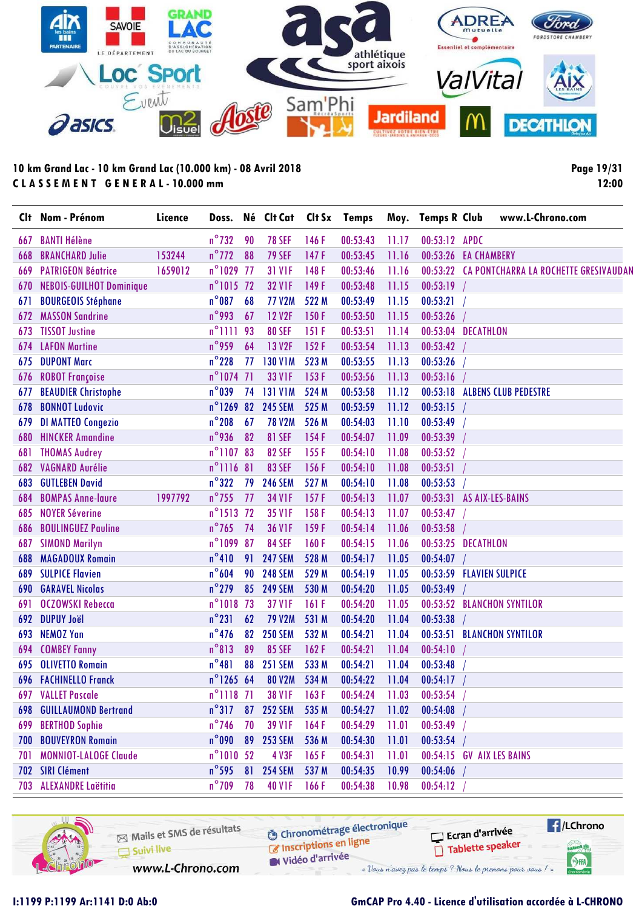**10 km Grand Lac - 10 km Grand Lac (10.000 km) - 08 Avril 2018**

**CLASSEMENT GENERAL - 10.000 mm**

12:00

| Clt | Nom - Prénom | Licence | Doss. | Né | Clt Cat | Clt Sx | Temps | Moy. | Temps R | Club www.L-Chrono.com |
|---|---|---|---|---|---|---|---|---|---|---|
| 667 | BANTI Hélène | | n°732 | 90 | 78 SEF | 146 F | 00:53:43 | 11.17 | 00:53:12 | APDC |
| 668 | BRANCHARD Julie | 153244 | n°772 | 88 | 79 SEF | 147 F | 00:53:45 | 11.16 | 00:53:26 | EA CHAMBERY |
| 669 | PATRIGEON Béatrice | 1659012 | n°1029 | 77 | 31 V1F | 148 F | 00:53:46 | 11.16 | 00:53:22 | CA PONTCHARRA LA ROCHETTE GRESIVAUDAN |
| 670 | NEBOIS-GUILHOT Dominique | | n°1015 | 72 | 32 V1F | 149 F | 00:53:48 | 11.15 | 00:53:19 | / |
| 671 | BOURGEOIS Stéphane | | n°087 | 68 | 77 V2M | 522 M | 00:53:49 | 11.15 | 00:53:21 | / |
| 672 | MASSON Sandrine | | n°993 | 67 | 12 V2F | 150 F | 00:53:50 | 11.15 | 00:53:26 | / |
| 673 | TISSOT Justine | | n°1111 | 93 | 80 SEF | 151 F | 00:53:51 | 11.14 | 00:53:04 | DECATHLON |
| 674 | LAFON Martine | | n°959 | 64 | 13 V2F | 152 F | 00:53:54 | 11.13 | 00:53:42 | / |
| 675 | DUPONT Marc | | n°228 | 77 | 130 V1M | 523 M | 00:53:55 | 11.13 | 00:53:26 | / |
| 676 | ROBOT Françoise | | n°1074 | 71 | 33 V1F | 153 F | 00:53:56 | 11.13 | 00:53:16 | / |
| 677 | BEAUDIER Christophe | | n°039 | 74 | 131 V1M | 524 M | 00:53:58 | 11.12 | 00:53:18 | ALBENS CLUB PEDESTRE |
| 678 | BONNOT Ludovic | | n°1269 | 82 | 245 SEM | 525 M | 00:53:59 | 11.12 | 00:53:15 | / |
| 679 | DI MATTEO Congezio | | n°208 | 67 | 78 V2M | 526 M | 00:54:03 | 11.10 | 00:53:49 | / |
| 680 | HINCKER Amandine | | n°936 | 82 | 81 SEF | 154 F | 00:54:07 | 11.09 | 00:53:39 | / |
| 681 | THOMAS Audrey | | n°1107 | 83 | 82 SEF | 155 F | 00:54:10 | 11.08 | 00:53:52 | / |
| 682 | VAGNARD Aurélie | | n°1116 | 81 | 83 SEF | 156 F | 00:54:10 | 11.08 | 00:53:51 | / |
| 683 | GUTLEBEN David | | n°322 | 79 | 246 SEM | 527 M | 00:54:10 | 11.08 | 00:53:53 | / |
| 684 | BOMPAS Anne-laure | 1997792 | n°755 | 77 | 34 V1F | 157 F | 00:54:13 | 11.07 | 00:53:31 | AS AIX-LES-BAINS |
| 685 | NOYER Séverine | | n°1513 | 72 | 35 V1F | 158 F | 00:54:13 | 11.07 | 00:53:47 | / |
| 686 | BOULINGUEZ Pauline | | n°765 | 74 | 36 V1F | 159 F | 00:54:14 | 11.06 | 00:53:58 | / |
| 687 | SIMOND Marilyn | | n°1099 | 87 | 84 SEF | 160 F | 00:54:15 | 11.06 | 00:53:25 | DECATHLON |
| 688 | MAGADOUX Romain | | n°410 | 91 | 247 SEM | 528 M | 00:54:17 | 11.05 | 00:54:07 | / |
| 689 | SULPICE Flavien | | n°604 | 90 | 248 SEM | 529 M | 00:54:19 | 11.05 | 00:53:59 | FLAVIEN SULPICE |
| 690 | GARAVEL Nicolas | | n°279 | 85 | 249 SEM | 530 M | 00:54:20 | 11.05 | 00:53:49 | / |
| 691 | OCZOWSKI Rebecca | | n°1018 | 73 | 37 V1F | 161 F | 00:54:20 | 11.05 | 00:53:52 | BLANCHON SYNTILOR |
| 692 | DUPUY Joël | | n°231 | 62 | 79 V2M | 531 M | 00:54:20 | 11.04 | 00:53:38 | / |
| 693 | NEMOZ Yan | | n°476 | 82 | 250 SEM | 532 M | 00:54:21 | 11.04 | 00:53:51 | BLANCHON SYNTILOR |
| 694 | COMBEY Fanny | | n°813 | 89 | 85 SEF | 162 F | 00:54:21 | 11.04 | 00:54:10 | / |
| 695 | OLIVETTO Romain | | n°481 | 88 | 251 SEM | 533 M | 00:54:21 | 11.04 | 00:53:48 | / |
| 696 | FACHINELLO Franck | | n°1265 | 64 | 80 V2M | 534 M | 00:54:22 | 11.04 | 00:54:17 | / |
| 697 | VALLET Pascale | | n°1118 | 71 | 38 V1F | 163 F | 00:54:24 | 11.03 | 00:53:54 | / |
| 698 | GUILLAUMOND Bertrand | | n°317 | 87 | 252 SEM | 535 M | 00:54:27 | 11.02 | 00:54:08 | / |
| 699 | BERTHOD Sophie | | n°746 | 70 | 39 V1F | 164 F | 00:54:29 | 11.01 | 00:53:49 | / |
| 700 | BOUVEYRON Romain | | n°090 | 89 | 253 SEM | 536 M | 00:54:30 | 11.01 | 00:53:54 | / |
| 701 | MONNIOT-LALOGE Claude | | n°1010 | 52 | 4 V3F | 165 F | 00:54:31 | 11.01 | 00:54:15 | GV AIX LES BAINS |
| 702 | SIRI Clément | | n°595 | 81 | 254 SEM | 537 M | 00:54:35 | 10.99 | 00:54:06 | / |
| 703 | ALEXANDRE Laëtitia | | n°709 | 78 | 40 V1F | 166 F | 00:54:38 | 10.98 | 00:54:12 | / |

Mails et SMS de résultats · Suivi live · www.L-Chrono.com · Chronométrage électronique · Inscriptions en ligne · Vidéo d'arrivée · Ecran d'arrivée · Tablette speaker · /LChrono

« Vous n'avez pas le temps ? Nous le prenons pour vous ! »

I:1199 P:1199 Ar:1141 D:0 Ab:0

GmCAP Pro 4.40 - Licence d'utilisation accordée à L-CHRONO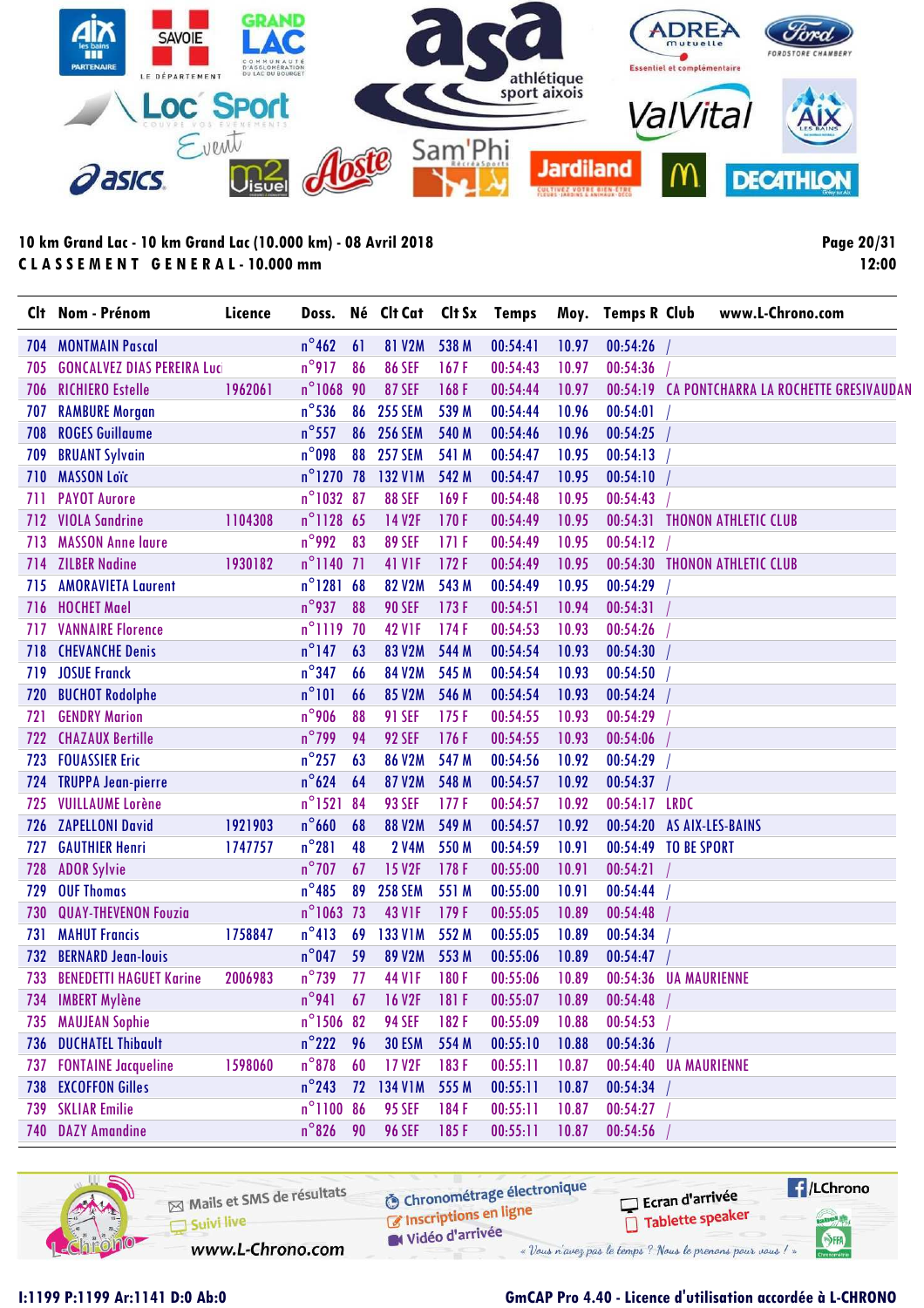10 km Grand Lac - 10 km Grand Lac (10.000 km) - 08 Avril 2018

CLASSEMENT GENERAL - 10.000 mm

12:00

| Clt | Nom - Prénom | Licence | Doss. | Né | Clt Cat | Clt Sx | Temps | Moy. | Temps R | Club |
|---|---|---|---|---|---|---|---|---|---|---|
| 704 | MONTMAIN Pascal | | n°462 | 61 | 81 V2M | 538 M | 00:54:41 | 10.97 | 00:54:26 | / |
| 705 | GONCALVEZ DIAS PEREIRA Luci | | n°917 | 86 | 86 SEF | 167 F | 00:54:43 | 10.97 | 00:54:36 | / |
| 706 | RICHIERO Estelle | 1962061 | n°1068 | 90 | 87 SEF | 168 F | 00:54:44 | 10.97 | 00:54:19 | CA PONTCHARRA LA ROCHETTE GRESIVAUDAN |
| 707 | RAMBURE Morgan | | n°536 | 86 | 255 SEM | 539 M | 00:54:44 | 10.96 | 00:54:01 | / |
| 708 | ROGES Guillaume | | n°557 | 86 | 256 SEM | 540 M | 00:54:46 | 10.96 | 00:54:25 | / |
| 709 | BRUANT Sylvain | | n°098 | 88 | 257 SEM | 541 M | 00:54:47 | 10.95 | 00:54:13 | / |
| 710 | MASSON Loïc | | n°1270 | 78 | 132 V1M | 542 M | 00:54:47 | 10.95 | 00:54:10 | / |
| 711 | PAYOT Aurore | | n°1032 | 87 | 88 SEF | 169 F | 00:54:48 | 10.95 | 00:54:43 | / |
| 712 | VIOLA Sandrine | 1104308 | n°1128 | 65 | 14 V2F | 170 F | 00:54:49 | 10.95 | 00:54:31 | THONON ATHLETIC CLUB |
| 713 | MASSON Anne laure | | n°992 | 83 | 89 SEF | 171 F | 00:54:49 | 10.95 | 00:54:12 | / |
| 714 | ZILBER Nadine | 1930182 | n°1140 | 71 | 41 V1F | 172 F | 00:54:49 | 10.95 | 00:54:30 | THONON ATHLETIC CLUB |
| 715 | AMORAVIETA Laurent | | n°1281 | 68 | 82 V2M | 543 M | 00:54:49 | 10.95 | 00:54:29 | / |
| 716 | HOCHET Mael | | n°937 | 88 | 90 SEF | 173 F | 00:54:51 | 10.94 | 00:54:31 | / |
| 717 | VANNAIRE Florence | | n°1119 | 70 | 42 V1F | 174 F | 00:54:53 | 10.93 | 00:54:26 | / |
| 718 | CHEVANCHE Denis | | n°147 | 63 | 83 V2M | 544 M | 00:54:54 | 10.93 | 00:54:30 | / |
| 719 | JOSUE Franck | | n°347 | 66 | 84 V2M | 545 M | 00:54:54 | 10.93 | 00:54:50 | / |
| 720 | BUCHOT Rodolphe | | n°101 | 66 | 85 V2M | 546 M | 00:54:54 | 10.93 | 00:54:24 | / |
| 721 | GENDRY Marion | | n°906 | 88 | 91 SEF | 175 F | 00:54:55 | 10.93 | 00:54:29 | / |
| 722 | CHAZAUX Bertille | | n°799 | 94 | 92 SEF | 176 F | 00:54:55 | 10.93 | 00:54:06 | / |
| 723 | FOUASSIER Eric | | n°257 | 63 | 86 V2M | 547 M | 00:54:56 | 10.92 | 00:54:29 | / |
| 724 | TRUPPA Jean-pierre | | n°624 | 64 | 87 V2M | 548 M | 00:54:57 | 10.92 | 00:54:37 | / |
| 725 | VUILLAUME Lorène | | n°1521 | 84 | 93 SEF | 177 F | 00:54:57 | 10.92 | 00:54:17 | LRDC |
| 726 | ZAPELLONI David | 1921903 | n°660 | 68 | 88 V2M | 549 M | 00:54:57 | 10.92 | 00:54:20 | AS AIX-LES-BAINS |
| 727 | GAUTHIER Henri | 1747757 | n°281 | 48 | 2 V4M | 550 M | 00:54:59 | 10.91 | 00:54:49 | TO BE SPORT |
| 728 | ADOR Sylvie | | n°707 | 67 | 15 V2F | 178 F | 00:55:00 | 10.91 | 00:54:21 | / |
| 729 | OUF Thomas | | n°485 | 89 | 258 SEM | 551 M | 00:55:00 | 10.91 | 00:54:44 | / |
| 730 | QUAY-THEVENON Fouzia | | n°1063 | 73 | 43 V1F | 179 F | 00:55:05 | 10.89 | 00:54:48 | / |
| 731 | MAHUT Francis | 1758847 | n°413 | 69 | 133 V1M | 552 M | 00:55:05 | 10.89 | 00:54:34 | / |
| 732 | BERNARD Jean-louis | | n°047 | 59 | 89 V2M | 553 M | 00:55:06 | 10.89 | 00:54:47 | / |
| 733 | BENEDETTI HAGUET Karine | 2006983 | n°739 | 77 | 44 V1F | 180 F | 00:55:06 | 10.89 | 00:54:36 | UA MAURIENNE |
| 734 | IMBERT Mylène | | n°941 | 67 | 16 V2F | 181 F | 00:55:07 | 10.89 | 00:54:48 | / |
| 735 | MAUJEAN Sophie | | n°1506 | 82 | 94 SEF | 182 F | 00:55:09 | 10.88 | 00:54:53 | / |
| 736 | DUCHATEL Thibault | | n°222 | 96 | 30 ESM | 554 M | 00:55:10 | 10.88 | 00:54:36 | / |
| 737 | FONTAINE Jacqueline | 1598060 | n°878 | 60 | 17 V2F | 183 F | 00:55:11 | 10.87 | 00:54:40 | UA MAURIENNE |
| 738 | EXCOFFON Gilles | | n°243 | 72 | 134 V1M | 555 M | 00:55:11 | 10.87 | 00:54:34 | / |
| 739 | SKLIAR Emilie | | n°1100 | 86 | 95 SEF | 184 F | 00:55:11 | 10.87 | 00:54:27 | / |
| 740 | DAZY Amandine | | n°826 | 90 | 96 SEF | 185 F | 00:55:11 | 10.87 | 00:54:56 | / |

I:1199 P:1199 Ar:1141 D:0 Ab:0

GmCAP Pro 4.40 - Licence d'utilisation accordée à L-CHRONO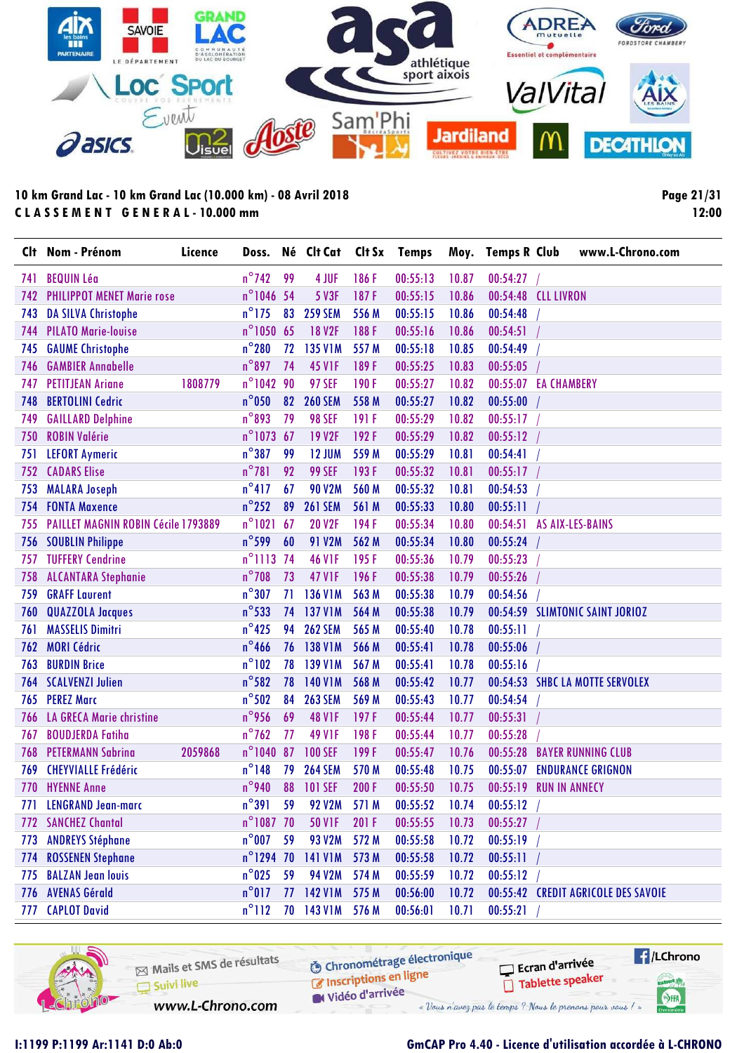10 km Grand Lac - 10 km Grand Lac (10.000 km) - 08 Avril 2018

**CLASSEMENT GENERAL - 10.000 mm**

12:00

| Clt | Nom - Prénom | Licence | Doss. | Né | Clt Cat | Clt Sx | Temps | Moy. | Temps R | Club |
|---|---|---|---|---|---|---|---|---|---|---|
| 741 | BEQUIN Léa | | n°742 | 99 | 4 JUF | 186 F | 00:55:13 | 10.87 | 00:54:27 | / |
| 742 | PHILIPPOT MENET Marie rose | | n°1046 | 54 | 5 V3F | 187 F | 00:55:15 | 10.86 | 00:54:48 | CLL LIVRON |
| 743 | DA SILVA Christophe | | n°175 | 83 | 259 SEM | 556 M | 00:55:15 | 10.86 | 00:54:48 | / |
| 744 | PILATO Marie-louise | | n°1050 | 65 | 18 V2F | 188 F | 00:55:16 | 10.86 | 00:54:51 | / |
| 745 | GAUME Christophe | | n°280 | 72 | 135 V1M | 557 M | 00:55:18 | 10.85 | 00:54:49 | / |
| 746 | GAMBIER Annabelle | | n°897 | 74 | 45 V1F | 189 F | 00:55:25 | 10.83 | 00:55:05 | / |
| 747 | PETITJEAN Ariane | 1808779 | n°1042 | 90 | 97 SEF | 190 F | 00:55:27 | 10.82 | 00:55:07 | EA CHAMBERY |
| 748 | BERTOLINI Cedric | | n°050 | 82 | 260 SEM | 558 M | 00:55:27 | 10.82 | 00:55:00 | / |
| 749 | GAILLARD Delphine | | n°893 | 79 | 98 SEF | 191 F | 00:55:29 | 10.82 | 00:55:17 | / |
| 750 | ROBIN Valérie | | n°1073 | 67 | 19 V2F | 192 F | 00:55:29 | 10.82 | 00:55:12 | / |
| 751 | LEFORT Aymeric | | n°387 | 99 | 12 JUM | 559 M | 00:55:29 | 10.81 | 00:54:41 | / |
| 752 | CADARS Elise | | n°781 | 92 | 99 SEF | 193 F | 00:55:32 | 10.81 | 00:55:17 | / |
| 753 | MALARA Joseph | | n°417 | 67 | 90 V2M | 560 M | 00:55:32 | 10.81 | 00:54:53 | / |
| 754 | FONTA Maxence | | n°252 | 89 | 261 SEM | 561 M | 00:55:33 | 10.80 | 00:55:11 | / |
| 755 | PAILLET MAGNIN ROBIN Cécile | 1793889 | n°1021 | 67 | 20 V2F | 194 F | 00:55:34 | 10.80 | 00:54:51 | AS AIX-LES-BAINS |
| 756 | SOUBLIN Philippe | | n°599 | 60 | 91 V2M | 562 M | 00:55:34 | 10.80 | 00:55:24 | / |
| 757 | TUFFERY Cendrine | | n°1113 | 74 | 46 V1F | 195 F | 00:55:36 | 10.79 | 00:55:23 | / |
| 758 | ALCANTARA Stephanie | | n°708 | 73 | 47 V1F | 196 F | 00:55:38 | 10.79 | 00:55:26 | / |
| 759 | GRAFF Laurent | | n°307 | 71 | 136 V1M | 563 M | 00:55:38 | 10.79 | 00:54:56 | / |
| 760 | QUAZZOLA Jacques | | n°533 | 74 | 137 V1M | 564 M | 00:55:38 | 10.79 | 00:54:59 | SLIMTONIC SAINT JORIOZ |
| 761 | MASSELIS Dimitri | | n°425 | 94 | 262 SEM | 565 M | 00:55:40 | 10.78 | 00:55:11 | / |
| 762 | MORI Cédric | | n°466 | 76 | 138 V1M | 566 M | 00:55:41 | 10.78 | 00:55:06 | / |
| 763 | BURDIN Brice | | n°102 | 78 | 139 V1M | 567 M | 00:55:41 | 10.78 | 00:55:16 | / |
| 764 | SCALVENZI Julien | | n°582 | 78 | 140 V1M | 568 M | 00:55:42 | 10.77 | 00:54:53 | SHBC LA MOTTE SERVOLEX |
| 765 | PEREZ Marc | | n°502 | 84 | 263 SEM | 569 M | 00:55:43 | 10.77 | 00:54:54 | / |
| 766 | LA GRECA Marie christine | | n°956 | 69 | 48 V1F | 197 F | 00:55:44 | 10.77 | 00:55:31 | / |
| 767 | BOUDJERDA Fatiha | | n°762 | 77 | 49 V1F | 198 F | 00:55:44 | 10.77 | 00:55:28 | / |
| 768 | PETERMANN Sabrina | 2059868 | n°1040 | 87 | 100 SEF | 199 F | 00:55:47 | 10.76 | 00:55:28 | BAYER RUNNING CLUB |
| 769 | CHEYVIALLE Frédéric | | n°148 | 79 | 264 SEM | 570 M | 00:55:48 | 10.75 | 00:55:07 | ENDURANCE GRIGNON |
| 770 | HYENNE Anne | | n°940 | 88 | 101 SEF | 200 F | 00:55:50 | 10.75 | 00:55:19 | RUN IN ANNECY |
| 771 | LENGRAND Jean-marc | | n°391 | 59 | 92 V2M | 571 M | 00:55:52 | 10.74 | 00:55:12 | / |
| 772 | SANCHEZ Chantal | | n°1087 | 70 | 50 V1F | 201 F | 00:55:55 | 10.73 | 00:55:27 | / |
| 773 | ANDREYS Stéphane | | n°007 | 59 | 93 V2M | 572 M | 00:55:58 | 10.72 | 00:55:19 | / |
| 774 | ROSSENEN Stephane | | n°1294 | 70 | 141 V1M | 573 M | 00:55:58 | 10.72 | 00:55:11 | / |
| 775 | BALZAN Jean louis | | n°025 | 59 | 94 V2M | 574 M | 00:55:59 | 10.72 | 00:55:12 | / |
| 776 | AVENAS Gérald | | n°017 | 77 | 142 V1M | 575 M | 00:56:00 | 10.72 | 00:55:42 | CREDIT AGRICOLE DES SAVOIE |
| 777 | CAPLOT David | | n°112 | 70 | 143 V1M | 576 M | 00:56:01 | 10.71 | 00:55:21 | / |

I:1199 P:1199 Ar:1141 D:0 Ab:0

GmCAP Pro 4.40 - Licence d'utilisation accordée à L-CHRONO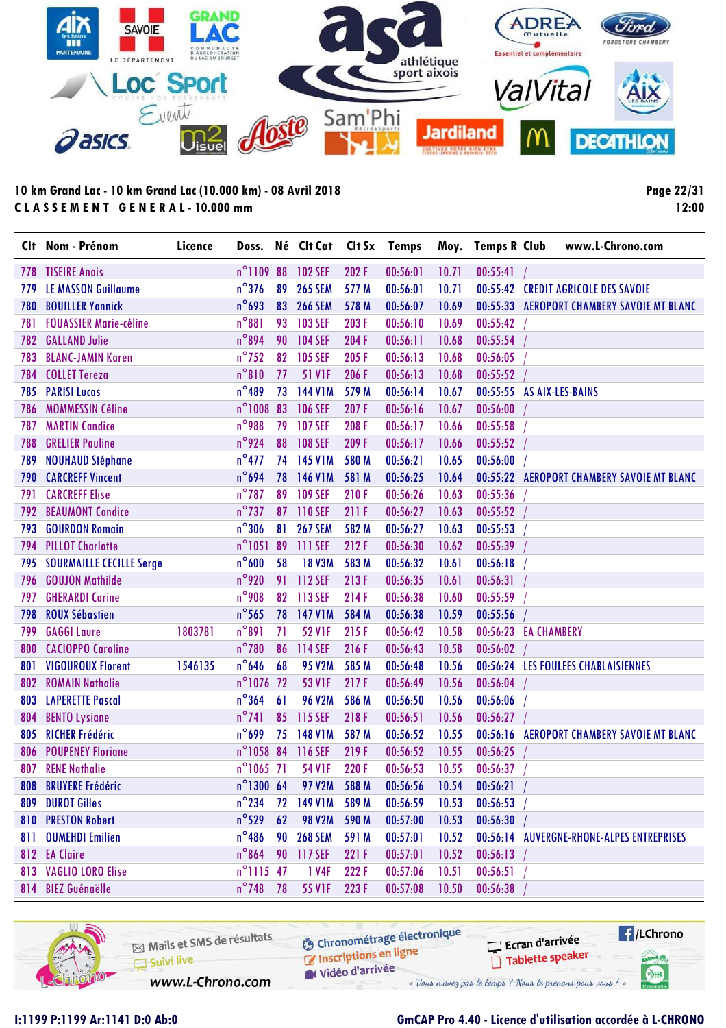**10 km Grand Lac - 10 km Grand Lac (10.000 km) - 08 Avril 2018**

**CLASSEMENT GENERAL - 10.000 mm**

12:00

| Clt | Nom - Prénom | Licence | Doss. | Né | Clt Cat | Clt Sx | Temps | Moy. | Temps R | Club www.L-Chrono.com |
|---|---|---|---|---|---|---|---|---|---|---|
| 778 | TISEIRE Anais | | n°1109 | 88 | 102 SEF | 202 F | 00:56:01 | 10.71 | 00:55:41 | / |
| 779 | LE MASSON Guillaume | | n°376 | 89 | 265 SEM | 577 M | 00:56:01 | 10.71 | 00:55:42 | CREDIT AGRICOLE DES SAVOIE |
| 780 | BOUILLER Yannick | | n°693 | 83 | 266 SEM | 578 M | 00:56:07 | 10.69 | 00:55:33 | AEROPORT CHAMBERY SAVOIE MT BLANC |
| 781 | FOUASSIER Marie-céline | | n°881 | 93 | 103 SEF | 203 F | 00:56:10 | 10.69 | 00:55:42 | / |
| 782 | GALLAND Julie | | n°894 | 90 | 104 SEF | 204 F | 00:56:11 | 10.68 | 00:55:54 | / |
| 783 | BLANC-JAMIN Karen | | n°752 | 82 | 105 SEF | 205 F | 00:56:13 | 10.68 | 00:56:05 | / |
| 784 | COLLET Tereza | | n°810 | 77 | 51 V1F | 206 F | 00:56:13 | 10.68 | 00:55:52 | / |
| 785 | PARISI Lucas | | n°489 | 73 | 144 V1M | 579 M | 00:56:14 | 10.67 | 00:55:55 | AS AIX-LES-BAINS |
| 786 | MOMMESSIN Céline | | n°1008 | 83 | 106 SEF | 207 F | 00:56:16 | 10.67 | 00:56:00 | / |
| 787 | MARTIN Candice | | n°988 | 79 | 107 SEF | 208 F | 00:56:17 | 10.66 | 00:55:58 | / |
| 788 | GRELIER Pauline | | n°924 | 88 | 108 SEF | 209 F | 00:56:17 | 10.66 | 00:55:52 | / |
| 789 | NOUHAUD Stéphane | | n°477 | 74 | 145 V1M | 580 M | 00:56:21 | 10.65 | 00:56:00 | / |
| 790 | CARCREFF Vincent | | n°694 | 78 | 146 V1M | 581 M | 00:56:25 | 10.64 | 00:55:22 | AEROPORT CHAMBERY SAVOIE MT BLANC |
| 791 | CARCREFF Elise | | n°787 | 89 | 109 SEF | 210 F | 00:56:26 | 10.63 | 00:55:36 | / |
| 792 | BEAUMONT Candice | | n°737 | 87 | 110 SEF | 211 F | 00:56:27 | 10.63 | 00:55:52 | / |
| 793 | GOURDON Romain | | n°306 | 81 | 267 SEM | 582 M | 00:56:27 | 10.63 | 00:55:53 | / |
| 794 | PILLOT Charlotte | | n°1051 | 89 | 111 SEF | 212 F | 00:56:30 | 10.62 | 00:55:39 | / |
| 795 | SOURMAILLE CECILLE Serge | | n°600 | 58 | 18 V3M | 583 M | 00:56:32 | 10.61 | 00:56:18 | / |
| 796 | GOUJON Mathilde | | n°920 | 91 | 112 SEF | 213 F | 00:56:35 | 10.61 | 00:56:31 | / |
| 797 | GHERARDI Carine | | n°908 | 82 | 113 SEF | 214 F | 00:56:38 | 10.60 | 00:55:59 | / |
| 798 | ROUX Sébastien | | n°565 | 78 | 147 V1M | 584 M | 00:56:38 | 10.59 | 00:55:56 | / |
| 799 | GAGGI Laure | 1803781 | n°891 | 71 | 52 V1F | 215 F | 00:56:42 | 10.58 | 00:56:23 | EA CHAMBERY |
| 800 | CACIOPPO Caroline | | n°780 | 86 | 114 SEF | 216 F | 00:56:43 | 10.58 | 00:56:02 | / |
| 801 | VIGOUROUX Florent | 1546135 | n°646 | 68 | 95 V2M | 585 M | 00:56:48 | 10.56 | 00:56:24 | LES FOULEES CHABLAISIENNES |
| 802 | ROMAIN Nathalie | | n°1076 | 72 | 53 V1F | 217 F | 00:56:49 | 10.56 | 00:56:04 | / |
| 803 | LAPERETTE Pascal | | n°364 | 61 | 96 V2M | 586 M | 00:56:50 | 10.56 | 00:56:06 | / |
| 804 | BENTO Lysiane | | n°741 | 85 | 115 SEF | 218 F | 00:56:51 | 10.56 | 00:56:27 | / |
| 805 | RICHER Frédéric | | n°699 | 75 | 148 V1M | 587 M | 00:56:52 | 10.55 | 00:56:16 | AEROPORT CHAMBERY SAVOIE MT BLANC |
| 806 | POUPENEY Floriane | | n°1058 | 84 | 116 SEF | 219 F | 00:56:52 | 10.55 | 00:56:25 | / |
| 807 | RENE Nathalie | | n°1065 | 71 | 54 V1F | 220 F | 00:56:53 | 10.55 | 00:56:37 | / |
| 808 | BRUYERE Frédéric | | n°1300 | 64 | 97 V2M | 588 M | 00:56:56 | 10.54 | 00:56:21 | / |
| 809 | DUROT Gilles | | n°234 | 72 | 149 V1M | 589 M | 00:56:59 | 10.53 | 00:56:53 | / |
| 810 | PRESTON Robert | | n°529 | 62 | 98 V2M | 590 M | 00:57:00 | 10.53 | 00:56:30 | / |
| 811 | OUMEHDI Emilien | | n°486 | 90 | 268 SEM | 591 M | 00:57:01 | 10.52 | 00:56:14 | AUVERGNE-RHONE-ALPES ENTREPRISES |
| 812 | EA Claire | | n°864 | 90 | 117 SEF | 221 F | 00:57:01 | 10.52 | 00:56:13 | / |
| 813 | VAGLIO LORO Elise | | n°1115 | 47 | 1 V4F | 222 F | 00:57:06 | 10.51 | 00:56:51 | / |
| 814 | BIEZ Guénaëlle | | n°748 | 78 | 55 V1F | 223 F | 00:57:08 | 10.50 | 00:56:38 | / |

Mails et SMS de résultats · Suivi live · www.L-Chrono.com · Chronométrage électronique · Inscriptions en ligne · Vidéo d'arrivée · Ecran d'arrivée · Tablette speaker · /LChrono

*« Vous n'avez pas le temps ? Nous le prenons pour vous ! »*

I:1199 P:1199 Ar:1141 D:0 Ab:0

GmCAP Pro 4.40 - Licence d'utilisation accordée à L-CHRONO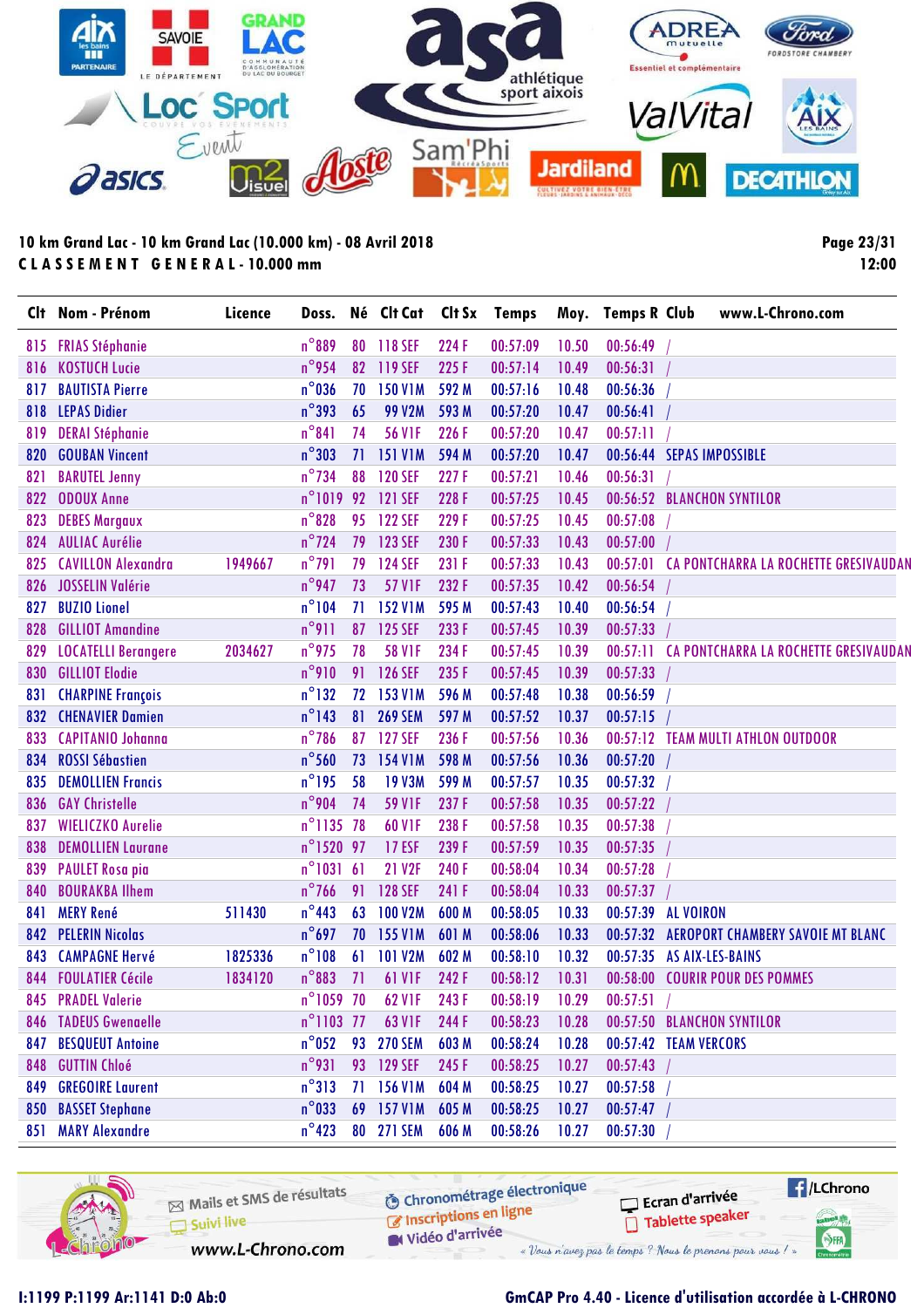10 km Grand Lac - 10 km Grand Lac (10.000 km) - 08 Avril 2018

CLASSEMENT GENERAL - 10.000 mm

12:00

| Clt | Nom - Prénom | Licence | Doss. | Né | Clt Cat | Clt Sx | Temps | Moy. | Temps R | Club | www.L-Chrono.com |
|---|---|---|---|---|---|---|---|---|---|---|---|
| 815 | FRIAS Stéphanie | | n°889 | 80 | 118 SEF | 224 F | 00:57:09 | 10.50 | 00:56:49 | / | |
| 816 | KOSTUCH Lucie | | n°954 | 82 | 119 SEF | 225 F | 00:57:14 | 10.49 | 00:56:31 | / | |
| 817 | BAUTISTA Pierre | | n°036 | 70 | 150 V1M | 592 M | 00:57:16 | 10.48 | 00:56:36 | / | |
| 818 | LEPAS Didier | | n°393 | 65 | 99 V2M | 593 M | 00:57:20 | 10.47 | 00:56:41 | / | |
| 819 | DERAI Stéphanie | | n°841 | 74 | 56 V1F | 226 F | 00:57:20 | 10.47 | 00:57:11 | / | |
| 820 | GOUBAN Vincent | | n°303 | 71 | 151 V1M | 594 M | 00:57:20 | 10.47 | 00:56:44 | SEPAS IMPOSSIBLE | |
| 821 | BARUTEL Jenny | | n°734 | 88 | 120 SEF | 227 F | 00:57:21 | 10.46 | 00:56:31 | / | |
| 822 | ODOUX Anne | | n°1019 | 92 | 121 SEF | 228 F | 00:57:25 | 10.45 | 00:56:52 | BLANCHON SYNTILOR | |
| 823 | DEBES Margaux | | n°828 | 95 | 122 SEF | 229 F | 00:57:25 | 10.45 | 00:57:08 | / | |
| 824 | AULIAC Aurélie | | n°724 | 79 | 123 SEF | 230 F | 00:57:33 | 10.43 | 00:57:00 | / | |
| 825 | CAVILLON Alexandra | 1949667 | n°791 | 79 | 124 SEF | 231 F | 00:57:33 | 10.43 | 00:57:01 | CA PONTCHARRA LA ROCHETTE GRESIVAUDAN | |
| 826 | JOSSELIN Valérie | | n°947 | 73 | 57 V1F | 232 F | 00:57:35 | 10.42 | 00:56:54 | / | |
| 827 | BUZIO Lionel | | n°104 | 71 | 152 V1M | 595 M | 00:57:43 | 10.40 | 00:56:54 | / | |
| 828 | GILLIOT Amandine | | n°911 | 87 | 125 SEF | 233 F | 00:57:45 | 10.39 | 00:57:33 | / | |
| 829 | LOCATELLI Berangere | 2034627 | n°975 | 78 | 58 V1F | 234 F | 00:57:45 | 10.39 | 00:57:11 | CA PONTCHARRA LA ROCHETTE GRESIVAUDAN | |
| 830 | GILLIOT Elodie | | n°910 | 91 | 126 SEF | 235 F | 00:57:45 | 10.39 | 00:57:33 | / | |
| 831 | CHARPINE François | | n°132 | 72 | 153 V1M | 596 M | 00:57:48 | 10.38 | 00:56:59 | / | |
| 832 | CHENAVIER Damien | | n°143 | 81 | 269 SEM | 597 M | 00:57:52 | 10.37 | 00:57:15 | / | |
| 833 | CAPITANIO Johanna | | n°786 | 87 | 127 SEF | 236 F | 00:57:56 | 10.36 | 00:57:12 | TEAM MULTI ATHLON OUTDOOR | |
| 834 | ROSSI Sébastien | | n°560 | 73 | 154 V1M | 598 M | 00:57:56 | 10.36 | 00:57:20 | / | |
| 835 | DEMOLLIEN Francis | | n°195 | 58 | 19 V3M | 599 M | 00:57:57 | 10.35 | 00:57:32 | / | |
| 836 | GAY Christelle | | n°904 | 74 | 59 V1F | 237 F | 00:57:58 | 10.35 | 00:57:22 | / | |
| 837 | WIELICZKO Aurelie | | n°1135 | 78 | 60 V1F | 238 F | 00:57:58 | 10.35 | 00:57:38 | / | |
| 838 | DEMOLLIEN Laurane | | n°1520 | 97 | 17 ESF | 239 F | 00:57:59 | 10.35 | 00:57:35 | / | |
| 839 | PAULET Rosa pia | | n°1031 | 61 | 21 V2F | 240 F | 00:58:04 | 10.34 | 00:57:28 | / | |
| 840 | BOURAKBA Ilhem | | n°766 | 91 | 128 SEF | 241 F | 00:58:04 | 10.33 | 00:57:37 | / | |
| 841 | MERY René | 511430 | n°443 | 63 | 100 V2M | 600 M | 00:58:05 | 10.33 | 00:57:39 | AL VOIRON | |
| 842 | PELERIN Nicolas | | n°697 | 70 | 155 V1M | 601 M | 00:58:06 | 10.33 | 00:57:32 | AEROPORT CHAMBERY SAVOIE MT BLANC | |
| 843 | CAMPAGNE Hervé | 1825336 | n°108 | 61 | 101 V2M | 602 M | 00:58:10 | 10.32 | 00:57:35 | AS AIX-LES-BAINS | |
| 844 | FOULATIER Cécile | 1834120 | n°883 | 71 | 61 V1F | 242 F | 00:58:12 | 10.31 | 00:58:00 | COURIR POUR DES POMMES | |
| 845 | PRADEL Valerie | | n°1059 | 70 | 62 V1F | 243 F | 00:58:19 | 10.29 | 00:57:51 | / | |
| 846 | TADEUS Gwenaelle | | n°1103 | 77 | 63 V1F | 244 F | 00:58:23 | 10.28 | 00:57:50 | BLANCHON SYNTILOR | |
| 847 | BESQUEUT Antoine | | n°052 | 93 | 270 SEM | 603 M | 00:58:24 | 10.28 | 00:57:42 | TEAM VERCORS | |
| 848 | GUTTIN Chloé | | n°931 | 93 | 129 SEF | 245 F | 00:58:25 | 10.27 | 00:57:43 | / | |
| 849 | GREGOIRE Laurent | | n°313 | 71 | 156 V1M | 604 M | 00:58:25 | 10.27 | 00:57:58 | / | |
| 850 | BASSET Stephane | | n°033 | 69 | 157 V1M | 605 M | 00:58:25 | 10.27 | 00:57:47 | / | |
| 851 | MARY Alexandre | | n°423 | 80 | 271 SEM | 606 M | 00:58:26 | 10.27 | 00:57:30 | / | |

I:1199 P:1199 Ar:1141 D:0 Ab:0

GmCAP Pro 4.40 - Licence d'utilisation accordée à L-CHRONO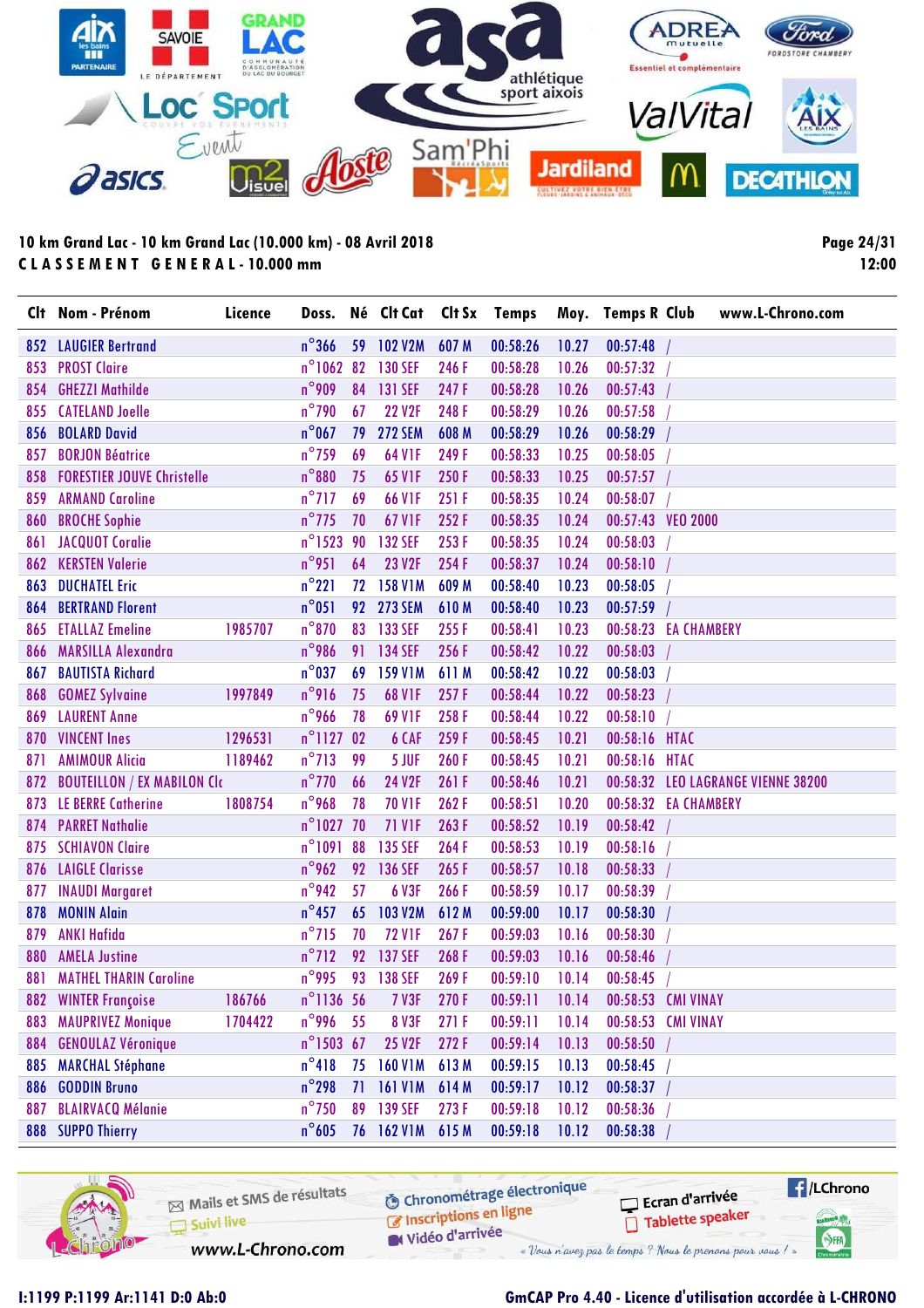10 km Grand Lac - 10 km Grand Lac (10.000 km) - 08 Avril 2018

**CLASSEMENT GENERAL - 10.000 mm**

| Clt | Nom - Prénom | Licence | Doss. | Né | Clt Cat | Clt Sx | Temps | Moy. | Temps R | Club |
|---|---|---|---|---|---|---|---|---|---|---|
| 852 | LAUGIER Bertrand | | n°366 | 59 | 102 V2M | 607 M | 00:58:26 | 10.27 | 00:57:48 | / |
| 853 | PROST Claire | | n°1062 | 82 | 130 SEF | 246 F | 00:58:28 | 10.26 | 00:57:32 | / |
| 854 | GHEZZI Mathilde | | n°909 | 84 | 131 SEF | 247 F | 00:58:28 | 10.26 | 00:57:43 | / |
| 855 | CATELAND Joelle | | n°790 | 67 | 22 V2F | 248 F | 00:58:29 | 10.26 | 00:57:58 | / |
| 856 | BOLARD David | | n°067 | 79 | 272 SEM | 608 M | 00:58:29 | 10.26 | 00:58:29 | / |
| 857 | BORJON Béatrice | | n°759 | 69 | 64 V1F | 249 F | 00:58:33 | 10.25 | 00:58:05 | / |
| 858 | FORESTIER JOUVE Christelle | | n°880 | 75 | 65 V1F | 250 F | 00:58:33 | 10.25 | 00:57:57 | / |
| 859 | ARMAND Caroline | | n°717 | 69 | 66 V1F | 251 F | 00:58:35 | 10.24 | 00:58:07 | / |
| 860 | BROCHE Sophie | | n°775 | 70 | 67 V1F | 252 F | 00:58:35 | 10.24 | 00:57:43 | VEO 2000 |
| 861 | JACQUOT Coralie | | n°1523 | 90 | 132 SEF | 253 F | 00:58:35 | 10.24 | 00:58:03 | / |
| 862 | KERSTEN Valerie | | n°951 | 64 | 23 V2F | 254 F | 00:58:37 | 10.24 | 00:58:10 | / |
| 863 | DUCHATEL Eric | | n°221 | 72 | 158 V1M | 609 M | 00:58:40 | 10.23 | 00:58:05 | / |
| 864 | BERTRAND Florent | | n°051 | 92 | 273 SEM | 610 M | 00:58:40 | 10.23 | 00:57:59 | / |
| 865 | ETALLAZ Emeline | 1985707 | n°870 | 83 | 133 SEF | 255 F | 00:58:41 | 10.23 | 00:58:23 | EA CHAMBERY |
| 866 | MARSILLA Alexandra | | n°986 | 91 | 134 SEF | 256 F | 00:58:42 | 10.22 | 00:58:03 | / |
| 867 | BAUTISTA Richard | | n°037 | 69 | 159 V1M | 611 M | 00:58:42 | 10.22 | 00:58:03 | / |
| 868 | GOMEZ Sylvaine | 1997849 | n°916 | 75 | 68 V1F | 257 F | 00:58:44 | 10.22 | 00:58:23 | / |
| 869 | LAURENT Anne | | n°966 | 78 | 69 V1F | 258 F | 00:58:44 | 10.22 | 00:58:10 | / |
| 870 | VINCENT Ines | 1296531 | n°1127 | 02 | 6 CAF | 259 F | 00:58:45 | 10.21 | 00:58:16 | HTAC |
| 871 | AMIMOUR Alicia | 1189462 | n°713 | 99 | 5 JUF | 260 F | 00:58:45 | 10.21 | 00:58:16 | HTAC |
| 872 | BOUTEILLON / EX MABILON Clc | | n°770 | 66 | 24 V2F | 261 F | 00:58:46 | 10.21 | 00:58:32 | LEO LAGRANGE VIENNE 38200 |
| 873 | LE BERRE Catherine | 1808754 | n°968 | 78 | 70 V1F | 262 F | 00:58:51 | 10.20 | 00:58:32 | EA CHAMBERY |
| 874 | PARRET Nathalie | | n°1027 | 70 | 71 V1F | 263 F | 00:58:52 | 10.19 | 00:58:42 | / |
| 875 | SCHIAVON Claire | | n°1091 | 88 | 135 SEF | 264 F | 00:58:53 | 10.19 | 00:58:16 | / |
| 876 | LAIGLE Clarisse | | n°962 | 92 | 136 SEF | 265 F | 00:58:57 | 10.18 | 00:58:33 | / |
| 877 | INAUDI Margaret | | n°942 | 57 | 6 V3F | 266 F | 00:58:59 | 10.17 | 00:58:39 | / |
| 878 | MONIN Alain | | n°457 | 65 | 103 V2M | 612 M | 00:59:00 | 10.17 | 00:58:30 | / |
| 879 | ANKI Hafida | | n°715 | 70 | 72 V1F | 267 F | 00:59:03 | 10.16 | 00:58:30 | / |
| 880 | AMELA Justine | | n°712 | 92 | 137 SEF | 268 F | 00:59:03 | 10.16 | 00:58:46 | / |
| 881 | MATHEL THARIN Caroline | | n°995 | 93 | 138 SEF | 269 F | 00:59:10 | 10.14 | 00:58:45 | / |
| 882 | WINTER Françoise | 186766 | n°1136 | 56 | 7 V3F | 270 F | 00:59:11 | 10.14 | 00:58:53 | CMI VINAY |
| 883 | MAUPRIVEZ Monique | 1704422 | n°996 | 55 | 8 V3F | 271 F | 00:59:11 | 10.14 | 00:58:53 | CMI VINAY |
| 884 | GENOULAZ Véronique | | n°1503 | 67 | 25 V2F | 272 F | 00:59:14 | 10.13 | 00:58:50 | / |
| 885 | MARCHAL Stéphane | | n°418 | 75 | 160 V1M | 613 M | 00:59:15 | 10.13 | 00:58:45 | / |
| 886 | GODDIN Bruno | | n°298 | 71 | 161 V1M | 614 M | 00:59:17 | 10.12 | 00:58:37 | / |
| 887 | BLAIRVACQ Mélanie | | n°750 | 89 | 139 SEF | 273 F | 00:59:18 | 10.12 | 00:58:36 | / |
| 888 | SUPPO Thierry | | n°605 | 76 | 162 V1M | 615 M | 00:59:18 | 10.12 | 00:58:38 | / |

I:1199 P:1199 Ar:1141 D:0 Ab:0

GmCAP Pro 4.40 - Licence d'utilisation accordée à L-CHRONO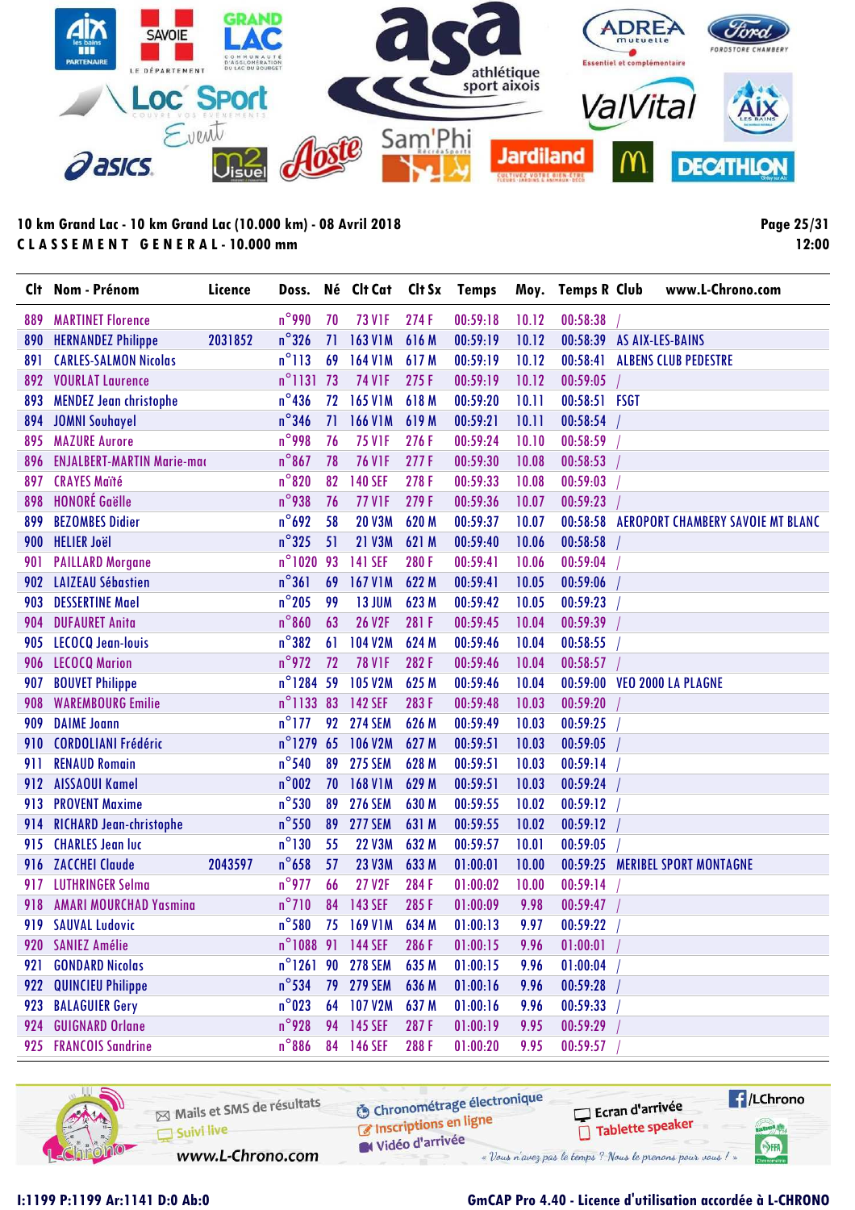10 km Grand Lac - 10 km Grand Lac (10.000 km) - 08 Avril 2018

**C L A S S E M E N T   G E N E R A L - 10.000 mm**

12:00

| Clt | Nom - Prénom | Licence | Doss. | Né | Clt Cat | Clt Sx | Temps | Moy. | Temps R | Club | www.L-Chrono.com |
|---|---|---|---|---|---|---|---|---|---|---|---|
| 889 | MARTINET Florence | | n°990 | 70 | 73 V1F | 274 F | 00:59:18 | 10.12 | 00:58:38 | / | |
| 890 | HERNANDEZ Philippe | 2031852 | n°326 | 71 | 163 V1M | 616 M | 00:59:19 | 10.12 | 00:58:39 | AS AIX-LES-BAINS | |
| 891 | CARLES-SALMON Nicolas | | n°113 | 69 | 164 V1M | 617 M | 00:59:19 | 10.12 | 00:58:41 | ALBENS CLUB PEDESTRE | |
| 892 | VOURLAT Laurence | | n°1131 | 73 | 74 V1F | 275 F | 00:59:19 | 10.12 | 00:59:05 | / | |
| 893 | MENDEZ Jean christophe | | n°436 | 72 | 165 V1M | 618 M | 00:59:20 | 10.11 | 00:58:51 | FSGT | |
| 894 | JOMNI Souhayel | | n°346 | 71 | 166 V1M | 619 M | 00:59:21 | 10.11 | 00:58:54 | / | |
| 895 | MAZURE Aurore | | n°998 | 76 | 75 V1F | 276 F | 00:59:24 | 10.10 | 00:58:59 | / | |
| 896 | ENJALBERT-MARTIN Marie-mai | | n°867 | 78 | 76 V1F | 277 F | 00:59:30 | 10.08 | 00:58:53 | / | |
| 897 | CRAYES Maïté | | n°820 | 82 | 140 SEF | 278 F | 00:59:33 | 10.08 | 00:59:03 | / | |
| 898 | HONORÉ Gaëlle | | n°938 | 76 | 77 V1F | 279 F | 00:59:36 | 10.07 | 00:59:23 | / | |
| 899 | BEZOMBES Didier | | n°692 | 58 | 20 V3M | 620 M | 00:59:37 | 10.07 | 00:58:58 | AEROPORT CHAMBERY SAVOIE MT BLANC | |
| 900 | HELIER Joël | | n°325 | 51 | 21 V3M | 621 M | 00:59:40 | 10.06 | 00:58:58 | / | |
| 901 | PAILLARD Morgane | | n°1020 | 93 | 141 SEF | 280 F | 00:59:41 | 10.06 | 00:59:04 | / | |
| 902 | LAIZEAU Sébastien | | n°361 | 69 | 167 V1M | 622 M | 00:59:41 | 10.05 | 00:59:06 | / | |
| 903 | DESSERTINE Mael | | n°205 | 99 | 13 JUM | 623 M | 00:59:42 | 10.05 | 00:59:23 | / | |
| 904 | DUFAURET Anita | | n°860 | 63 | 26 V2F | 281 F | 00:59:45 | 10.04 | 00:59:39 | / | |
| 905 | LECOCQ Jean-louis | | n°382 | 61 | 104 V2M | 624 M | 00:59:46 | 10.04 | 00:58:55 | / | |
| 906 | LECOCQ Marion | | n°972 | 72 | 78 V1F | 282 F | 00:59:46 | 10.04 | 00:58:57 | / | |
| 907 | BOUVET Philippe | | n°1284 | 59 | 105 V2M | 625 M | 00:59:46 | 10.04 | 00:59:00 | VEO 2000 LA PLAGNE | |
| 908 | WAREMBOURG Emilie | | n°1133 | 83 | 142 SEF | 283 F | 00:59:48 | 10.03 | 00:59:20 | / | |
| 909 | DAIME Joann | | n°177 | 92 | 274 SEM | 626 M | 00:59:49 | 10.03 | 00:59:25 | / | |
| 910 | CORDOLIANI Frédéric | | n°1279 | 65 | 106 V2M | 627 M | 00:59:51 | 10.03 | 00:59:05 | / | |
| 911 | RENAUD Romain | | n°540 | 89 | 275 SEM | 628 M | 00:59:51 | 10.03 | 00:59:14 | / | |
| 912 | AISSAOUI Kamel | | n°002 | 70 | 168 V1M | 629 M | 00:59:51 | 10.03 | 00:59:24 | / | |
| 913 | PROVENT Maxime | | n°530 | 89 | 276 SEM | 630 M | 00:59:55 | 10.02 | 00:59:12 | / | |
| 914 | RICHARD Jean-christophe | | n°550 | 89 | 277 SEM | 631 M | 00:59:55 | 10.02 | 00:59:12 | / | |
| 915 | CHARLES Jean luc | | n°130 | 55 | 22 V3M | 632 M | 00:59:57 | 10.01 | 00:59:05 | / | |
| 916 | ZACCHEI Claude | 2043597 | n°658 | 57 | 23 V3M | 633 M | 01:00:01 | 10.00 | 00:59:25 | MERIBEL SPORT MONTAGNE | |
| 917 | LUTHRINGER Selma | | n°977 | 66 | 27 V2F | 284 F | 01:00:02 | 10.00 | 00:59:14 | / | |
| 918 | AMARI MOURCHAD Yasmina | | n°710 | 84 | 143 SEF | 285 F | 01:00:09 | 9.98 | 00:59:47 | / | |
| 919 | SAUVAL Ludovic | | n°580 | 75 | 169 V1M | 634 M | 01:00:13 | 9.97 | 00:59:22 | / | |
| 920 | SANIEZ Amélie | | n°1088 | 91 | 144 SEF | 286 F | 01:00:15 | 9.96 | 01:00:01 | / | |
| 921 | GONDARD Nicolas | | n°1261 | 90 | 278 SEM | 635 M | 01:00:15 | 9.96 | 01:00:04 | / | |
| 922 | QUINCIEU Philippe | | n°534 | 79 | 279 SEM | 636 M | 01:00:16 | 9.96 | 00:59:28 | / | |
| 923 | BALAGUIER Gery | | n°023 | 64 | 107 V2M | 637 M | 01:00:16 | 9.96 | 00:59:33 | / | |
| 924 | GUIGNARD Orlane | | n°928 | 94 | 145 SEF | 287 F | 01:00:19 | 9.95 | 00:59:29 | / | |
| 925 | FRANCOIS Sandrine | | n°886 | 84 | 146 SEF | 288 F | 01:00:20 | 9.95 | 00:59:57 | / | |

Mails et SMS de résultats · Suivi live · www.L-Chrono.com · Chronométrage électronique · Inscriptions en ligne · Vidéo d'arrivée · Ecran d'arrivée · Tablette speaker · /LChrono

« Vous n'avez pas le temps ? Nous le prenons pour vous ! »

I:1199 P:1199 Ar:1141 D:0 Ab:0

GmCAP Pro 4.40 - Licence d'utilisation accordée à L-CHRONO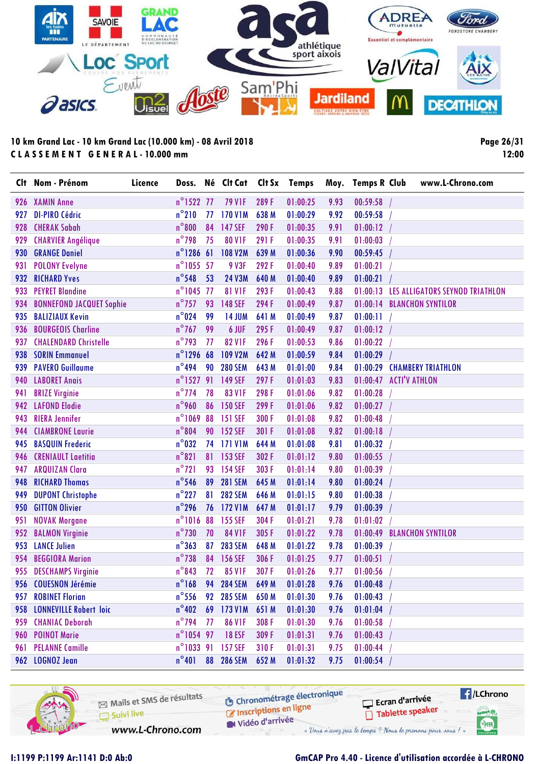10 km Grand Lac - 10 km Grand Lac (10.000 km) - 08 Avril 2018

CLASSEMENT GENERAL - 10.000 mm

12:00

| Clt | Nom - Prénom | Licence | Doss. | Né | Clt Cat | Clt Sx | Temps | Moy. | Temps R | Club | www.L-Chrono.com |
|---|---|---|---|---|---|---|---|---|---|---|---|
| 926 | XAMIN Anne | | n°1522 | 77 | 79 V1F | 289 F | 01:00:25 | 9.93 | 00:59:58 | / | |
| 927 | DI-PIRO Cédric | | n°210 | 77 | 170 V1M | 638 M | 01:00:29 | 9.92 | 00:59:58 | / | |
| 928 | CHERAK Sabah | | n°800 | 84 | 147 SEF | 290 F | 01:00:35 | 9.91 | 01:00:12 | / | |
| 929 | CHARVIER Angélique | | n°798 | 75 | 80 V1F | 291 F | 01:00:35 | 9.91 | 01:00:03 | / | |
| 930 | GRANGE Daniel | | n°1286 | 61 | 108 V2M | 639 M | 01:00:36 | 9.90 | 00:59:45 | / | |
| 931 | POLONY Evelyne | | n°1055 | 57 | 9 V3F | 292 F | 01:00:40 | 9.89 | 01:00:21 | / | |
| 932 | RICHARD Yves | | n°548 | 53 | 24 V3M | 640 M | 01:00:40 | 9.89 | 01:00:21 | / | |
| 933 | PEYRET Blandine | | n°1045 | 77 | 81 V1F | 293 F | 01:00:43 | 9.88 | 01:00:13 | LES ALLIGATORS SEYNOD TRIATHLON | |
| 934 | BONNEFOND JACQUET Sophie | | n°757 | 93 | 148 SEF | 294 F | 01:00:49 | 9.87 | 01:00:14 | BLANCHON SYNTILOR | |
| 935 | BALIZIAUX Kevin | | n°024 | 99 | 14 JUM | 641 M | 01:00:49 | 9.87 | 01:00:11 | / | |
| 936 | BOURGEOIS Charline | | n°767 | 99 | 6 JUF | 295 F | 01:00:49 | 9.87 | 01:00:12 | / | |
| 937 | CHALENDARD Christelle | | n°793 | 77 | 82 V1F | 296 F | 01:00:53 | 9.86 | 01:00:22 | / | |
| 938 | SORIN Emmanuel | | n°1296 | 68 | 109 V2M | 642 M | 01:00:59 | 9.84 | 01:00:29 | / | |
| 939 | PAVERO Guillaume | | n°494 | 90 | 280 SEM | 643 M | 01:01:00 | 9.84 | 01:00:29 | CHAMBERY TRIATHLON | |
| 940 | LABORET Anais | | n°1527 | 91 | 149 SEF | 297 F | 01:01:03 | 9.83 | 01:00:47 | ACTI'V ATHLON | |
| 941 | BRIZE Virginie | | n°774 | 78 | 83 V1F | 298 F | 01:01:06 | 9.82 | 01:00:28 | / | |
| 942 | LAFOND Elodie | | n°960 | 86 | 150 SEF | 299 F | 01:01:06 | 9.82 | 01:00:27 | / | |
| 943 | RIERA Jennifer | | n°1069 | 88 | 151 SEF | 300 F | 01:01:08 | 9.82 | 01:00:48 | / | |
| 944 | CIAMBRONE Laurie | | n°804 | 90 | 152 SEF | 301 F | 01:01:08 | 9.82 | 01:00:18 | / | |
| 945 | BASQUIN Frederic | | n°032 | 74 | 171 V1M | 644 M | 01:01:08 | 9.81 | 01:00:32 | / | |
| 946 | CRENIAULT Laetitia | | n°821 | 81 | 153 SEF | 302 F | 01:01:12 | 9.80 | 01:00:55 | / | |
| 947 | ARQUIZAN Clara | | n°721 | 93 | 154 SEF | 303 F | 01:01:14 | 9.80 | 01:00:39 | / | |
| 948 | RICHARD Thomas | | n°546 | 89 | 281 SEM | 645 M | 01:01:14 | 9.80 | 01:00:24 | / | |
| 949 | DUPONT Christophe | | n°227 | 81 | 282 SEM | 646 M | 01:01:15 | 9.80 | 01:00:38 | / | |
| 950 | GITTON Olivier | | n°296 | 76 | 172 V1M | 647 M | 01:01:17 | 9.79 | 01:00:39 | / | |
| 951 | NOVAK Morgane | | n°1016 | 88 | 155 SEF | 304 F | 01:01:21 | 9.78 | 01:01:02 | / | |
| 952 | BALMON Virginie | | n°730 | 70 | 84 V1F | 305 F | 01:01:22 | 9.78 | 01:00:49 | BLANCHON SYNTILOR | |
| 953 | LANCE Julien | | n°363 | 87 | 283 SEM | 648 M | 01:01:22 | 9.78 | 01:00:39 | / | |
| 954 | BEGGIORA Marion | | n°738 | 84 | 156 SEF | 306 F | 01:01:25 | 9.77 | 01:00:51 | / | |
| 955 | DESCHAMPS Virginie | | n°843 | 72 | 85 V1F | 307 F | 01:01:26 | 9.77 | 01:00:56 | / | |
| 956 | COUESNON Jérémie | | n°168 | 94 | 284 SEM | 649 M | 01:01:28 | 9.76 | 01:00:48 | / | |
| 957 | ROBINET Florian | | n°556 | 92 | 285 SEM | 650 M | 01:01:30 | 9.76 | 01:00:43 | / | |
| 958 | LONNEVILLE Robert loic | | n°402 | 69 | 173 V1M | 651 M | 01:01:30 | 9.76 | 01:01:04 | / | |
| 959 | CHANIAC Deborah | | n°794 | 77 | 86 V1F | 308 F | 01:01:30 | 9.76 | 01:00:58 | / | |
| 960 | POINOT Marie | | n°1054 | 97 | 18 ESF | 309 F | 01:01:31 | 9.76 | 01:00:43 | / | |
| 961 | PELANNE Camille | | n°1033 | 91 | 157 SEF | 310 F | 01:01:31 | 9.75 | 01:00:44 | / | |
| 962 | LOGNOZ Jean | | n°401 | 88 | 286 SEM | 652 M | 01:01:32 | 9.75 | 01:00:54 | / | |

I:1199 P:1199 Ar:1141 D:0 Ab:0

GmCAP Pro 4.40 - Licence d'utilisation accordée à L-CHRONO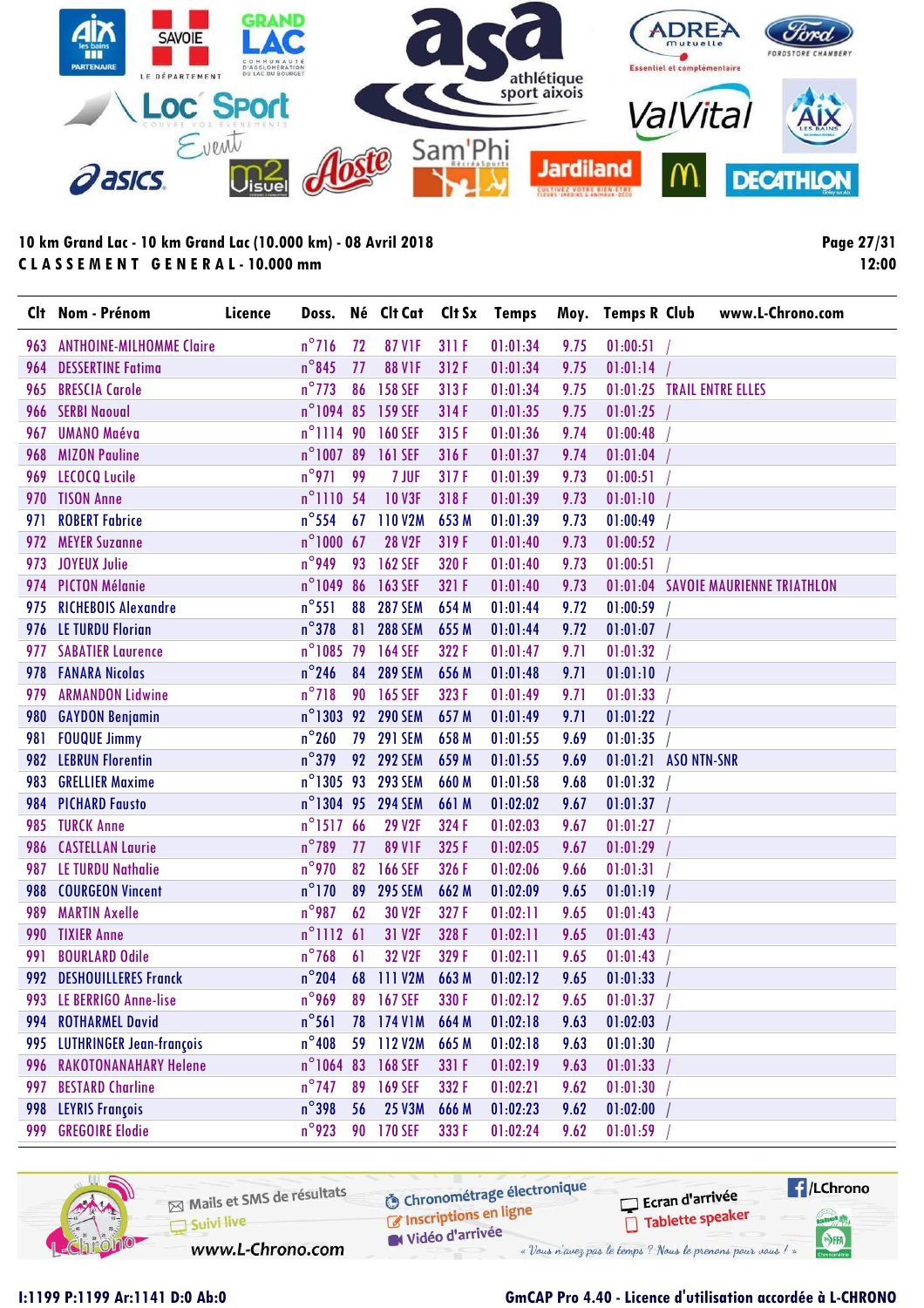10 km Grand Lac - 10 km Grand Lac (10.000 km) - 08 Avril 2018

CLASSEMENT GENERAL - 10.000 mm

12:00

| Clt | Nom - Prénom | Licence | Doss. | Né | Clt Cat | Clt Sx | Temps | Moy. | Temps R | Club | www.L-Chrono.com |
|---|---|---|---|---|---|---|---|---|---|---|---|
| 963 | ANTHOINE-MILHOMME Claire | | n°716 | 72 | 87 V1F | 311 F | 01:01:34 | 9.75 | 01:00:51 | / | |
| 964 | DESSERTINE Fatima | | n°845 | 77 | 88 V1F | 312 F | 01:01:34 | 9.75 | 01:01:14 | / | |
| 965 | BRESCIA Carole | | n°773 | 86 | 158 SEF | 313 F | 01:01:34 | 9.75 | 01:01:25 | TRAIL ENTRE ELLES | |
| 966 | SERBI Naoual | | n°1094 | 85 | 159 SEF | 314 F | 01:01:35 | 9.75 | 01:01:25 | / | |
| 967 | UMANO Maéva | | n°1114 | 90 | 160 SEF | 315 F | 01:01:36 | 9.74 | 01:00:48 | / | |
| 968 | MIZON Pauline | | n°1007 | 89 | 161 SEF | 316 F | 01:01:37 | 9.74 | 01:01:04 | / | |
| 969 | LECOCQ Lucile | | n°971 | 99 | 7 JUF | 317 F | 01:01:39 | 9.73 | 01:00:51 | / | |
| 970 | TISON Anne | | n°1110 | 54 | 10 V3F | 318 F | 01:01:39 | 9.73 | 01:01:10 | / | |
| 971 | ROBERT Fabrice | | n°554 | 67 | 110 V2M | 653 M | 01:01:39 | 9.73 | 01:00:49 | / | |
| 972 | MEYER Suzanne | | n°1000 | 67 | 28 V2F | 319 F | 01:01:40 | 9.73 | 01:00:52 | / | |
| 973 | JOYEUX Julie | | n°949 | 93 | 162 SEF | 320 F | 01:01:40 | 9.73 | 01:00:51 | / | |
| 974 | PICTON Mélanie | | n°1049 | 86 | 163 SEF | 321 F | 01:01:40 | 9.73 | 01:01:04 | SAVOIE MAURIENNE TRIATHLON | |
| 975 | RICHEBOIS Alexandre | | n°551 | 88 | 287 SEM | 654 M | 01:01:44 | 9.72 | 01:00:59 | / | |
| 976 | LE TURDU Florian | | n°378 | 81 | 288 SEM | 655 M | 01:01:44 | 9.72 | 01:01:07 | / | |
| 977 | SABATIER Laurence | | n°1085 | 79 | 164 SEF | 322 F | 01:01:47 | 9.71 | 01:01:32 | / | |
| 978 | FANARA Nicolas | | n°246 | 84 | 289 SEM | 656 M | 01:01:48 | 9.71 | 01:01:10 | / | |
| 979 | ARMANDON Lidwine | | n°718 | 90 | 165 SEF | 323 F | 01:01:49 | 9.71 | 01:01:33 | / | |
| 980 | GAYDON Benjamin | | n°1303 | 92 | 290 SEM | 657 M | 01:01:49 | 9.71 | 01:01:22 | / | |
| 981 | FOUQUE Jimmy | | n°260 | 79 | 291 SEM | 658 M | 01:01:55 | 9.69 | 01:01:35 | / | |
| 982 | LEBRUN Florentin | | n°379 | 92 | 292 SEM | 659 M | 01:01:55 | 9.69 | 01:01:21 | ASO NTN-SNR | |
| 983 | GRELLIER Maxime | | n°1305 | 93 | 293 SEM | 660 M | 01:01:58 | 9.68 | 01:01:32 | / | |
| 984 | PICHARD Fausto | | n°1304 | 95 | 294 SEM | 661 M | 01:02:02 | 9.67 | 01:01:37 | / | |
| 985 | TURCK Anne | | n°1517 | 66 | 29 V2F | 324 F | 01:02:03 | 9.67 | 01:01:27 | / | |
| 986 | CASTELLAN Laurie | | n°789 | 77 | 89 V1F | 325 F | 01:02:05 | 9.67 | 01:01:29 | / | |
| 987 | LE TURDU Nathalie | | n°970 | 82 | 166 SEF | 326 F | 01:02:06 | 9.66 | 01:01:31 | / | |
| 988 | COURGEON Vincent | | n°170 | 89 | 295 SEM | 662 M | 01:02:09 | 9.65 | 01:01:19 | / | |
| 989 | MARTIN Axelle | | n°987 | 62 | 30 V2F | 327 F | 01:02:11 | 9.65 | 01:01:43 | / | |
| 990 | TIXIER Anne | | n°1112 | 61 | 31 V2F | 328 F | 01:02:11 | 9.65 | 01:01:43 | / | |
| 991 | BOURLARD Odile | | n°768 | 61 | 32 V2F | 329 F | 01:02:11 | 9.65 | 01:01:43 | / | |
| 992 | DESHOUILLERES Franck | | n°204 | 68 | 111 V2M | 663 M | 01:02:12 | 9.65 | 01:01:33 | / | |
| 993 | LE BERRIGO Anne-lise | | n°969 | 89 | 167 SEF | 330 F | 01:02:12 | 9.65 | 01:01:37 | / | |
| 994 | ROTHARMEL David | | n°561 | 78 | 174 V1M | 664 M | 01:02:18 | 9.63 | 01:02:03 | / | |
| 995 | LUTHRINGER Jean-françois | | n°408 | 59 | 112 V2M | 665 M | 01:02:18 | 9.63 | 01:01:30 | / | |
| 996 | RAKOTONANAHARY Helene | | n°1064 | 83 | 168 SEF | 331 F | 01:02:19 | 9.63 | 01:01:33 | / | |
| 997 | BESTARD Charline | | n°747 | 89 | 169 SEF | 332 F | 01:02:21 | 9.62 | 01:01:30 | / | |
| 998 | LEYRIS François | | n°398 | 56 | 25 V3M | 666 M | 01:02:23 | 9.62 | 01:02:00 | / | |
| 999 | GREGOIRE Elodie | | n°923 | 90 | 170 SEF | 333 F | 01:02:24 | 9.62 | 01:01:59 | / | |

I:1199 P:1199 Ar:1141 D:0 Ab:0

GmCAP Pro 4.40 - Licence d'utilisation accordée à L-CHRONO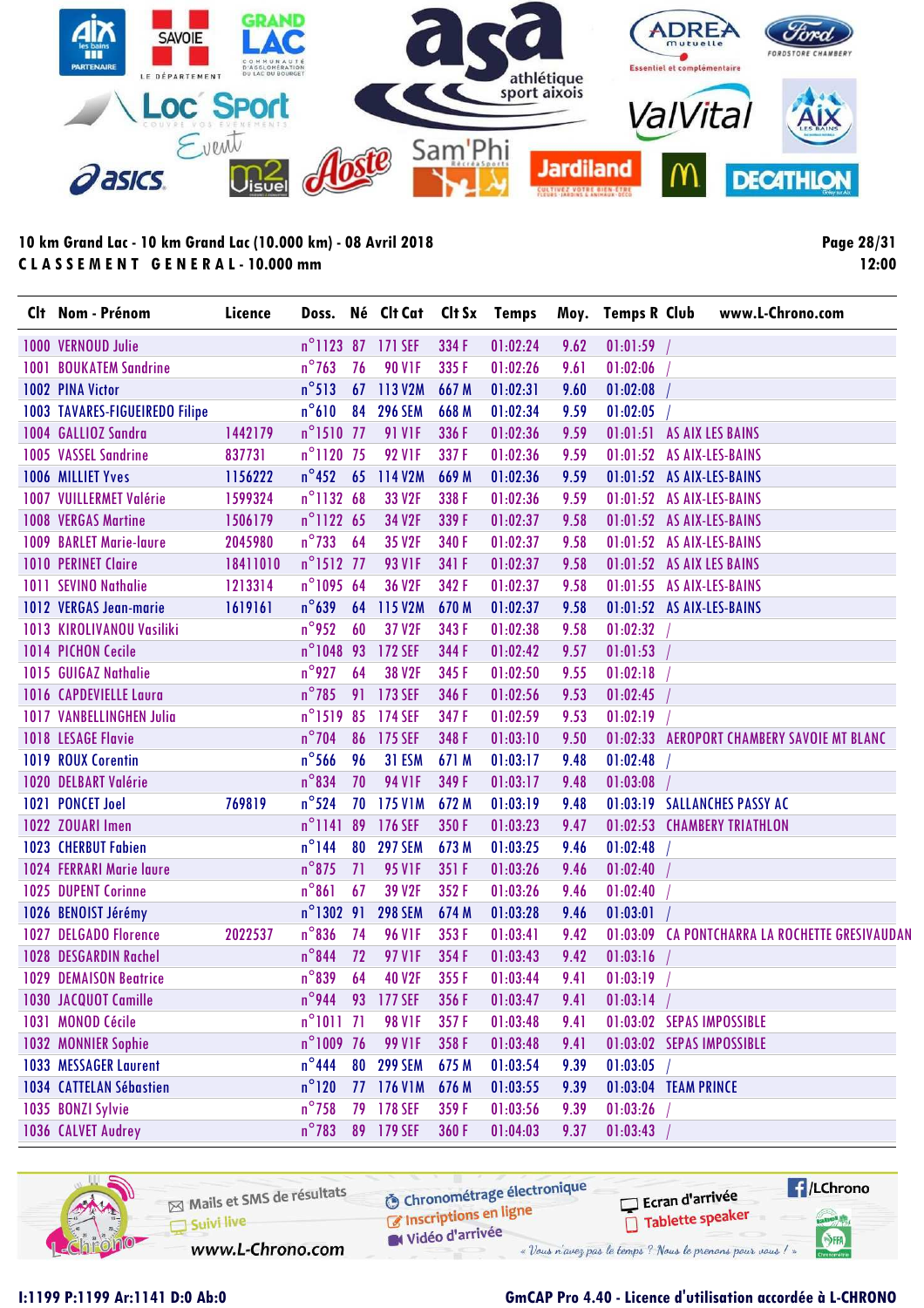10 km Grand Lac - 10 km Grand Lac (10.000 km) - 08 Avril 2018

**CLASSEMENT GENERAL - 10.000 mm**

Page 28/31
12:00

| Clt | Nom - Prénom | Licence | Doss. | Né | Clt Cat | Clt Sx | Temps | Moy. | Temps R | Club | www.L-Chrono.com |
|---|---|---|---|---|---|---|---|---|---|---|---|
| 1000 | VERNOUD Julie | | n°1123 | 87 | 171 SEF | 334 F | 01:02:24 | 9.62 | 01:01:59 | / | |
| 1001 | BOUKATEM Sandrine | | n°763 | 76 | 90 V1F | 335 F | 01:02:26 | 9.61 | 01:02:06 | / | |
| 1002 | PINA Victor | | n°513 | 67 | 113 V2M | 667 M | 01:02:31 | 9.60 | 01:02:08 | / | |
| 1003 | TAVARES-FIGUEIREDO Filipe | | n°610 | 84 | 296 SEM | 668 M | 01:02:34 | 9.59 | 01:02:05 | / | |
| 1004 | GALLIOZ Sandra | 1442179 | n°1510 | 77 | 91 V1F | 336 F | 01:02:36 | 9.59 | 01:01:51 | AS AIX LES BAINS | |
| 1005 | VASSEL Sandrine | 837731 | n°1120 | 75 | 92 V1F | 337 F | 01:02:36 | 9.59 | 01:01:52 | AS AIX-LES-BAINS | |
| 1006 | MILLIET Yves | 1156222 | n°452 | 65 | 114 V2M | 669 M | 01:02:36 | 9.59 | 01:01:52 | AS AIX-LES-BAINS | |
| 1007 | VUILLERMET Valérie | 1599324 | n°1132 | 68 | 33 V2F | 338 F | 01:02:36 | 9.59 | 01:01:52 | AS AIX-LES-BAINS | |
| 1008 | VERGAS Martine | 1506179 | n°1122 | 65 | 34 V2F | 339 F | 01:02:37 | 9.58 | 01:01:52 | AS AIX-LES-BAINS | |
| 1009 | BARLET Marie-laure | 2045980 | n°733 | 64 | 35 V2F | 340 F | 01:02:37 | 9.58 | 01:01:52 | AS AIX-LES-BAINS | |
| 1010 | PERINET Claire | 18411010 | n°1512 | 77 | 93 V1F | 341 F | 01:02:37 | 9.58 | 01:01:52 | AS AIX LES BAINS | |
| 1011 | SEVINO Nathalie | 1213314 | n°1095 | 64 | 36 V2F | 342 F | 01:02:37 | 9.58 | 01:01:55 | AS AIX-LES-BAINS | |
| 1012 | VERGAS Jean-marie | 1619161 | n°639 | 64 | 115 V2M | 670 M | 01:02:37 | 9.58 | 01:01:52 | AS AIX-LES-BAINS | |
| 1013 | KIROLIVANOU Vasiliki | | n°952 | 60 | 37 V2F | 343 F | 01:02:38 | 9.58 | 01:02:32 | / | |
| 1014 | PICHON Cecile | | n°1048 | 93 | 172 SEF | 344 F | 01:02:42 | 9.57 | 01:01:53 | / | |
| 1015 | GUIGAZ Nathalie | | n°927 | 64 | 38 V2F | 345 F | 01:02:50 | 9.55 | 01:02:18 | / | |
| 1016 | CAPDEVIELLE Laura | | n°785 | 91 | 173 SEF | 346 F | 01:02:56 | 9.53 | 01:02:45 | / | |
| 1017 | VANBELLINGHEN Julia | | n°1519 | 85 | 174 SEF | 347 F | 01:02:59 | 9.53 | 01:02:19 | / | |
| 1018 | LESAGE Flavie | | n°704 | 86 | 175 SEF | 348 F | 01:03:10 | 9.50 | 01:02:33 | AEROPORT CHAMBERY SAVOIE MT BLANC | |
| 1019 | ROUX Corentin | | n°566 | 96 | 31 ESM | 671 M | 01:03:17 | 9.48 | 01:02:48 | / | |
| 1020 | DELBART Valérie | | n°834 | 70 | 94 V1F | 349 F | 01:03:17 | 9.48 | 01:03:08 | / | |
| 1021 | PONCET Joel | 769819 | n°524 | 70 | 175 V1M | 672 M | 01:03:19 | 9.48 | 01:03:19 | SALLANCHES PASSY AC | |
| 1022 | ZOUARI Imen | | n°1141 | 89 | 176 SEF | 350 F | 01:03:23 | 9.47 | 01:02:53 | CHAMBERY TRIATHLON | |
| 1023 | CHERBUT Fabien | | n°144 | 80 | 297 SEM | 673 M | 01:03:25 | 9.46 | 01:02:48 | / | |
| 1024 | FERRARI Marie laure | | n°875 | 71 | 95 V1F | 351 F | 01:03:26 | 9.46 | 01:02:40 | / | |
| 1025 | DUPENT Corinne | | n°861 | 67 | 39 V2F | 352 F | 01:03:26 | 9.46 | 01:02:40 | / | |
| 1026 | BENOIST Jérémy | | n°1302 | 91 | 298 SEM | 674 M | 01:03:28 | 9.46 | 01:03:01 | / | |
| 1027 | DELGADO Florence | 2022537 | n°836 | 74 | 96 V1F | 353 F | 01:03:41 | 9.42 | 01:03:09 | CA PONTCHARRA LA ROCHETTE GRESIVAUDAN | |
| 1028 | DESGARDIN Rachel | | n°844 | 72 | 97 V1F | 354 F | 01:03:43 | 9.42 | 01:03:16 | / | |
| 1029 | DEMAISON Beatrice | | n°839 | 64 | 40 V2F | 355 F | 01:03:44 | 9.41 | 01:03:19 | / | |
| 1030 | JACQUOT Camille | | n°944 | 93 | 177 SEF | 356 F | 01:03:47 | 9.41 | 01:03:14 | / | |
| 1031 | MONOD Cécile | | n°1011 | 71 | 98 V1F | 357 F | 01:03:48 | 9.41 | 01:03:02 | SEPAS IMPOSSIBLE | |
| 1032 | MONNIER Sophie | | n°1009 | 76 | 99 V1F | 358 F | 01:03:48 | 9.41 | 01:03:02 | SEPAS IMPOSSIBLE | |
| 1033 | MESSAGER Laurent | | n°444 | 80 | 299 SEM | 675 M | 01:03:54 | 9.39 | 01:03:05 | / | |
| 1034 | CATTELAN Sébastien | | n°120 | 77 | 176 V1M | 676 M | 01:03:55 | 9.39 | 01:03:04 | TEAM PRINCE | |
| 1035 | BONZI Sylvie | | n°758 | 79 | 178 SEF | 359 F | 01:03:56 | 9.39 | 01:03:26 | / | |
| 1036 | CALVET Audrey | | n°783 | 89 | 179 SEF | 360 F | 01:04:03 | 9.37 | 01:03:43 | / | |

I:1199 P:1199 Ar:1141 D:0 Ab:0

GmCAP Pro 4.40 - Licence d'utilisation accordée à L-CHRONO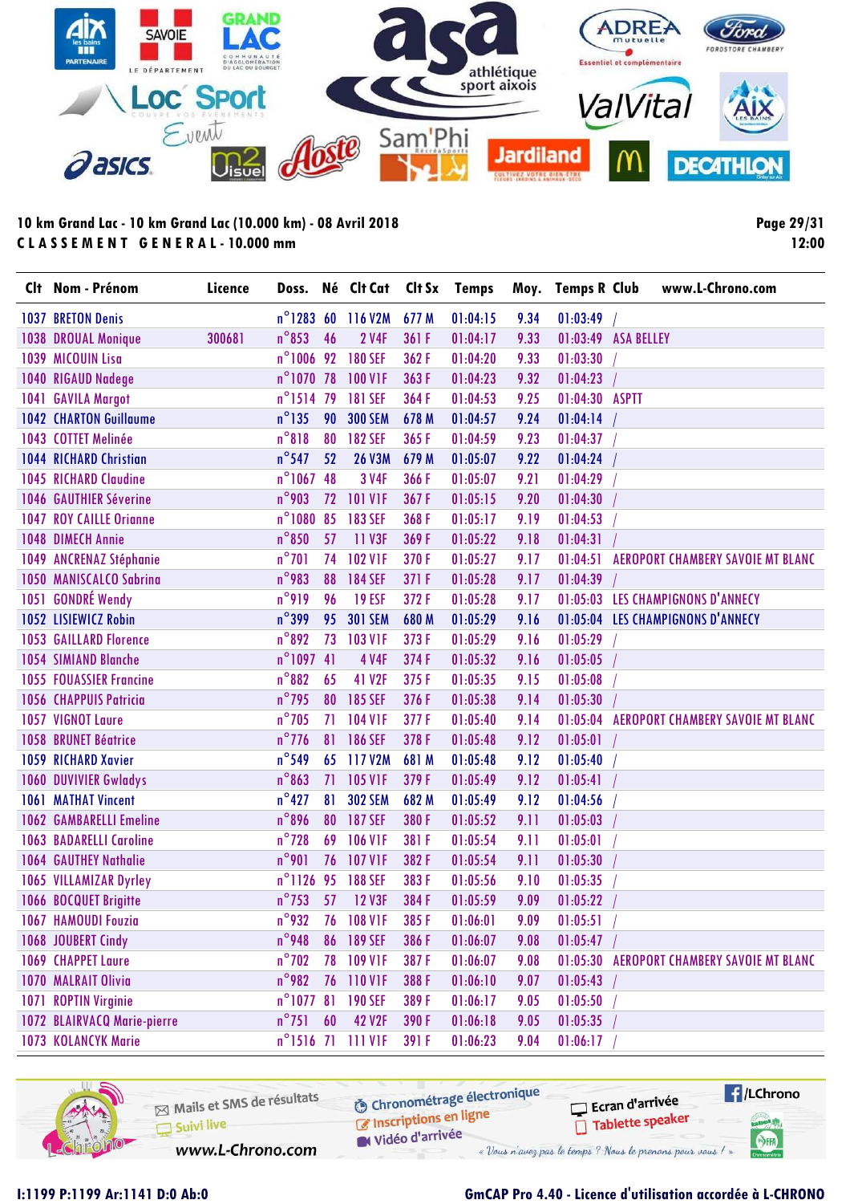10 km Grand Lac - 10 km Grand Lac (10.000 km) - 08 Avril 2018

CLASSEMENT GENERAL - 10.000 mm

12:00

| Clt | Nom - Prénom | Licence | Doss. | Né | Clt Cat | Clt Sx | Temps | Moy. | Temps R | Club |
|---|---|---|---|---|---|---|---|---|---|---|
| 1037 | BRETON Denis | | n°1283 | 60 | 116 V2M | 677 M | 01:04:15 | 9.34 | 01:03:49 | / |
| 1038 | DROUAL Monique | 300681 | n°853 | 46 | 2 V4F | 361 F | 01:04:17 | 9.33 | 01:03:49 | ASA BELLEY |
| 1039 | MICOUIN Lisa | | n°1006 | 92 | 180 SEF | 362 F | 01:04:20 | 9.33 | 01:03:30 | / |
| 1040 | RIGAUD Nadege | | n°1070 | 78 | 100 V1F | 363 F | 01:04:23 | 9.32 | 01:04:23 | / |
| 1041 | GAVILA Margot | | n°1514 | 79 | 181 SEF | 364 F | 01:04:53 | 9.25 | 01:04:30 | ASPTT |
| 1042 | CHARTON Guillaume | | n°135 | 90 | 300 SEM | 678 M | 01:04:57 | 9.24 | 01:04:14 | / |
| 1043 | COTTET Melinée | | n°818 | 80 | 182 SEF | 365 F | 01:04:59 | 9.23 | 01:04:37 | / |
| 1044 | RICHARD Christian | | n°547 | 52 | 26 V3M | 679 M | 01:05:07 | 9.22 | 01:04:24 | / |
| 1045 | RICHARD Claudine | | n°1067 | 48 | 3 V4F | 366 F | 01:05:07 | 9.21 | 01:04:29 | / |
| 1046 | GAUTHIER Séverine | | n°903 | 72 | 101 V1F | 367 F | 01:05:15 | 9.20 | 01:04:30 | / |
| 1047 | ROY CAILLE Orianne | | n°1080 | 85 | 183 SEF | 368 F | 01:05:17 | 9.19 | 01:04:53 | / |
| 1048 | DIMECH Annie | | n°850 | 57 | 11 V3F | 369 F | 01:05:22 | 9.18 | 01:04:31 | / |
| 1049 | ANCRENAZ Stéphanie | | n°701 | 74 | 102 V1F | 370 F | 01:05:27 | 9.17 | 01:04:51 | AEROPORT CHAMBERY SAVOIE MT BLANC |
| 1050 | MANISCALCO Sabrina | | n°983 | 88 | 184 SEF | 371 F | 01:05:28 | 9.17 | 01:04:39 | / |
| 1051 | GONDRÉ Wendy | | n°919 | 96 | 19 ESF | 372 F | 01:05:28 | 9.17 | 01:05:03 | LES CHAMPIGNONS D'ANNECY |
| 1052 | LISIEWICZ Robin | | n°399 | 95 | 301 SEM | 680 M | 01:05:29 | 9.16 | 01:05:04 | LES CHAMPIGNONS D'ANNECY |
| 1053 | GAILLARD Florence | | n°892 | 73 | 103 V1F | 373 F | 01:05:29 | 9.16 | 01:05:29 | / |
| 1054 | SIMIAND Blanche | | n°1097 | 41 | 4 V4F | 374 F | 01:05:32 | 9.16 | 01:05:05 | / |
| 1055 | FOUASSIER Francine | | n°882 | 65 | 41 V2F | 375 F | 01:05:35 | 9.15 | 01:05:08 | / |
| 1056 | CHAPPUIS Patricia | | n°795 | 80 | 185 SEF | 376 F | 01:05:38 | 9.14 | 01:05:30 | / |
| 1057 | VIGNOT Laure | | n°705 | 71 | 104 V1F | 377 F | 01:05:40 | 9.14 | 01:05:04 | AEROPORT CHAMBERY SAVOIE MT BLANC |
| 1058 | BRUNET Béatrice | | n°776 | 81 | 186 SEF | 378 F | 01:05:48 | 9.12 | 01:05:01 | / |
| 1059 | RICHARD Xavier | | n°549 | 65 | 117 V2M | 681 M | 01:05:48 | 9.12 | 01:05:40 | / |
| 1060 | DUVIVIER Gwladys | | n°863 | 71 | 105 V1F | 379 F | 01:05:49 | 9.12 | 01:05:41 | / |
| 1061 | MATHAT Vincent | | n°427 | 81 | 302 SEM | 682 M | 01:05:49 | 9.12 | 01:04:56 | / |
| 1062 | GAMBARELLI Emeline | | n°896 | 80 | 187 SEF | 380 F | 01:05:52 | 9.11 | 01:05:03 | / |
| 1063 | BADARELLI Caroline | | n°728 | 69 | 106 V1F | 381 F | 01:05:54 | 9.11 | 01:05:01 | / |
| 1064 | GAUTHEY Nathalie | | n°901 | 76 | 107 V1F | 382 F | 01:05:54 | 9.11 | 01:05:30 | / |
| 1065 | VILLAMIZAR Dyrley | | n°1126 | 95 | 188 SEF | 383 F | 01:05:56 | 9.10 | 01:05:35 | / |
| 1066 | BOCQUET Brigitte | | n°753 | 57 | 12 V3F | 384 F | 01:05:59 | 9.09 | 01:05:22 | / |
| 1067 | HAMOUDI Fouzia | | n°932 | 76 | 108 V1F | 385 F | 01:06:01 | 9.09 | 01:05:51 | / |
| 1068 | JOUBERT Cindy | | n°948 | 86 | 189 SEF | 386 F | 01:06:07 | 9.08 | 01:05:47 | / |
| 1069 | CHAPPET Laure | | n°702 | 78 | 109 V1F | 387 F | 01:06:07 | 9.08 | 01:05:30 | AEROPORT CHAMBERY SAVOIE MT BLANC |
| 1070 | MALRAIT Olivia | | n°982 | 76 | 110 V1F | 388 F | 01:06:10 | 9.07 | 01:05:43 | / |
| 1071 | ROPTIN Virginie | | n°1077 | 81 | 190 SEF | 389 F | 01:06:17 | 9.05 | 01:05:50 | / |
| 1072 | BLAIRVACQ Marie-pierre | | n°751 | 60 | 42 V2F | 390 F | 01:06:18 | 9.05 | 01:05:35 | / |
| 1073 | KOLANCYK Marie | | n°1516 | 71 | 111 V1F | 391 F | 01:06:23 | 9.04 | 01:06:17 | / |

I:1199 P:1199 Ar:1141 D:0 Ab:0

GmCAP Pro 4.40 - Licence d'utilisation accordée à L-CHRONO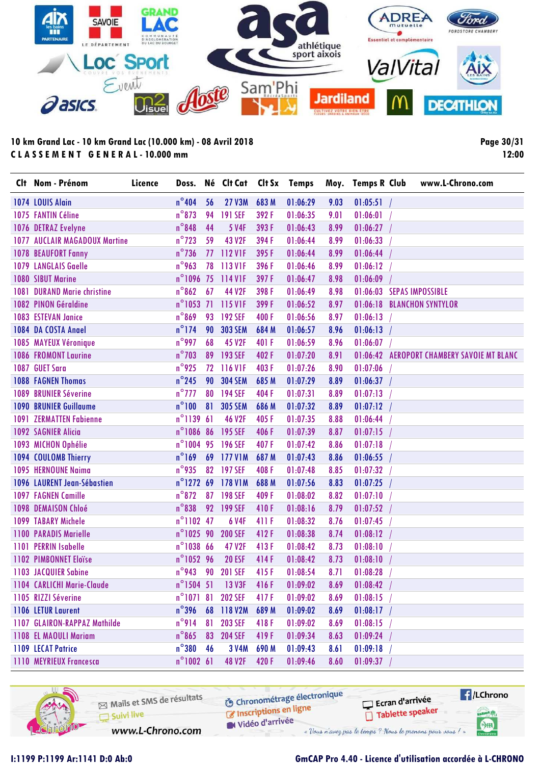**10 km Grand Lac - 10 km Grand Lac (10.000 km) - 08 Avril 2018**

**C L A S S E M E N T   G E N E R A L - 10.000 mm**

| Clt | Nom - Prénom | Licence | Doss. | Né | Clt Cat | Clt Sx | Temps | Moy. | Temps R | Club | www.L-Chrono.com |
|---|---|---|---|---|---|---|---|---|---|---|---|
| 1074 | LOUIS Alain | | n°404 | 56 | 27 V3M | 683 M | 01:06:29 | 9.03 | 01:05:51 | / | |
| 1075 | FANTIN Céline | | n°873 | 94 | 191 SEF | 392 F | 01:06:35 | 9.01 | 01:06:01 | / | |
| 1076 | DETRAZ Evelyne | | n°848 | 44 | 5 V4F | 393 F | 01:06:43 | 8.99 | 01:06:27 | / | |
| 1077 | AUCLAIR MAGADOUX Martine | | n°723 | 59 | 43 V2F | 394 F | 01:06:44 | 8.99 | 01:06:33 | / | |
| 1078 | BEAUFORT Fanny | | n°736 | 77 | 112 V1F | 395 F | 01:06:44 | 8.99 | 01:06:44 | / | |
| 1079 | LANGLAIS Gaelle | | n°963 | 78 | 113 V1F | 396 F | 01:06:46 | 8.99 | 01:06:12 | / | |
| 1080 | SIBUT Marine | | n°1096 | 75 | 114 V1F | 397 F | 01:06:47 | 8.98 | 01:06:09 | / | |
| 1081 | DURAND Marie christine | | n°862 | 67 | 44 V2F | 398 F | 01:06:49 | 8.98 | 01:06:03 | SEPAS IMPOSSIBLE | |
| 1082 | PINON Géraldine | | n°1053 | 71 | 115 V1F | 399 F | 01:06:52 | 8.97 | 01:06:18 | BLANCHON SYNTYLOR | |
| 1083 | ESTEVAN Janice | | n°869 | 93 | 192 SEF | 400 F | 01:06:56 | 8.97 | 01:06:13 | / | |
| 1084 | DA COSTA Anael | | n°174 | 90 | 303 SEM | 684 M | 01:06:57 | 8.96 | 01:06:13 | / | |
| 1085 | MAYEUX Véronique | | n°997 | 68 | 45 V2F | 401 F | 01:06:59 | 8.96 | 01:06:07 | / | |
| 1086 | FROMONT Laurine | | n°703 | 89 | 193 SEF | 402 F | 01:07:20 | 8.91 | 01:06:42 | AEROPORT CHAMBERY SAVOIE MT BLANC | |
| 1087 | GUET Sara | | n°925 | 72 | 116 V1F | 403 F | 01:07:26 | 8.90 | 01:07:06 | / | |
| 1088 | FAGNEN Thomas | | n°245 | 90 | 304 SEM | 685 M | 01:07:29 | 8.89 | 01:06:37 | / | |
| 1089 | BRUNIER Séverine | | n°777 | 80 | 194 SEF | 404 F | 01:07:31 | 8.89 | 01:07:13 | / | |
| 1090 | BRUNIER Guillaume | | n°100 | 81 | 305 SEM | 686 M | 01:07:32 | 8.89 | 01:07:12 | / | |
| 1091 | ZERMATTEN Fabienne | | n°1139 | 61 | 46 V2F | 405 F | 01:07:35 | 8.88 | 01:06:44 | / | |
| 1092 | SAGNIER Alicia | | n°1086 | 86 | 195 SEF | 406 F | 01:07:39 | 8.87 | 01:07:15 | / | |
| 1093 | MICHON Ophélie | | n°1004 | 95 | 196 SEF | 407 F | 01:07:42 | 8.86 | 01:07:18 | / | |
| 1094 | COULOMB Thierry | | n°169 | 69 | 177 V1M | 687 M | 01:07:43 | 8.86 | 01:06:55 | / | |
| 1095 | HERNOUNE Naima | | n°935 | 82 | 197 SEF | 408 F | 01:07:48 | 8.85 | 01:07:32 | / | |
| 1096 | LAURENT Jean-Sébastien | | n°1272 | 69 | 178 V1M | 688 M | 01:07:56 | 8.83 | 01:07:25 | / | |
| 1097 | FAGNEN Camille | | n°872 | 87 | 198 SEF | 409 F | 01:08:02 | 8.82 | 01:07:10 | / | |
| 1098 | DEMAISON Chloé | | n°838 | 92 | 199 SEF | 410 F | 01:08:16 | 8.79 | 01:07:52 | / | |
| 1099 | TABARY Michele | | n°1102 | 47 | 6 V4F | 411 F | 01:08:32 | 8.76 | 01:07:45 | / | |
| 1100 | PARADIS Marielle | | n°1025 | 90 | 200 SEF | 412 F | 01:08:38 | 8.74 | 01:08:12 | / | |
| 1101 | PERRIN Isabelle | | n°1038 | 66 | 47 V2F | 413 F | 01:08:42 | 8.73 | 01:08:10 | / | |
| 1102 | PIMBONNET Eloïse | | n°1052 | 96 | 20 ESF | 414 F | 01:08:42 | 8.73 | 01:08:10 | / | |
| 1103 | JACQUIER Sabine | | n°943 | 90 | 201 SEF | 415 F | 01:08:54 | 8.71 | 01:08:28 | / | |
| 1104 | CARLICHI Marie-Claude | | n°1504 | 51 | 13 V3F | 416 F | 01:09:02 | 8.69 | 01:08:42 | / | |
| 1105 | RIZZI Séverine | | n°1071 | 81 | 202 SEF | 417 F | 01:09:02 | 8.69 | 01:08:15 | / | |
| 1106 | LETUR Laurent | | n°396 | 68 | 118 V2M | 689 M | 01:09:02 | 8.69 | 01:08:17 | / | |
| 1107 | GLAIRON-RAPPAZ Mathilde | | n°914 | 81 | 203 SEF | 418 F | 01:09:02 | 8.69 | 01:08:15 | / | |
| 1108 | EL MAOULI Mariam | | n°865 | 83 | 204 SEF | 419 F | 01:09:34 | 8.63 | 01:09:24 | / | |
| 1109 | LECAT Patrice | | n°380 | 46 | 3 V4M | 690 M | 01:09:43 | 8.61 | 01:09:18 | / | |
| 1110 | MEYRIEUX Francesca | | n°1002 | 61 | 48 V2F | 420 F | 01:09:46 | 8.60 | 01:09:37 | / | |

Mails et SMS de résultats · Suivi live · www.L-Chrono.com · Chronométrage électronique · Inscriptions en ligne · Vidéo d'arrivée · Ecran d'arrivée · Tablette speaker · /LChrono

« Vous n'avez pas le temps ? Nous le prenons pour vous ! »

I:1199 P:1199 Ar:1141 D:0 Ab:0

GmCAP Pro 4.40 - Licence d'utilisation accordée à L-CHRONO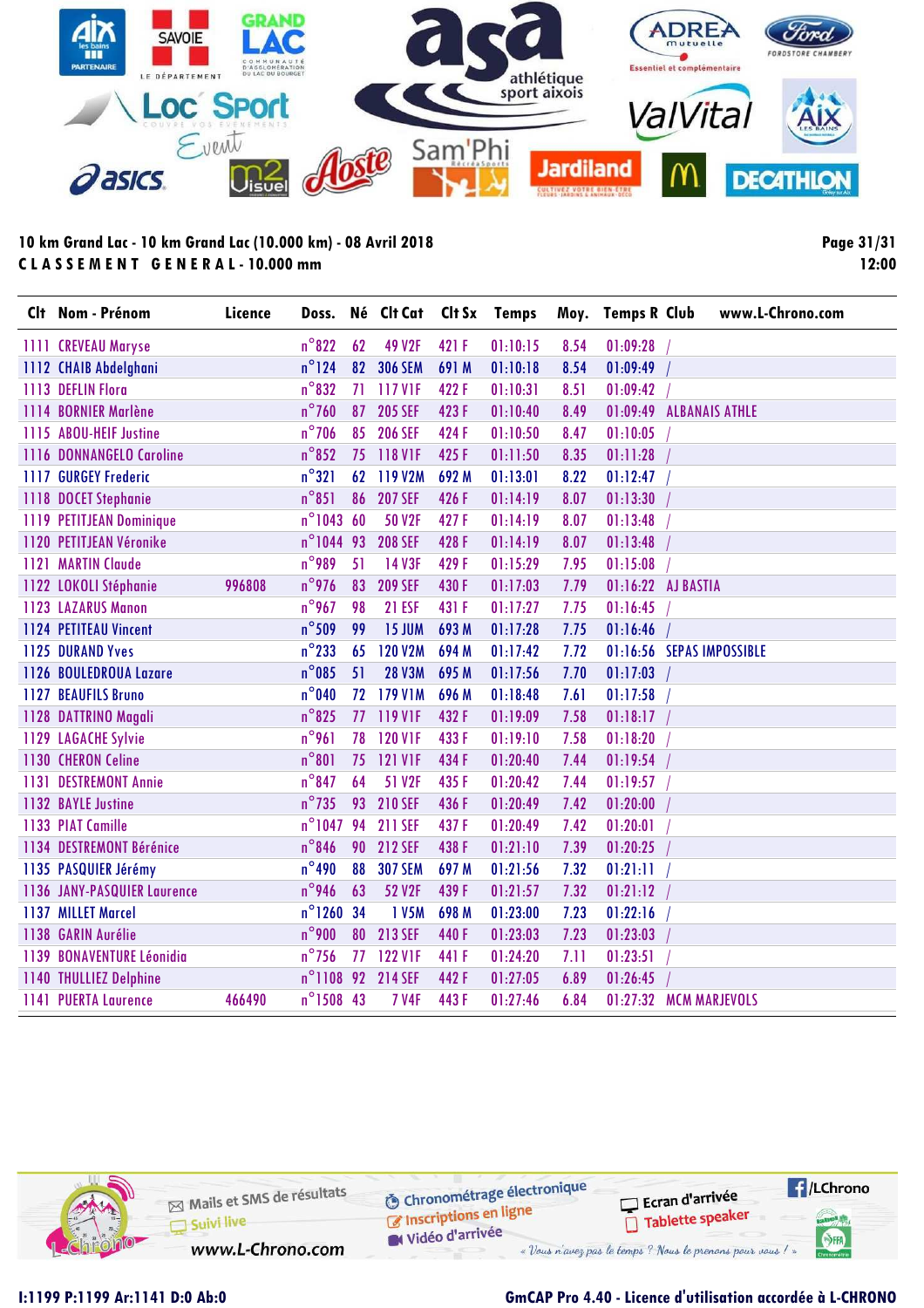10 km Grand Lac - 10 km Grand Lac (10.000 km) - 08 Avril 2018

**CLASSEMENT GENERAL - 10.000 mm**

12:00

| Clt | Nom - Prénom | Licence | Doss. | Né | Clt Cat | Clt Sx | Temps | Moy. | Temps R | Club | www.L-Chrono.com |
|---|---|---|---|---|---|---|---|---|---|---|---|
| 1111 | CREVEAU Maryse | | n°822 | 62 | 49 V2F | 421 F | 01:10:15 | 8.54 | 01:09:28 | / | |
| 1112 | CHAIB Abdelghani | | n°124 | 82 | 306 SEM | 691 M | 01:10:18 | 8.54 | 01:09:49 | / | |
| 1113 | DEFLIN Flora | | n°832 | 71 | 117 V1F | 422 F | 01:10:31 | 8.51 | 01:09:42 | / | |
| 1114 | BORNIER Marlène | | n°760 | 87 | 205 SEF | 423 F | 01:10:40 | 8.49 | 01:09:49 | ALBANAIS ATHLE | |
| 1115 | ABOU-HEIF Justine | | n°706 | 85 | 206 SEF | 424 F | 01:10:50 | 8.47 | 01:10:05 | / | |
| 1116 | DONNANGELO Caroline | | n°852 | 75 | 118 V1F | 425 F | 01:11:50 | 8.35 | 01:11:28 | / | |
| 1117 | GURGEY Frederic | | n°321 | 62 | 119 V2M | 692 M | 01:13:01 | 8.22 | 01:12:47 | / | |
| 1118 | DOCET Stephanie | | n°851 | 86 | 207 SEF | 426 F | 01:14:19 | 8.07 | 01:13:30 | / | |
| 1119 | PETITJEAN Dominique | | n°1043 | 60 | 50 V2F | 427 F | 01:14:19 | 8.07 | 01:13:48 | / | |
| 1120 | PETITJEAN Véronike | | n°1044 | 93 | 208 SEF | 428 F | 01:14:19 | 8.07 | 01:13:48 | / | |
| 1121 | MARTIN Claude | | n°989 | 51 | 14 V3F | 429 F | 01:15:29 | 7.95 | 01:15:08 | / | |
| 1122 | LOKOLI Stéphanie | 996808 | n°976 | 83 | 209 SEF | 430 F | 01:17:03 | 7.79 | 01:16:22 | AJ BASTIA | |
| 1123 | LAZARUS Manon | | n°967 | 98 | 21 ESF | 431 F | 01:17:27 | 7.75 | 01:16:45 | / | |
| 1124 | PETITEAU Vincent | | n°509 | 99 | 15 JUM | 693 M | 01:17:28 | 7.75 | 01:16:46 | / | |
| 1125 | DURAND Yves | | n°233 | 65 | 120 V2M | 694 M | 01:17:42 | 7.72 | 01:16:56 | SEPAS IMPOSSIBLE | |
| 1126 | BOULEDROUA Lazare | | n°085 | 51 | 28 V3M | 695 M | 01:17:56 | 7.70 | 01:17:03 | / | |
| 1127 | BEAUFILS Bruno | | n°040 | 72 | 179 V1M | 696 M | 01:18:48 | 7.61 | 01:17:58 | / | |
| 1128 | DATTRINO Magali | | n°825 | 77 | 119 V1F | 432 F | 01:19:09 | 7.58 | 01:18:17 | / | |
| 1129 | LAGACHE Sylvie | | n°961 | 78 | 120 V1F | 433 F | 01:19:10 | 7.58 | 01:18:20 | / | |
| 1130 | CHERON Celine | | n°801 | 75 | 121 V1F | 434 F | 01:20:40 | 7.44 | 01:19:54 | / | |
| 1131 | DESTREMONT Annie | | n°847 | 64 | 51 V2F | 435 F | 01:20:42 | 7.44 | 01:19:57 | / | |
| 1132 | BAYLE Justine | | n°735 | 93 | 210 SEF | 436 F | 01:20:49 | 7.42 | 01:20:00 | / | |
| 1133 | PIAT Camille | | n°1047 | 94 | 211 SEF | 437 F | 01:20:49 | 7.42 | 01:20:01 | / | |
| 1134 | DESTREMONT Bérénice | | n°846 | 90 | 212 SEF | 438 F | 01:21:10 | 7.39 | 01:20:25 | / | |
| 1135 | PASQUIER Jérémy | | n°490 | 88 | 307 SEM | 697 M | 01:21:56 | 7.32 | 01:21:11 | / | |
| 1136 | JANY-PASQUIER Laurence | | n°946 | 63 | 52 V2F | 439 F | 01:21:57 | 7.32 | 01:21:12 | / | |
| 1137 | MILLET Marcel | | n°1260 | 34 | 1 V5M | 698 M | 01:23:00 | 7.23 | 01:22:16 | / | |
| 1138 | GARIN Aurélie | | n°900 | 80 | 213 SEF | 440 F | 01:23:03 | 7.23 | 01:23:03 | / | |
| 1139 | BONAVENTURE Léonidia | | n°756 | 77 | 122 V1F | 441 F | 01:24:20 | 7.11 | 01:23:51 | / | |
| 1140 | THULLIEZ Delphine | | n°1108 | 92 | 214 SEF | 442 F | 01:27:05 | 6.89 | 01:26:45 | / | |
| 1141 | PUERTA Laurence | 466490 | n°1508 | 43 | 7 V4F | 443 F | 01:27:46 | 6.84 | 01:27:32 | MCM MARJEVOLS | |

I:1199 P:1199 Ar:1141 D:0 Ab:0

GmCAP Pro 4.40 - Licence d'utilisation accordée à L-CHRONO